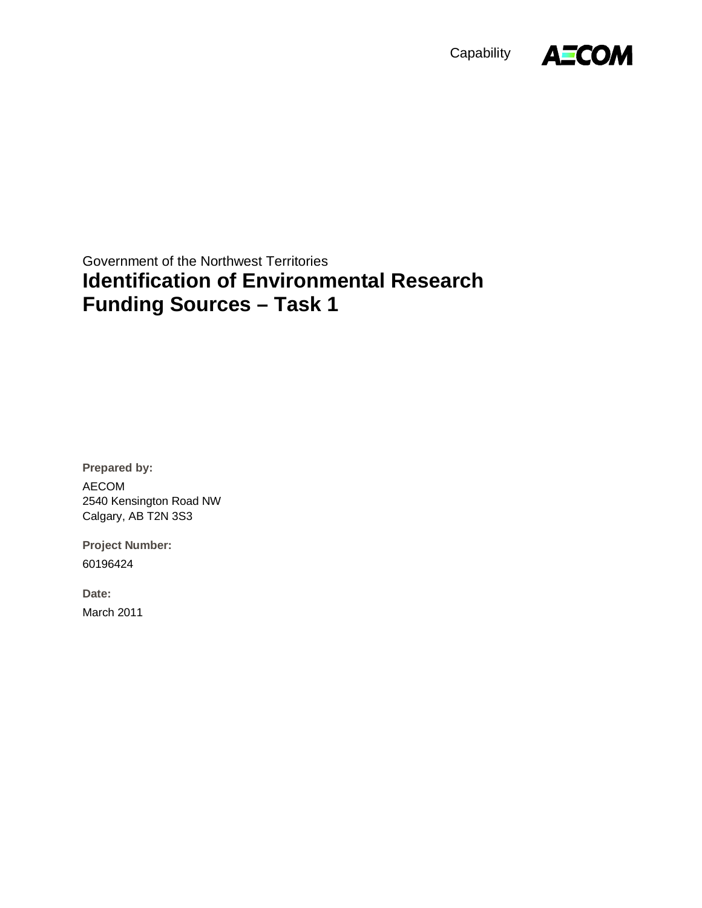Capability AECOM

Government of the Northwest Territories

# Identification of Environmental Research Funding Sources – Task 1

**Prepared by:**

AECOM
2540 Kensington Road NW
Calgary, AB T2N 3S3

**Project Number:**

60196424

**Date:**

March 2011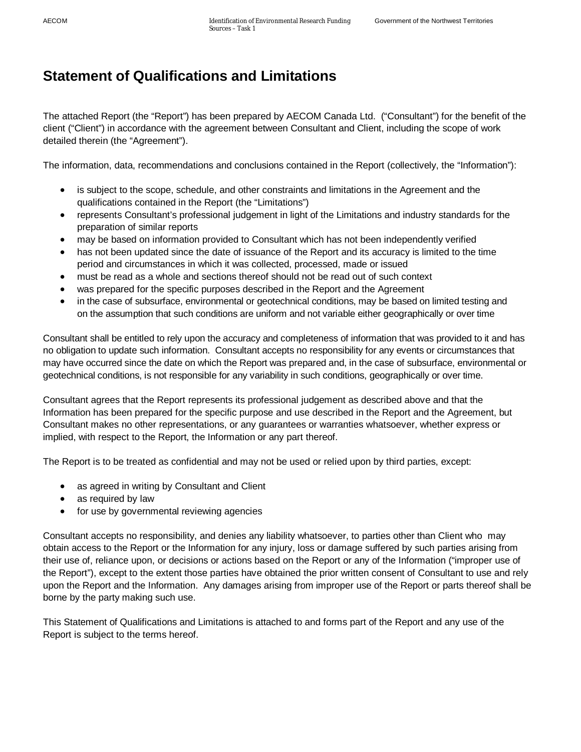# Statement of Qualifications and Limitations

The attached Report (the "Report") has been prepared by AECOM Canada Ltd. ("Consultant") for the benefit of the client ("Client") in accordance with the agreement between Consultant and Client, including the scope of work detailed therein (the "Agreement").

The information, data, recommendations and conclusions contained in the Report (collectively, the "Information"):

- is subject to the scope, schedule, and other constraints and limitations in the Agreement and the qualifications contained in the Report (the "Limitations")
- represents Consultant's professional judgement in light of the Limitations and industry standards for the preparation of similar reports
- may be based on information provided to Consultant which has not been independently verified
- has not been updated since the date of issuance of the Report and its accuracy is limited to the time period and circumstances in which it was collected, processed, made or issued
- must be read as a whole and sections thereof should not be read out of such context
- was prepared for the specific purposes described in the Report and the Agreement
- in the case of subsurface, environmental or geotechnical conditions, may be based on limited testing and on the assumption that such conditions are uniform and not variable either geographically or over time

Consultant shall be entitled to rely upon the accuracy and completeness of information that was provided to it and has no obligation to update such information. Consultant accepts no responsibility for any events or circumstances that may have occurred since the date on which the Report was prepared and, in the case of subsurface, environmental or geotechnical conditions, is not responsible for any variability in such conditions, geographically or over time.

Consultant agrees that the Report represents its professional judgement as described above and that the Information has been prepared for the specific purpose and use described in the Report and the Agreement, but Consultant makes no other representations, or any guarantees or warranties whatsoever, whether express or implied, with respect to the Report, the Information or any part thereof.

The Report is to be treated as confidential and may not be used or relied upon by third parties, except:

- as agreed in writing by Consultant and Client
- as required by law
- for use by governmental reviewing agencies

Consultant accepts no responsibility, and denies any liability whatsoever, to parties other than Client who may obtain access to the Report or the Information for any injury, loss or damage suffered by such parties arising from their use of, reliance upon, or decisions or actions based on the Report or any of the Information ("improper use of the Report"), except to the extent those parties have obtained the prior written consent of Consultant to use and rely upon the Report and the Information. Any damages arising from improper use of the Report or parts thereof shall be borne by the party making such use.

This Statement of Qualifications and Limitations is attached to and forms part of the Report and any use of the Report is subject to the terms hereof.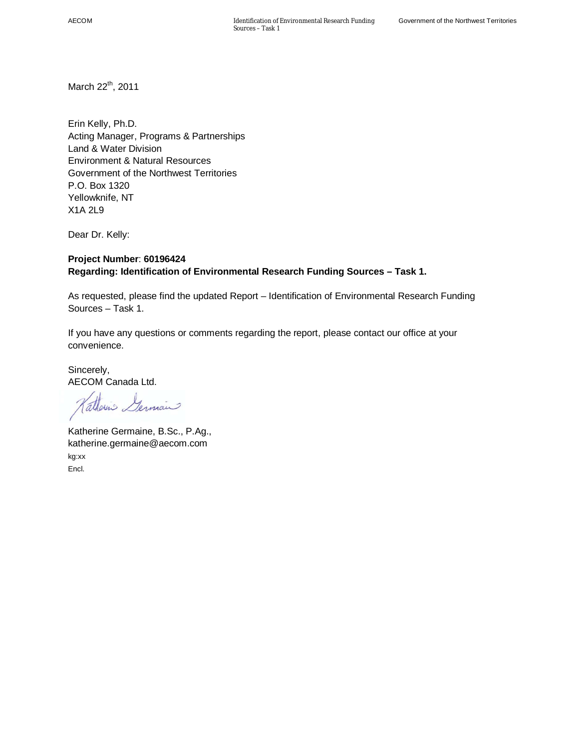March 22nd, 2011

Erin Kelly, Ph.D.
Acting Manager, Programs & Partnerships
Land & Water Division
Environment & Natural Resources
Government of the Northwest Territories
P.O. Box 1320
Yellowknife, NT
X1A 2L9

Dear Dr. Kelly:

**Project Number**: **60196424**
**Regarding: Identification of Environmental Research Funding Sources – Task 1.**

As requested, please find the updated Report – Identification of Environmental Research Funding Sources – Task 1.

If you have any questions or comments regarding the report, please contact our office at your convenience.

Sincerely,
AECOM Canada Ltd.

Katherine Germaine, B.Sc., P.Ag.,
katherine.germaine@aecom.com

kg:xx
Encl.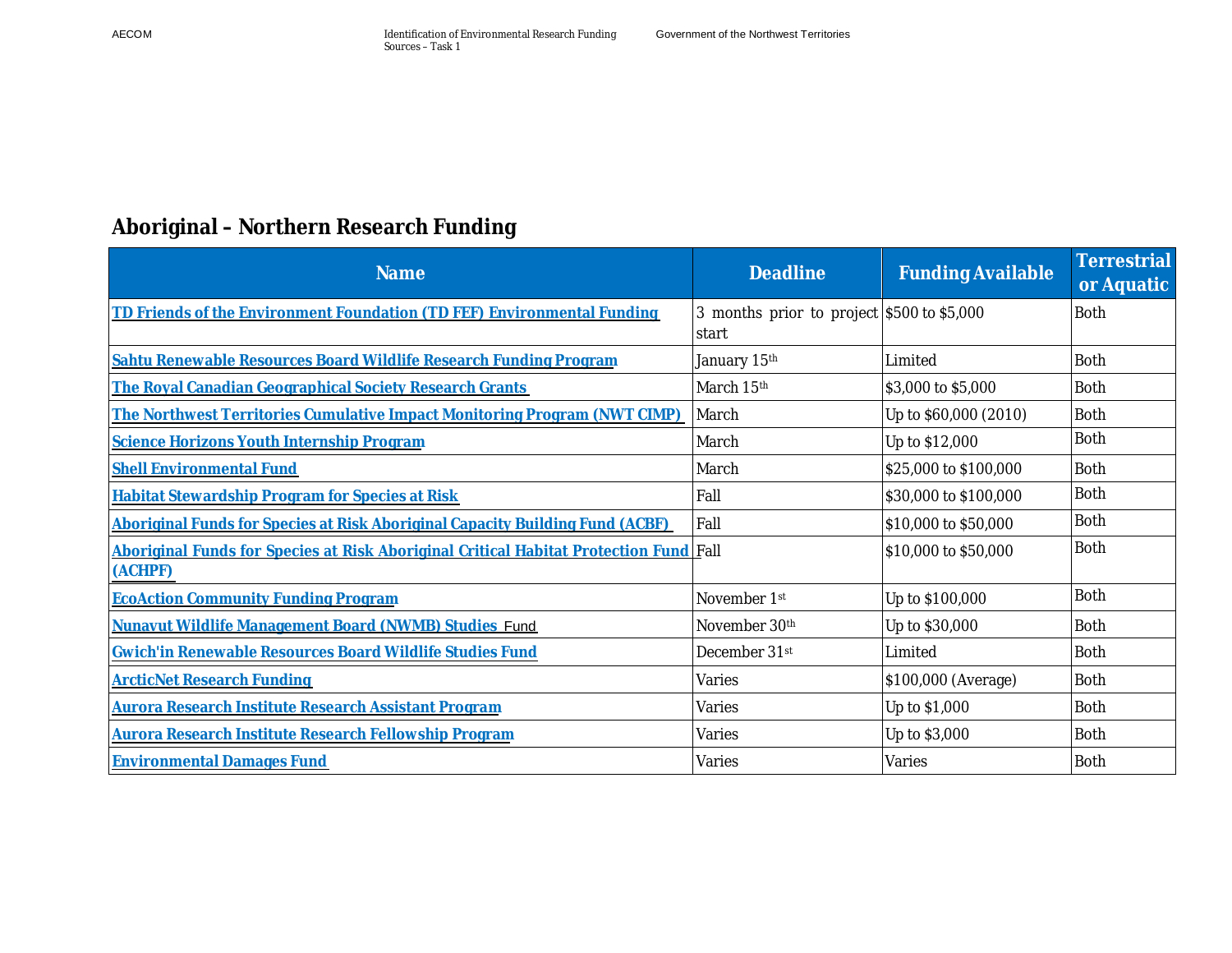## Aboriginal – Northern Research Funding

| Name | Deadline | Funding Available | Terrestrial or Aquatic |
|---|---|---|---|
| TD Friends of the Environment Foundation (TD FEF) Environmental Funding | 3 months prior to project start | $500 to $5,000 | Both |
| Sahtu Renewable Resources Board Wildlife Research Funding Program | January 15th | Limited | Both |
| The Royal Canadian Geographical Society Research Grants | March 15th | $3,000 to $5,000 | Both |
| The Northwest Territories Cumulative Impact Monitoring Program (NWT CIMP) | March | Up to $60,000 (2010) | Both |
| Science Horizons Youth Internship Program | March | Up to $12,000 | Both |
| Shell Environmental Fund | March | $25,000 to $100,000 | Both |
| Habitat Stewardship Program for Species at Risk | Fall | $30,000 to $100,000 | Both |
| Aboriginal Funds for Species at Risk Aboriginal Capacity Building Fund (ACBF) | Fall | $10,000 to $50,000 | Both |
| Aboriginal Funds for Species at Risk Aboriginal Critical Habitat Protection Fund (ACHPF) | Fall | $10,000 to $50,000 | Both |
| EcoAction Community Funding Program | November 1st | Up to $100,000 | Both |
| Nunavut Wildlife Management Board (NWMB) Studies Fund | November 30th | Up to $30,000 | Both |
| Gwich'in Renewable Resources Board Wildlife Studies Fund | December 31st | Limited | Both |
| ArcticNet Research Funding | Varies | $100,000 (Average) | Both |
| Aurora Research Institute Research Assistant Program | Varies | Up to $1,000 | Both |
| Aurora Research Institute Research Fellowship Program | Varies | Up to $3,000 | Both |
| Environmental Damages Fund | Varies | Varies | Both |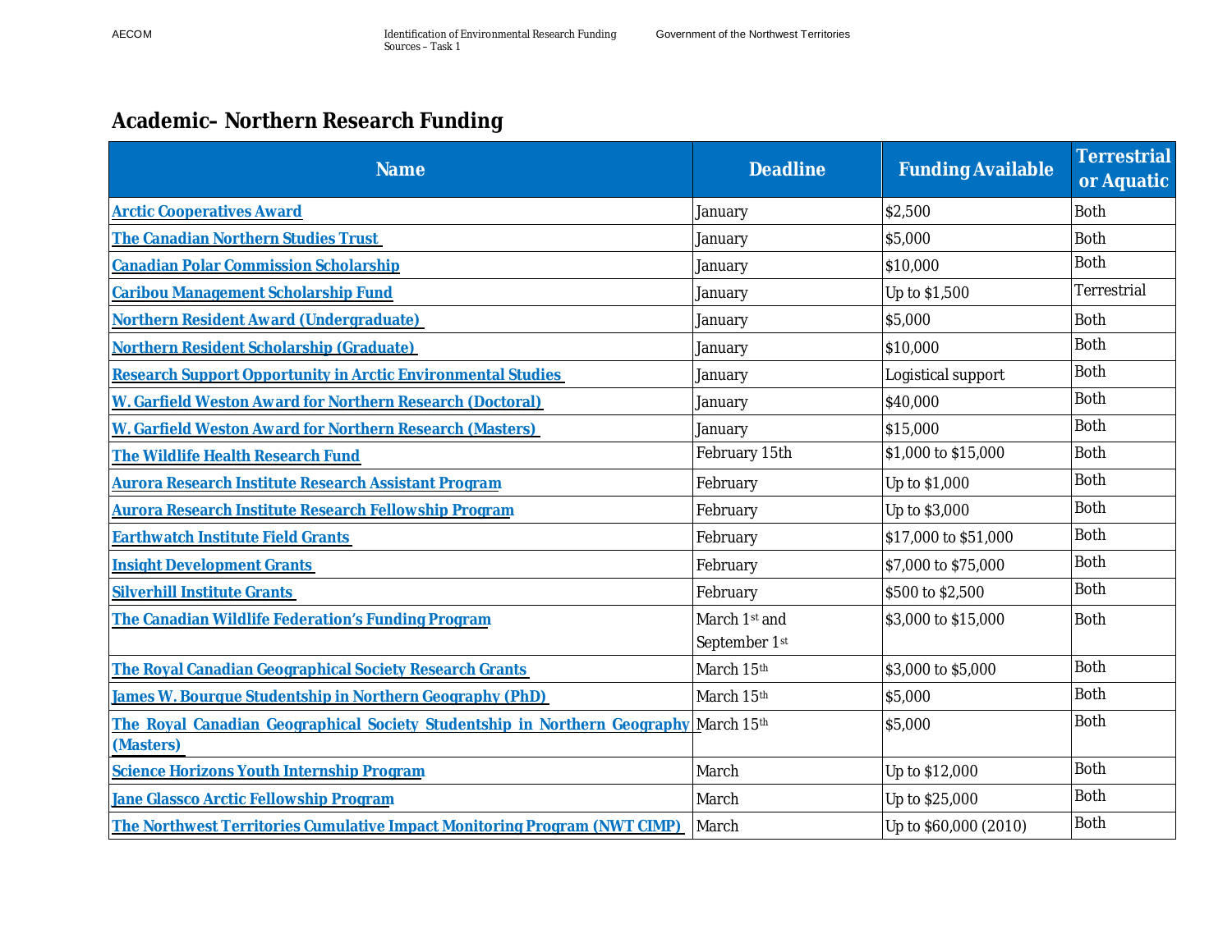## Academic– Northern Research Funding

| Name | Deadline | Funding Available | Terrestrial or Aquatic |
|---|---|---|---|
| Arctic Cooperatives Award | January | $2,500 | Both |
| The Canadian Northern Studies Trust | January | $5,000 | Both |
| Canadian Polar Commission Scholarship | January | $10,000 | Both |
| Caribou Management Scholarship Fund | January | Up to $1,500 | Terrestrial |
| Northern Resident Award (Undergraduate) | January | $5,000 | Both |
| Northern Resident Scholarship (Graduate) | January | $10,000 | Both |
| Research Support Opportunity in Arctic Environmental Studies | January | Logistical support | Both |
| W. Garfield Weston Award for Northern Research (Doctoral) | January | $40,000 | Both |
| W. Garfield Weston Award for Northern Research (Masters) | January | $15,000 | Both |
| The Wildlife Health Research Fund | February 15th | $1,000 to $15,000 | Both |
| Aurora Research Institute Research Assistant Program | February | Up to $1,000 | Both |
| Aurora Research Institute Research Fellowship Program | February | Up to $3,000 | Both |
| Earthwatch Institute Field Grants | February | $17,000 to $51,000 | Both |
| Insight Development Grants | February | $7,000 to $75,000 | Both |
| Silverhill Institute Grants | February | $500 to $2,500 | Both |
| The Canadian Wildlife Federation's Funding Program | March 1st and September 1st | $3,000 to $15,000 | Both |
| The Royal Canadian Geographical Society Research Grants | March 15th | $3,000 to $5,000 | Both |
| James W. Bourque Studentship in Northern Geography (PhD) | March 15th | $5,000 | Both |
| The Royal Canadian Geographical Society Studentship in Northern Geography (Masters) | March 15th | $5,000 | Both |
| Science Horizons Youth Internship Program | March | Up to $12,000 | Both |
| Jane Glassco Arctic Fellowship Program | March | Up to $25,000 | Both |
| The Northwest Territories Cumulative Impact Monitoring Program (NWT CIMP) | March | Up to $60,000 (2010) | Both |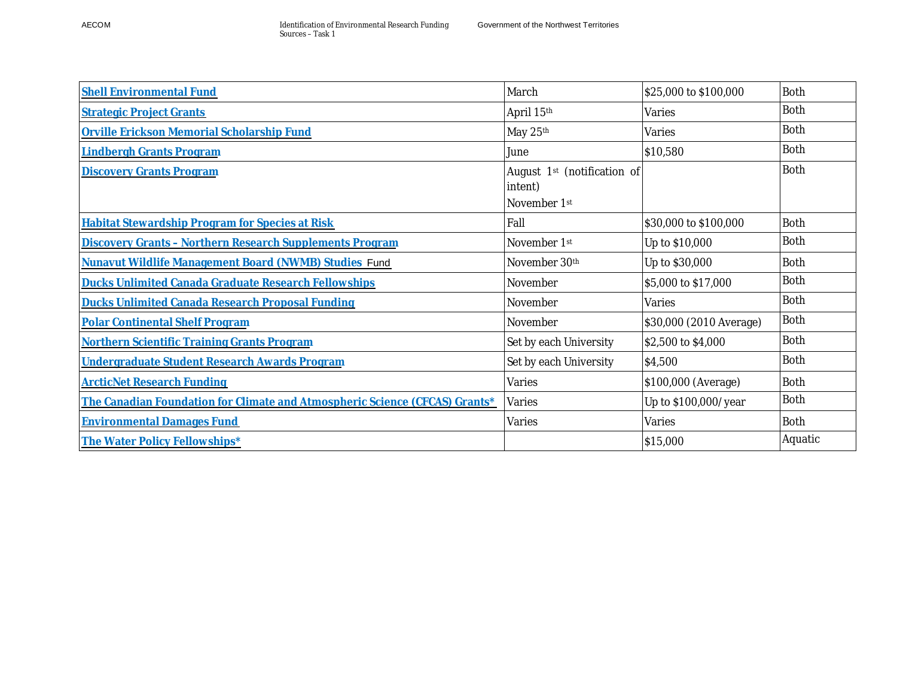| | | | |
|---|---|---|---|
| **Shell Environmental Fund** | March | $25,000 to $100,000 | Both |
| **Strategic Project Grants** | April 15th | Varies | Both |
| **Orville Erickson Memorial Scholarship Fund** | May 25th | Varies | Both |
| **Lindbergh Grants Program** | June | $10,580 | Both |
| **Discovery Grants Program** | August 1st (notification of intent)<br>November 1st | | Both |
| **Habitat Stewardship Program for Species at Risk** | Fall | $30,000 to $100,000 | Both |
| **Discovery Grants – Northern Research Supplements Program** | November 1st | Up to $10,000 | Both |
| **Nunavut Wildlife Management Board (NWMB) Studies** Fund | November 30th | Up to $30,000 | Both |
| **Ducks Unlimited Canada Graduate Research Fellowships** | November | $5,000 to $17,000 | Both |
| **Ducks Unlimited Canada Research Proposal Funding** | November | Varies | Both |
| **Polar Continental Shelf Program** | November | $30,000 (2010 Average) | Both |
| **Northern Scientific Training Grants Program** | Set by each University | $2,500 to $4,000 | Both |
| **Undergraduate Student Research Awards Program** | Set by each University | $4,500 | Both |
| **ArcticNet Research Funding** | Varies | $100,000 (Average) | Both |
| **The Canadian Foundation for Climate and Atmospheric Science (CFCAS) Grants*** | Varies | Up to $100,000/ year | Both |
| **Environmental Damages Fund** | Varies | Varies | Both |
| **The Water Policy Fellowships*** | | $15,000 | Aquatic |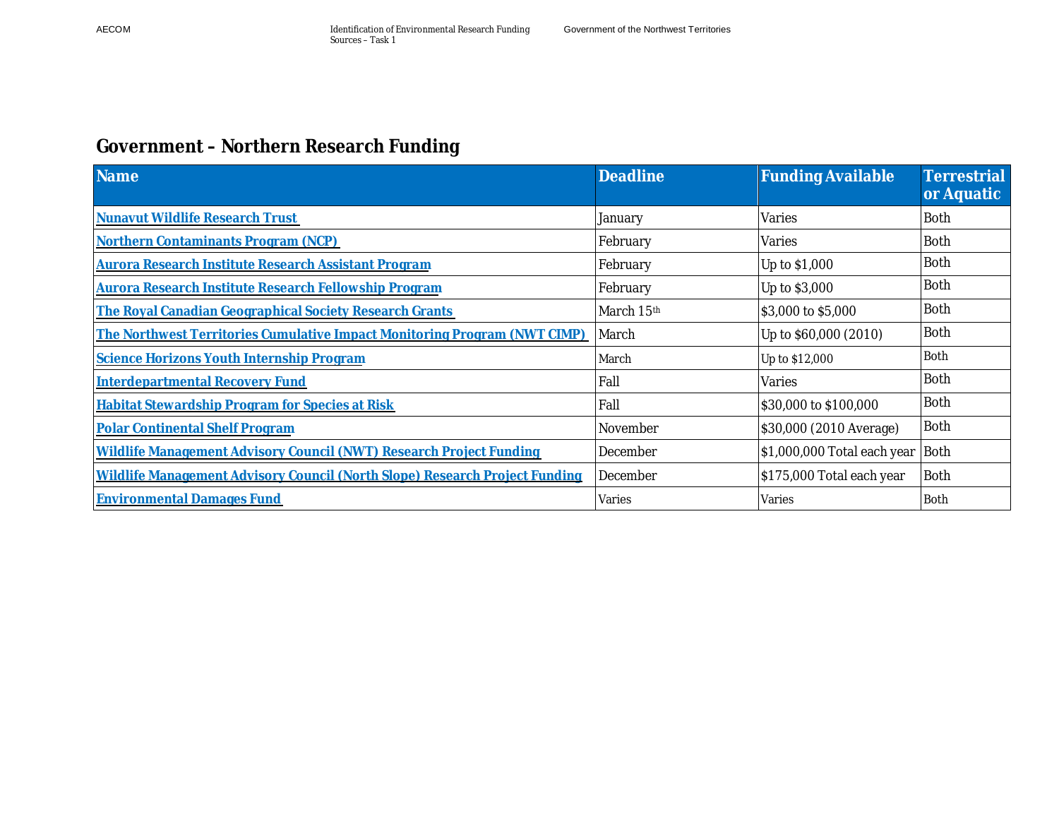## Government – Northern Research Funding

| Name | Deadline | Funding Available | Terrestrial or Aquatic |
|---|---|---|---|
| Nunavut Wildlife Research Trust | January | Varies | Both |
| Northern Contaminants Program (NCP) | February | Varies | Both |
| Aurora Research Institute Research Assistant Program | February | Up to $1,000 | Both |
| Aurora Research Institute Research Fellowship Program | February | Up to $3,000 | Both |
| The Royal Canadian Geographical Society Research Grants | March 15th | $3,000 to $5,000 | Both |
| The Northwest Territories Cumulative Impact Monitoring Program (NWT CIMP) | March | Up to $60,000 (2010) | Both |
| Science Horizons Youth Internship Program | March | Up to $12,000 | Both |
| Interdepartmental Recovery Fund | Fall | Varies | Both |
| Habitat Stewardship Program for Species at Risk | Fall | $30,000 to $100,000 | Both |
| Polar Continental Shelf Program | November | $30,000 (2010 Average) | Both |
| Wildlife Management Advisory Council (NWT) Research Project Funding | December | $1,000,000 Total each year | Both |
| Wildlife Management Advisory Council (North Slope) Research Project Funding | December | $175,000 Total each year | Both |
| Environmental Damages Fund | Varies | Varies | Both |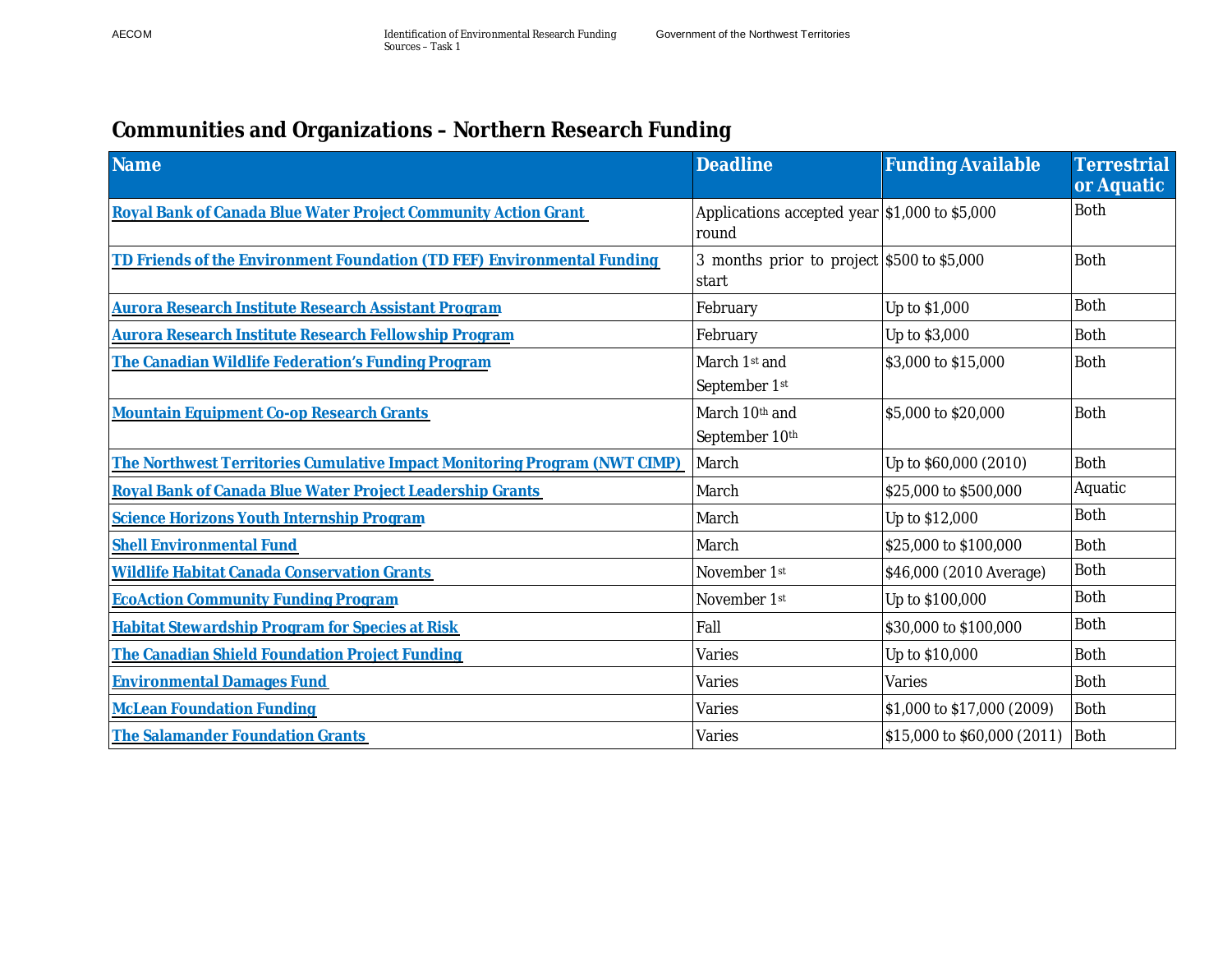## Communities and Organizations – Northern Research Funding

| Name | Deadline | Funding Available | Terrestrial or Aquatic |
|---|---|---|---|
| Royal Bank of Canada Blue Water Project Community Action Grant | Applications accepted year round | $1,000 to $5,000 | Both |
| TD Friends of the Environment Foundation (TD FEF) Environmental Funding | 3 months prior to project start | $500 to $5,000 | Both |
| Aurora Research Institute Research Assistant Program | February | Up to $1,000 | Both |
| Aurora Research Institute Research Fellowship Program | February | Up to $3,000 | Both |
| The Canadian Wildlife Federation's Funding Program | March 1st and September 1st | $3,000 to $15,000 | Both |
| Mountain Equipment Co-op Research Grants | March 10th and September 10th | $5,000 to $20,000 | Both |
| The Northwest Territories Cumulative Impact Monitoring Program (NWT CIMP) | March | Up to $60,000 (2010) | Both |
| Royal Bank of Canada Blue Water Project Leadership Grants | March | $25,000 to $500,000 | Aquatic |
| Science Horizons Youth Internship Program | March | Up to $12,000 | Both |
| Shell Environmental Fund | March | $25,000 to $100,000 | Both |
| Wildlife Habitat Canada Conservation Grants | November 1st | $46,000 (2010 Average) | Both |
| EcoAction Community Funding Program | November 1st | Up to $100,000 | Both |
| Habitat Stewardship Program for Species at Risk | Fall | $30,000 to $100,000 | Both |
| The Canadian Shield Foundation Project Funding | Varies | Up to $10,000 | Both |
| Environmental Damages Fund | Varies | Varies | Both |
| McLean Foundation Funding | Varies | $1,000 to $17,000 (2009) | Both |
| The Salamander Foundation Grants | Varies | $15,000 to $60,000 (2011) | Both |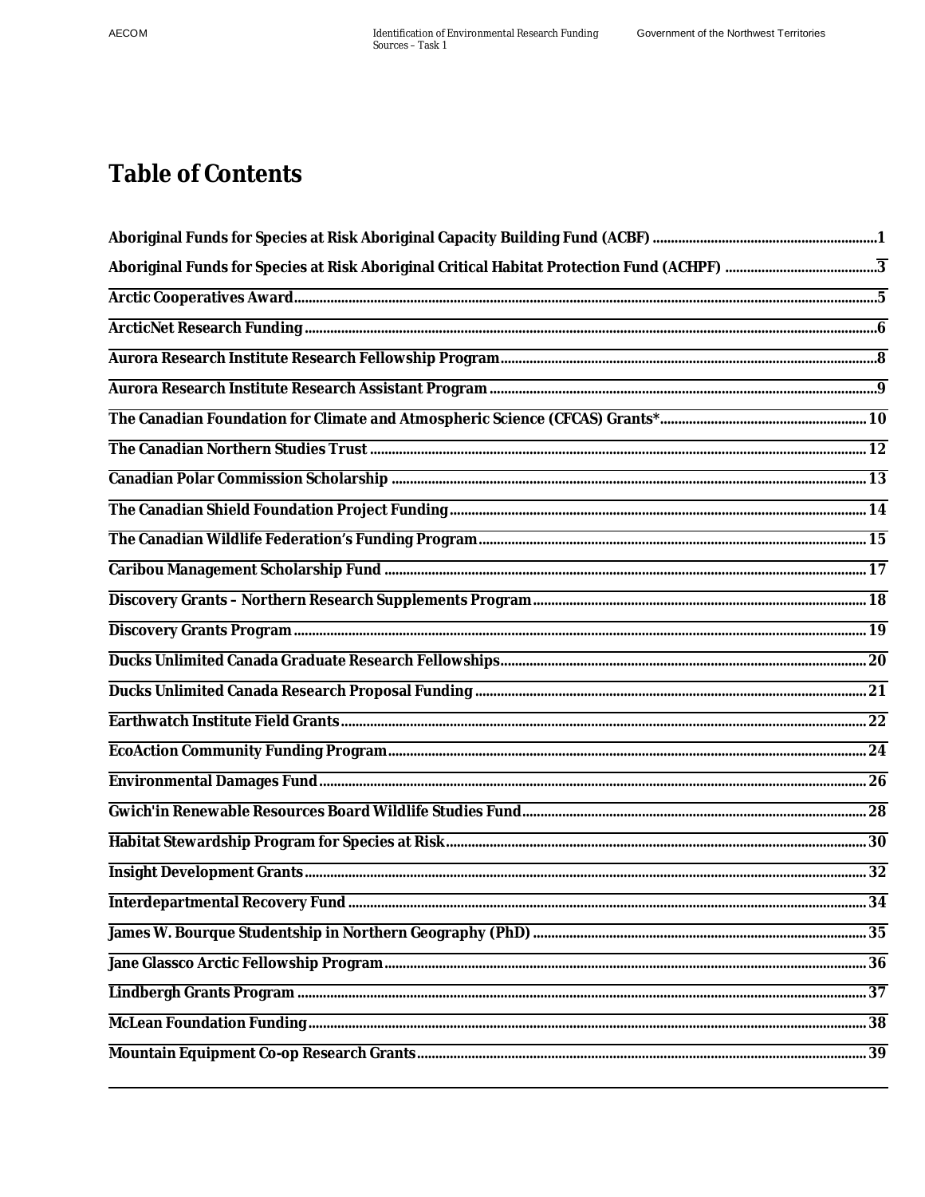# Table of Contents

Aboriginal Funds for Species at Risk Aboriginal Capacity Building Fund (ACBF) ....... 1

Aboriginal Funds for Species at Risk Aboriginal Critical Habitat Protection Fund (ACHPF) ....... 3

Arctic Cooperatives Award ....... 5

ArcticNet Research Funding ....... 6

Aurora Research Institute Research Fellowship Program ....... 8

Aurora Research Institute Research Assistant Program ....... 9

The Canadian Foundation for Climate and Atmospheric Science (CFCAS) Grants* ....... 10

The Canadian Northern Studies Trust ....... 12

Canadian Polar Commission Scholarship ....... 13

The Canadian Shield Foundation Project Funding ....... 14

The Canadian Wildlife Federation's Funding Program ....... 15

Caribou Management Scholarship Fund ....... 17

Discovery Grants – Northern Research Supplements Program ....... 18

Discovery Grants Program ....... 19

Ducks Unlimited Canada Graduate Research Fellowships ....... 20

Ducks Unlimited Canada Research Proposal Funding ....... 21

Earthwatch Institute Field Grants ....... 22

EcoAction Community Funding Program ....... 24

Environmental Damages Fund ....... 26

Gwich'in Renewable Resources Board Wildlife Studies Fund ....... 28

Habitat Stewardship Program for Species at Risk ....... 30

Insight Development Grants ....... 32

Interdepartmental Recovery Fund ....... 34

James W. Bourque Studentship in Northern Geography (PhD) ....... 35

Jane Glassco Arctic Fellowship Program ....... 36

Lindbergh Grants Program ....... 37

McLean Foundation Funding ....... 38

Mountain Equipment Co-op Research Grants ....... 39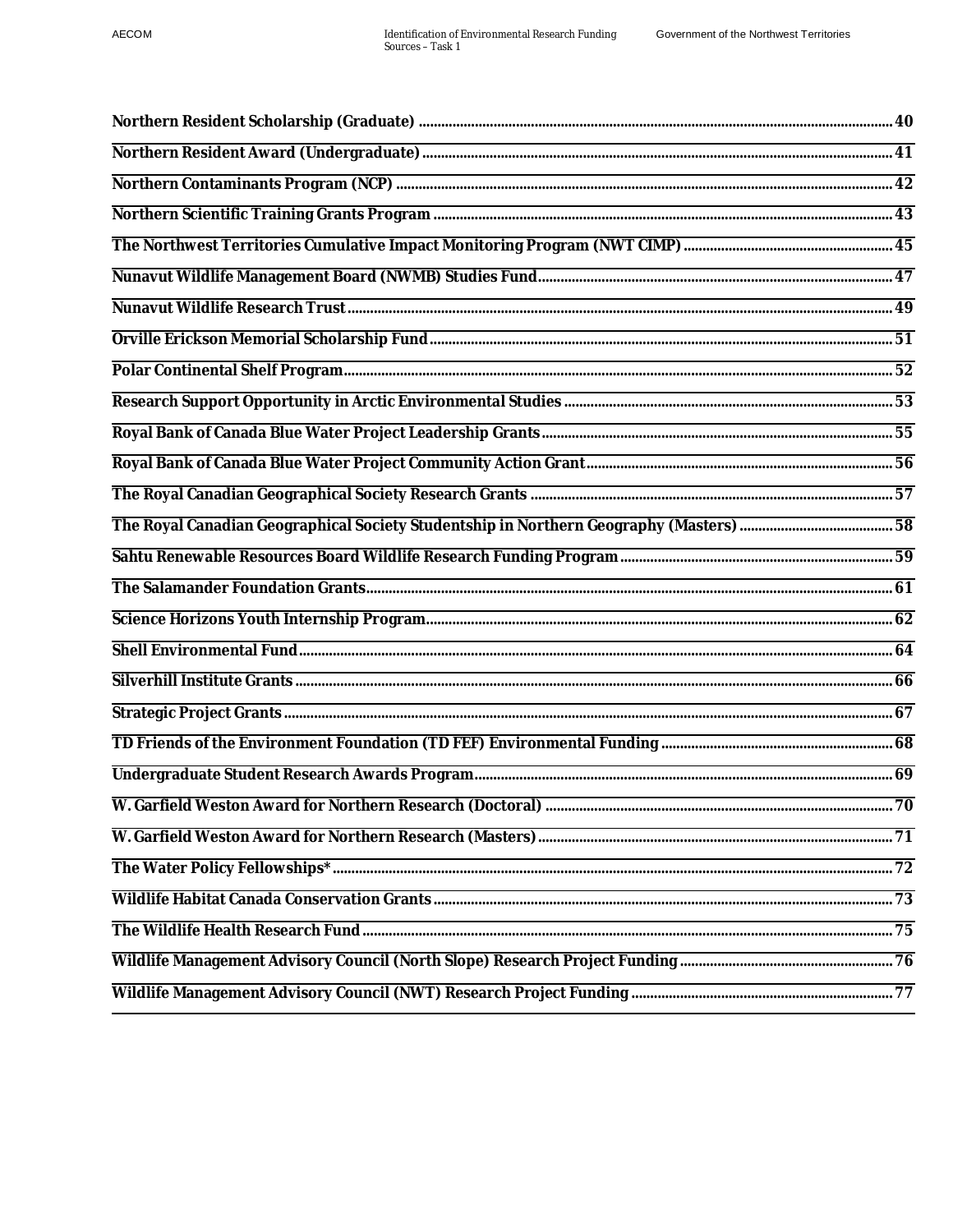**Northern Resident Scholarship (Graduate)** .......... 40

**Northern Resident Award (Undergraduate)** .......... 41

**Northern Contaminants Program (NCP)** .......... 42

**Northern Scientific Training Grants Program** .......... 43

**The Northwest Territories Cumulative Impact Monitoring Program (NWT CIMP)** .......... 45

**Nunavut Wildlife Management Board (NWMB) Studies Fund** .......... 47

**Nunavut Wildlife Research Trust** .......... 49

**Orville Erickson Memorial Scholarship Fund** .......... 51

**Polar Continental Shelf Program** .......... 52

**Research Support Opportunity in Arctic Environmental Studies** .......... 53

**Royal Bank of Canada Blue Water Project Leadership Grants** .......... 55

**Royal Bank of Canada Blue Water Project Community Action Grant** .......... 56

**The Royal Canadian Geographical Society Research Grants** .......... 57

**The Royal Canadian Geographical Society Studentship in Northern Geography (Masters)** .......... 58

**Sahtu Renewable Resources Board Wildlife Research Funding Program** .......... 59

**The Salamander Foundation Grants** .......... 61

**Science Horizons Youth Internship Program** .......... 62

**Shell Environmental Fund** .......... 64

**Silverhill Institute Grants** .......... 66

**Strategic Project Grants** .......... 67

**TD Friends of the Environment Foundation (TD FEF) Environmental Funding** .......... 68

**Undergraduate Student Research Awards Program** .......... 69

**W. Garfield Weston Award for Northern Research (Doctoral)** .......... 70

**W. Garfield Weston Award for Northern Research (Masters)** .......... 71

**The Water Policy Fellowships*** .......... 72

**Wildlife Habitat Canada Conservation Grants** .......... 73

**The Wildlife Health Research Fund** .......... 75

**Wildlife Management Advisory Council (North Slope) Research Project Funding** .......... 76

**Wildlife Management Advisory Council (NWT) Research Project Funding** .......... 77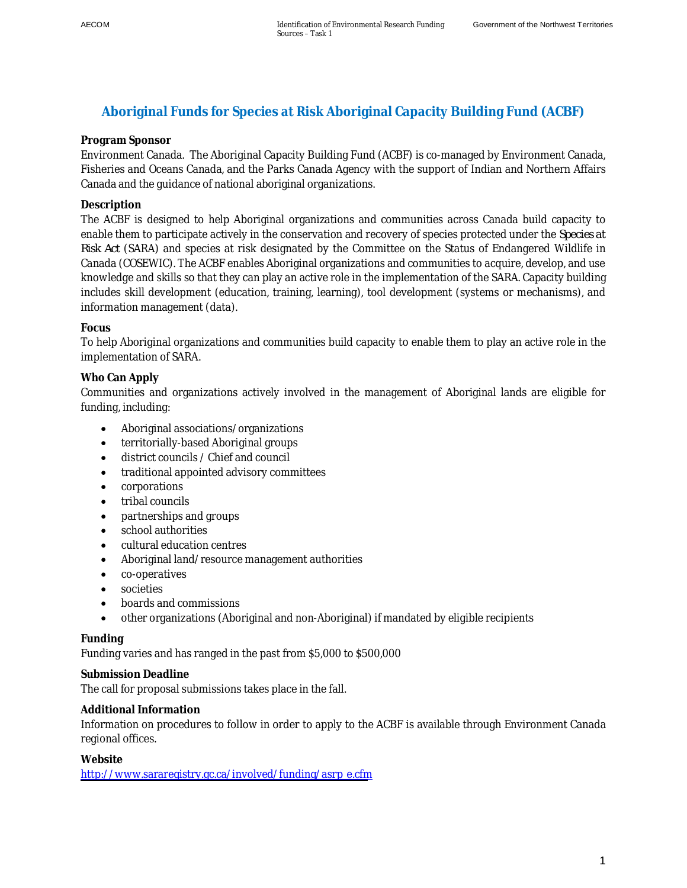## Aboriginal Funds for Species at Risk Aboriginal Capacity Building Fund (ACBF)

**Program Sponsor**

Environment Canada. The Aboriginal Capacity Building Fund (ACBF) is co-managed by Environment Canada, Fisheries and Oceans Canada, and the Parks Canada Agency with the support of Indian and Northern Affairs Canada and the guidance of national aboriginal organizations.

**Description**

The ACBF is designed to help Aboriginal organizations and communities across Canada build capacity to enable them to participate actively in the conservation and recovery of species protected under the *Species at Risk Act* (SARA) and species at risk designated by the Committee on the Status of Endangered Wildlife in Canada (COSEWIC). The ACBF enables Aboriginal organizations and communities to acquire, develop, and use knowledge and skills so that they can play an active role in the implementation of the SARA. Capacity building includes skill development (education, training, learning), tool development (systems or mechanisms), and information management (data).

**Focus**

To help Aboriginal organizations and communities build capacity to enable them to play an active role in the implementation of SARA.

**Who Can Apply**

Communities and organizations actively involved in the management of Aboriginal lands are eligible for funding, including:

- Aboriginal associations/organizations
- territorially-based Aboriginal groups
- district councils / Chief and council
- traditional appointed advisory committees
- corporations
- tribal councils
- partnerships and groups
- school authorities
- cultural education centres
- Aboriginal land/resource management authorities
- co-operatives
- societies
- boards and commissions
- other organizations (Aboriginal and non-Aboriginal) if mandated by eligible recipients

**Funding**

Funding varies and has ranged in the past from $5,000 to $500,000

**Submission Deadline**

The call for proposal submissions takes place in the fall.

**Additional Information**

Information on procedures to follow in order to apply to the ACBF is available through Environment Canada regional offices.

**Website**

http://www.sararegistry.gc.ca/involved/funding/asrp_e.cfm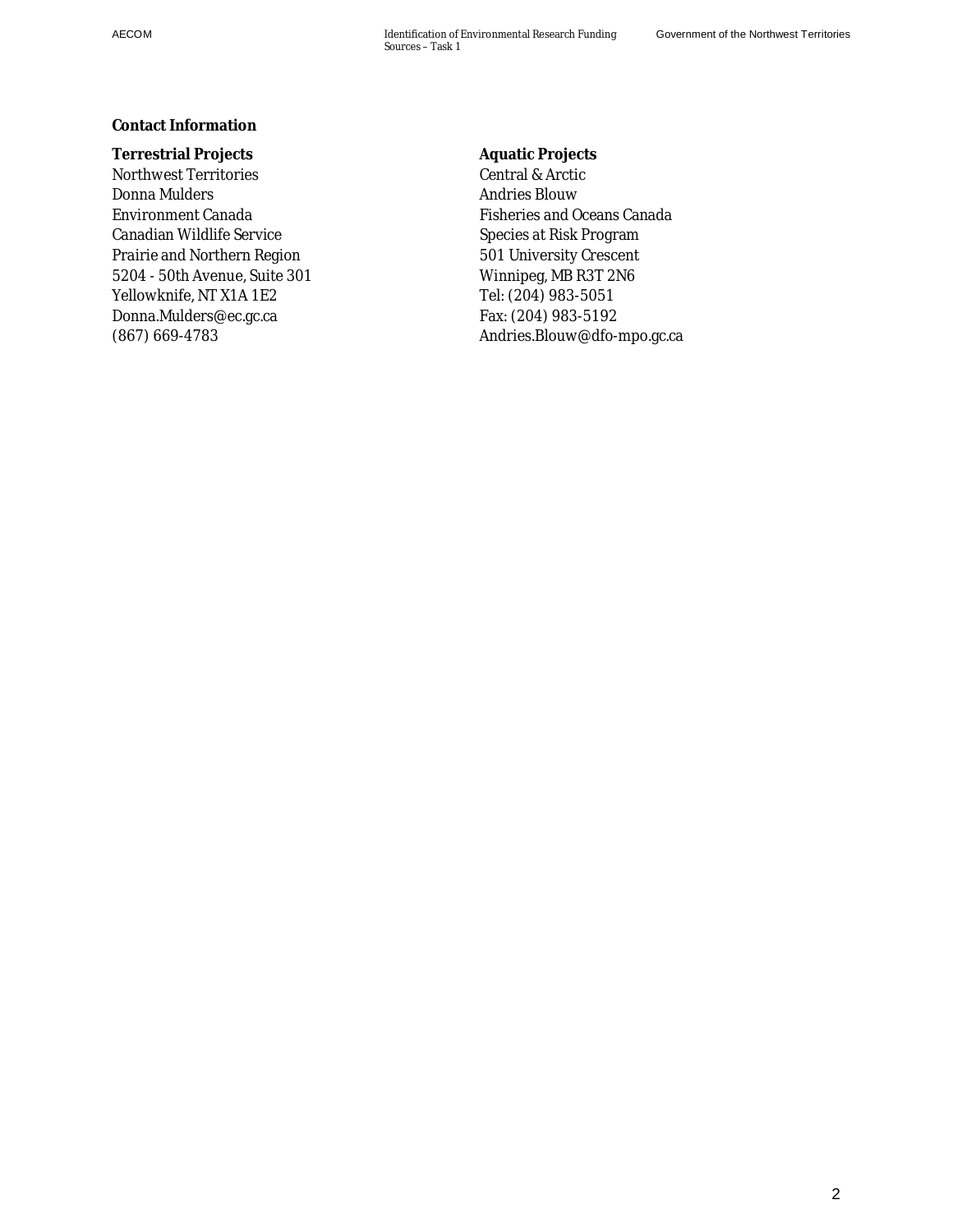**Contact Information**

**Terrestrial Projects**
Northwest Territories
Donna Mulders
Environment Canada
Canadian Wildlife Service
Prairie and Northern Region
5204 - 50th Avenue, Suite 301
Yellowknife, NT X1A 1E2
Donna.Mulders@ec.gc.ca
(867) 669-4783

**Aquatic Projects**
Central & Arctic
Andries Blouw
Fisheries and Oceans Canada
Species at Risk Program
501 University Crescent
Winnipeg, MB R3T 2N6
Tel: (204) 983-5051
Fax: (204) 983-5192
Andries.Blouw@dfo-mpo.gc.ca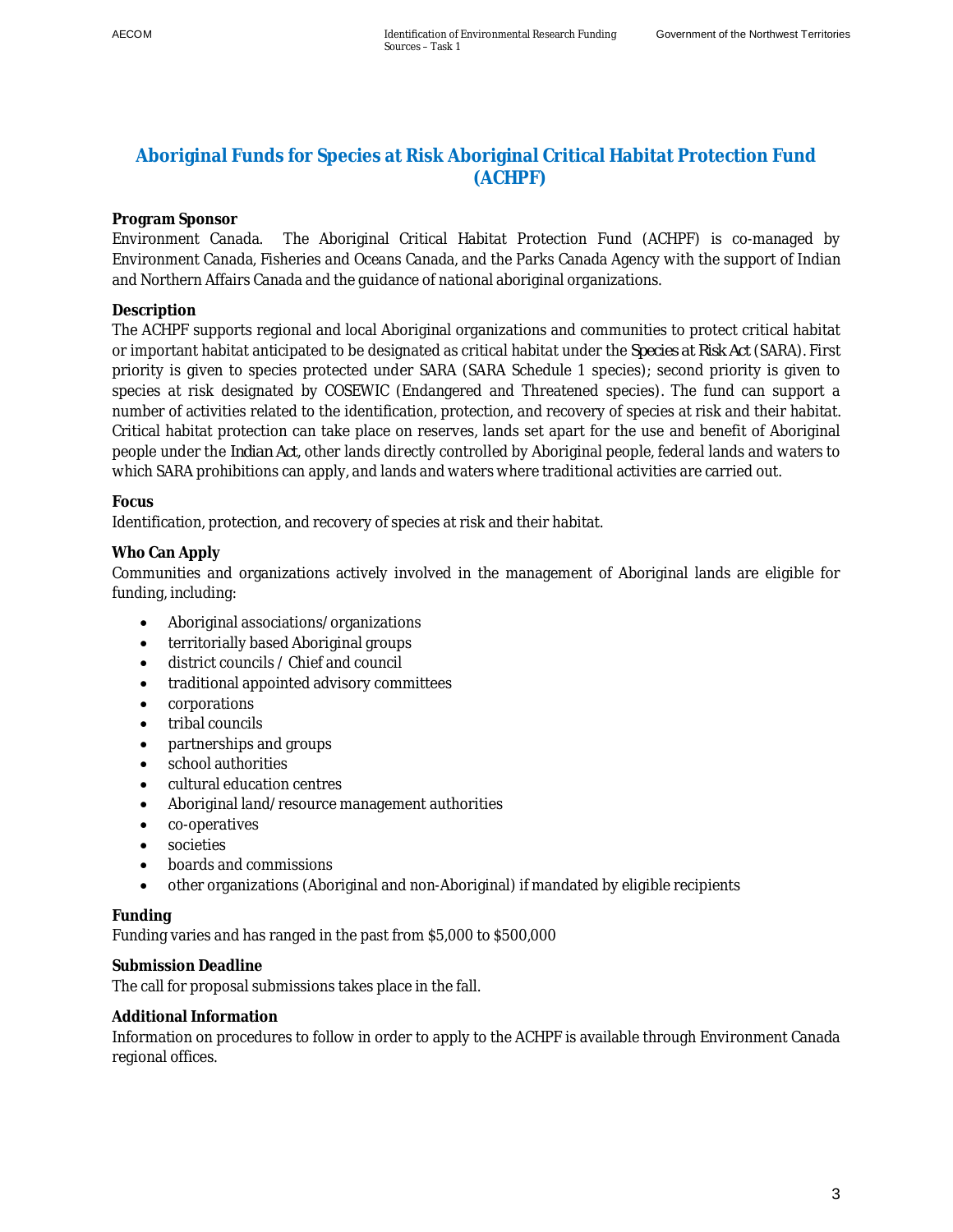## Aboriginal Funds for Species at Risk Aboriginal Critical Habitat Protection Fund (ACHPF)

**Program Sponsor**

Environment Canada. The Aboriginal Critical Habitat Protection Fund (ACHPF) is co-managed by Environment Canada, Fisheries and Oceans Canada, and the Parks Canada Agency with the support of Indian and Northern Affairs Canada and the guidance of national aboriginal organizations.

**Description**

The ACHPF supports regional and local Aboriginal organizations and communities to protect critical habitat or important habitat anticipated to be designated as critical habitat under the *Species at Risk Act* (SARA). First priority is given to species protected under SARA (SARA Schedule 1 species); second priority is given to species at risk designated by COSEWIC (Endangered and Threatened species). The fund can support a number of activities related to the identification, protection, and recovery of species at risk and their habitat. Critical habitat protection can take place on reserves, lands set apart for the use and benefit of Aboriginal people under the *Indian Act*, other lands directly controlled by Aboriginal people, federal lands and waters to which SARA prohibitions can apply, and lands and waters where traditional activities are carried out.

**Focus**

Identification, protection, and recovery of species at risk and their habitat.

**Who Can Apply**

Communities and organizations actively involved in the management of Aboriginal lands are eligible for funding, including:

- Aboriginal associations/organizations
- territorially based Aboriginal groups
- district councils / Chief and council
- traditional appointed advisory committees
- corporations
- tribal councils
- partnerships and groups
- school authorities
- cultural education centres
- Aboriginal land/resource management authorities
- co-operatives
- societies
- boards and commissions
- other organizations (Aboriginal and non-Aboriginal) if mandated by eligible recipients

**Funding**

Funding varies and has ranged in the past from $5,000 to $500,000

**Submission Deadline**

The call for proposal submissions takes place in the fall.

**Additional Information**

Information on procedures to follow in order to apply to the ACHPF is available through Environment Canada regional offices.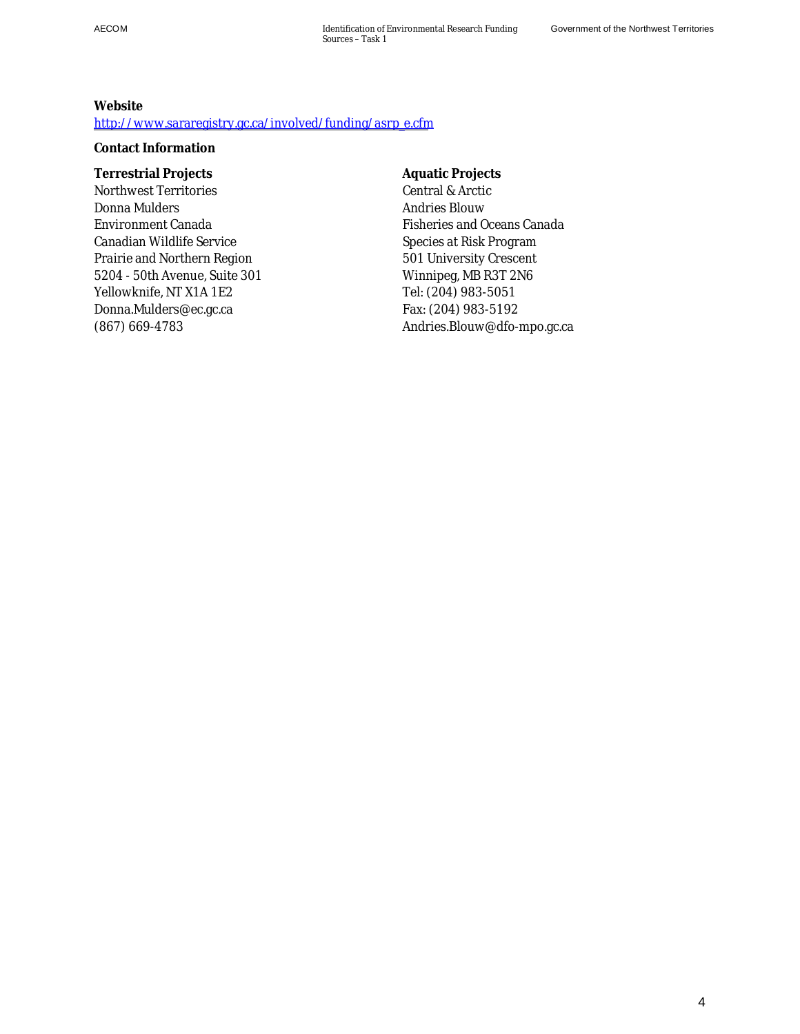**Website**

http://www.sararegistry.gc.ca/involved/funding/asrp_e.cfm

**Contact Information**

**Terrestrial Projects**
Northwest Territories
Donna Mulders
Environment Canada
Canadian Wildlife Service
Prairie and Northern Region
5204 - 50th Avenue, Suite 301
Yellowknife, NT X1A 1E2
Donna.Mulders@ec.gc.ca
(867) 669-4783

**Aquatic Projects**
Central & Arctic
Andries Blouw
Fisheries and Oceans Canada
Species at Risk Program
501 University Crescent
Winnipeg, MB R3T 2N6
Tel: (204) 983-5051
Fax: (204) 983-5192
Andries.Blouw@dfo-mpo.gc.ca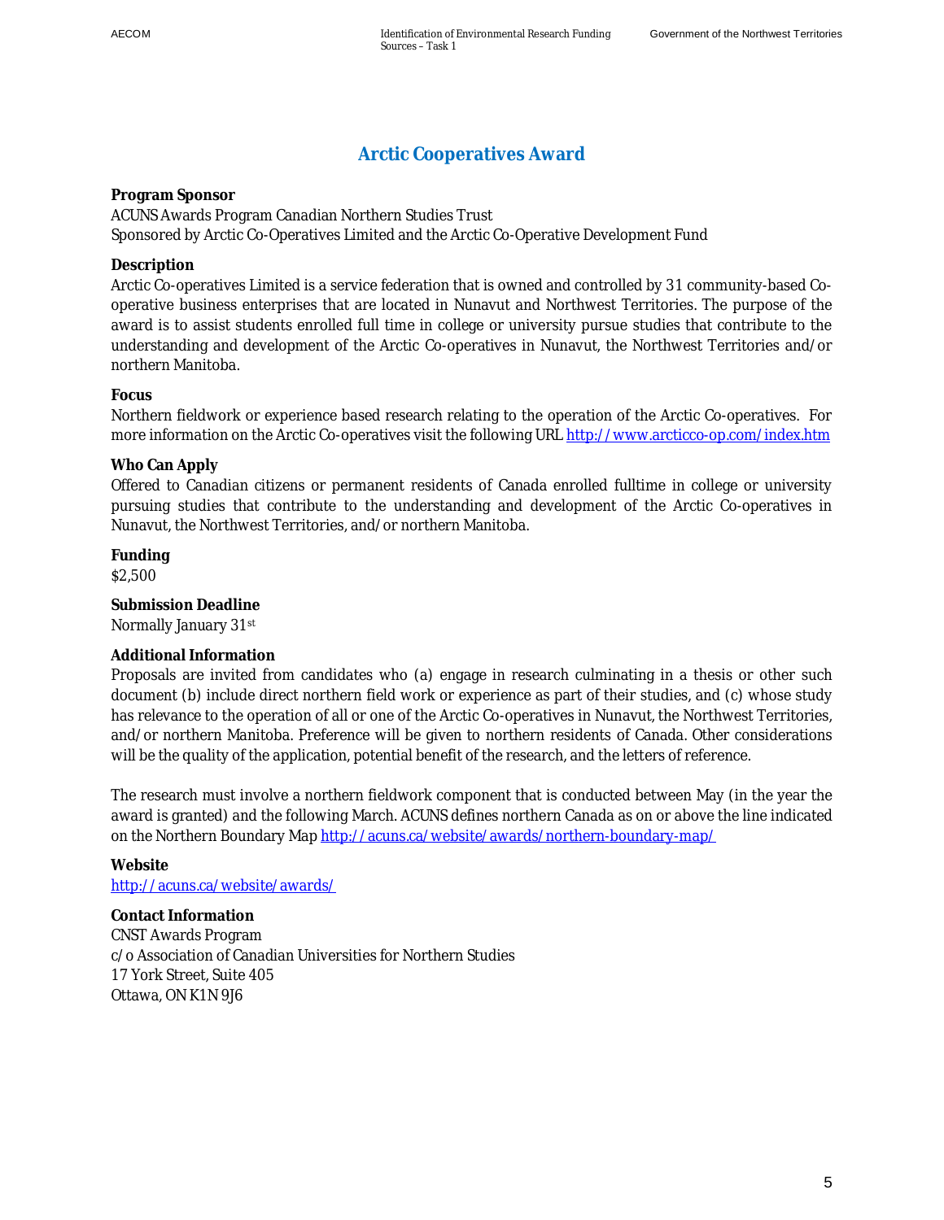## Arctic Cooperatives Award

**Program Sponsor**

ACUNS Awards Program Canadian Northern Studies Trust
Sponsored by Arctic Co-Operatives Limited and the Arctic Co-Operative Development Fund

**Description**

Arctic Co-operatives Limited is a service federation that is owned and controlled by 31 community-based Co-operative business enterprises that are located in Nunavut and Northwest Territories. The purpose of the award is to assist students enrolled full time in college or university pursue studies that contribute to the understanding and development of the Arctic Co-operatives in Nunavut, the Northwest Territories and/or northern Manitoba.

**Focus**

Northern fieldwork or experience based research relating to the operation of the Arctic Co-operatives. For more information on the Arctic Co-operatives visit the following URL http://www.arcticco-op.com/index.htm

**Who Can Apply**

Offered to Canadian citizens or permanent residents of Canada enrolled fulltime in college or university pursuing studies that contribute to the understanding and development of the Arctic Co-operatives in Nunavut, the Northwest Territories, and/or northern Manitoba.

**Funding**

$2,500

**Submission Deadline**

Normally January 31st

**Additional Information**

Proposals are invited from candidates who (a) engage in research culminating in a thesis or other such document (b) include direct northern field work or experience as part of their studies, and (c) whose study has relevance to the operation of all or one of the Arctic Co-operatives in Nunavut, the Northwest Territories, and/or northern Manitoba. Preference will be given to northern residents of Canada. Other considerations will be the quality of the application, potential benefit of the research, and the letters of reference.

The research must involve a northern fieldwork component that is conducted between May (in the year the award is granted) and the following March. ACUNS defines northern Canada as on or above the line indicated on the Northern Boundary Map http://acuns.ca/website/awards/northern-boundary-map/

**Website**

http://acuns.ca/website/awards/

**Contact Information**

CNST Awards Program
c/o Association of Canadian Universities for Northern Studies
17 York Street, Suite 405
Ottawa, ON K1N 9J6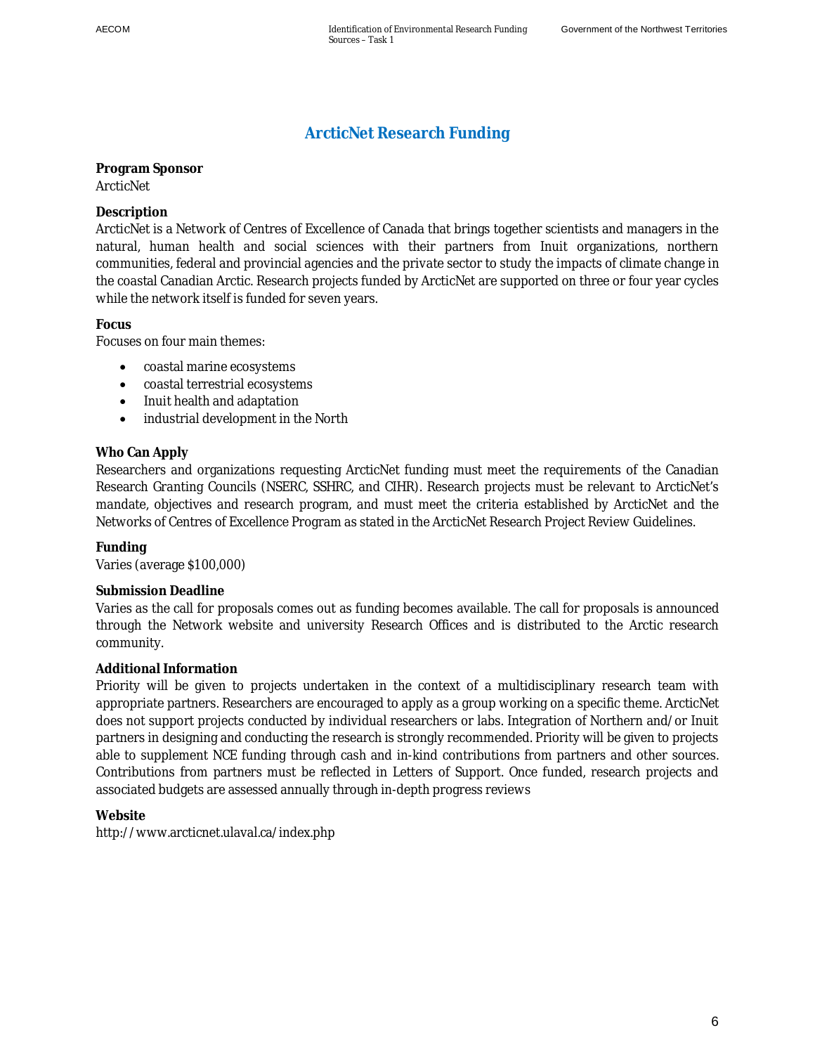# ArcticNet Research Funding

**Program Sponsor**
ArcticNet

**Description**
ArcticNet is a Network of Centres of Excellence of Canada that brings together scientists and managers in the natural, human health and social sciences with their partners from Inuit organizations, northern communities, federal and provincial agencies and the private sector to study the impacts of climate change in the coastal Canadian Arctic. Research projects funded by ArcticNet are supported on three or four year cycles while the network itself is funded for seven years.

**Focus**
Focuses on four main themes:

- coastal marine ecosystems
- coastal terrestrial ecosystems
- Inuit health and adaptation
- industrial development in the North

**Who Can Apply**
Researchers and organizations requesting ArcticNet funding must meet the requirements of the Canadian Research Granting Councils (NSERC, SSHRC, and CIHR). Research projects must be relevant to ArcticNet's mandate, objectives and research program, and must meet the criteria established by ArcticNet and the Networks of Centres of Excellence Program as stated in the ArcticNet Research Project Review Guidelines.

**Funding**
Varies (average $100,000)

**Submission Deadline**
Varies as the call for proposals comes out as funding becomes available. The call for proposals is announced through the Network website and university Research Offices and is distributed to the Arctic research community.

**Additional Information**
Priority will be given to projects undertaken in the context of a multidisciplinary research team with appropriate partners. Researchers are encouraged to apply as a group working on a specific theme. ArcticNet does not support projects conducted by individual researchers or labs. Integration of Northern and/or Inuit partners in designing and conducting the research is strongly recommended. Priority will be given to projects able to supplement NCE funding through cash and in-kind contributions from partners and other sources. Contributions from partners must be reflected in Letters of Support. Once funded, research projects and associated budgets are assessed annually through in-depth progress reviews

**Website**
http://www.arcticnet.ulaval.ca/index.php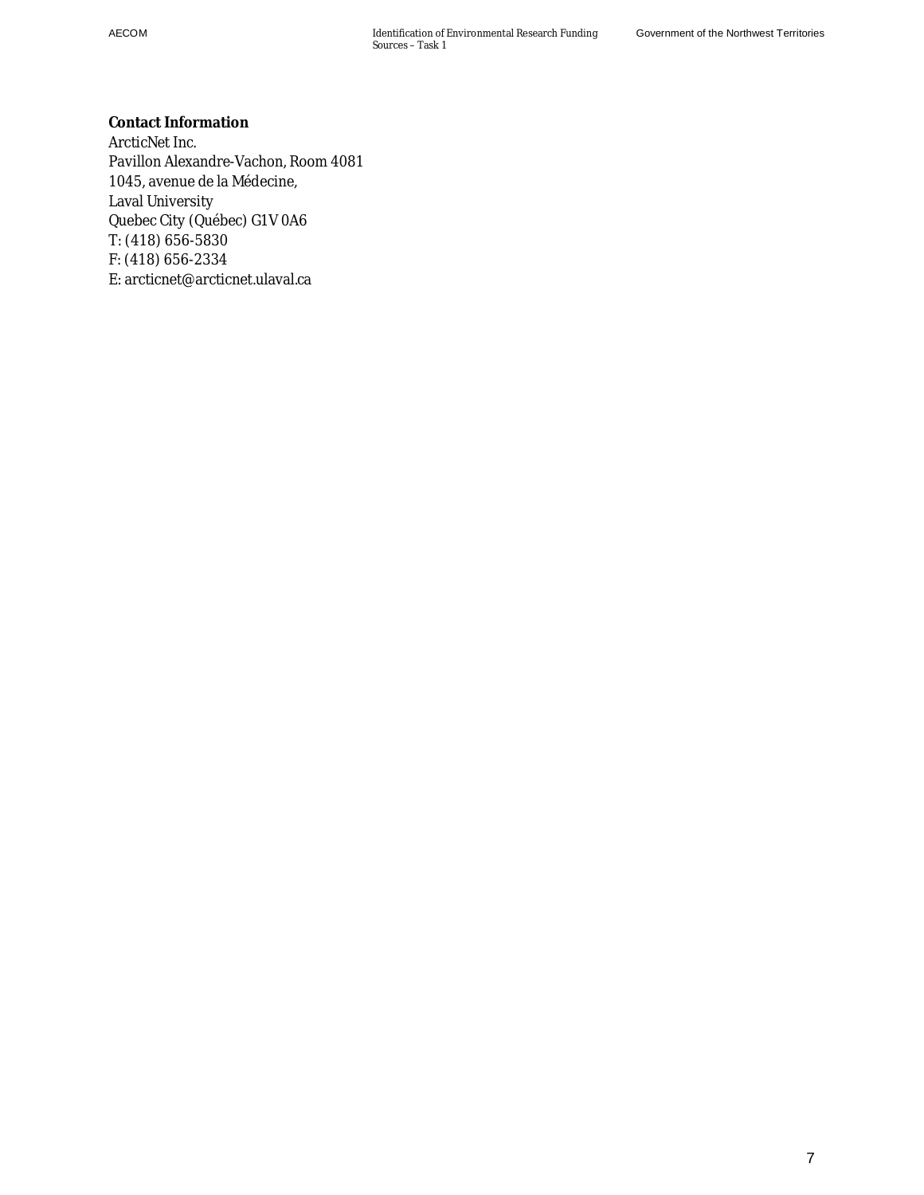**Contact Information**

ArcticNet Inc.
Pavillon Alexandre-Vachon, Room 4081
1045, avenue de la Médecine,
Laval University
Quebec City (Québec) G1V 0A6
T: (418) 656-5830
F: (418) 656-2334
E: arcticnet@arcticnet.ulaval.ca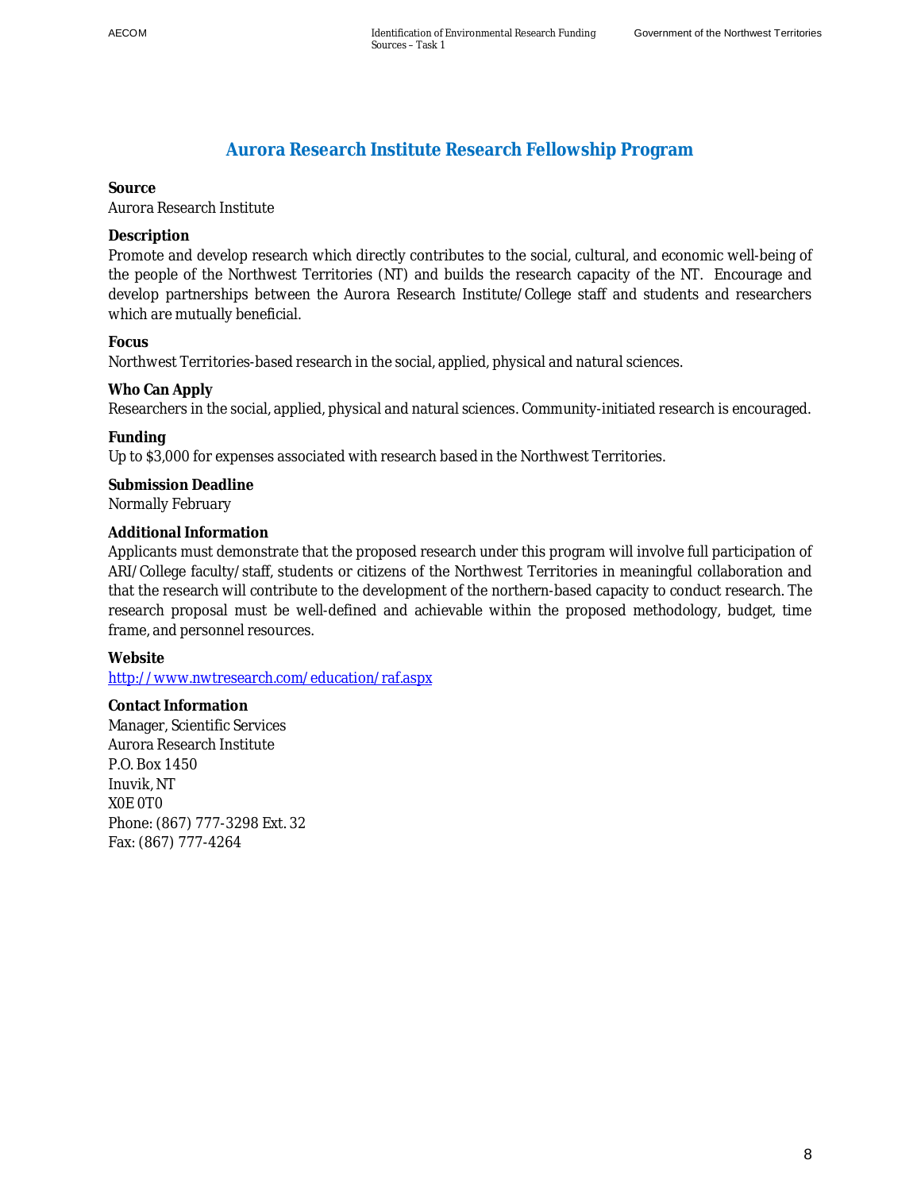## Aurora Research Institute Research Fellowship Program

**Source**
Aurora Research Institute

**Description**
Promote and develop research which directly contributes to the social, cultural, and economic well-being of the people of the Northwest Territories (NT) and builds the research capacity of the NT. Encourage and develop partnerships between the Aurora Research Institute/College staff and students and researchers which are mutually beneficial.

**Focus**
Northwest Territories-based research in the social, applied, physical and natural sciences.

**Who Can Apply**
Researchers in the social, applied, physical and natural sciences. Community-initiated research is encouraged.

**Funding**
Up to $3,000 for expenses associated with research based in the Northwest Territories.

**Submission Deadline**
Normally February

**Additional Information**
Applicants must demonstrate that the proposed research under this program will involve full participation of ARI/College faculty/staff, students or citizens of the Northwest Territories in meaningful collaboration and that the research will contribute to the development of the northern-based capacity to conduct research. The research proposal must be well-defined and achievable within the proposed methodology, budget, time frame, and personnel resources.

**Website**
http://www.nwtresearch.com/education/raf.aspx

**Contact Information**
Manager, Scientific Services
Aurora Research Institute
P.O. Box 1450
Inuvik, NT
X0E 0T0
Phone: (867) 777-3298 Ext. 32
Fax: (867) 777-4264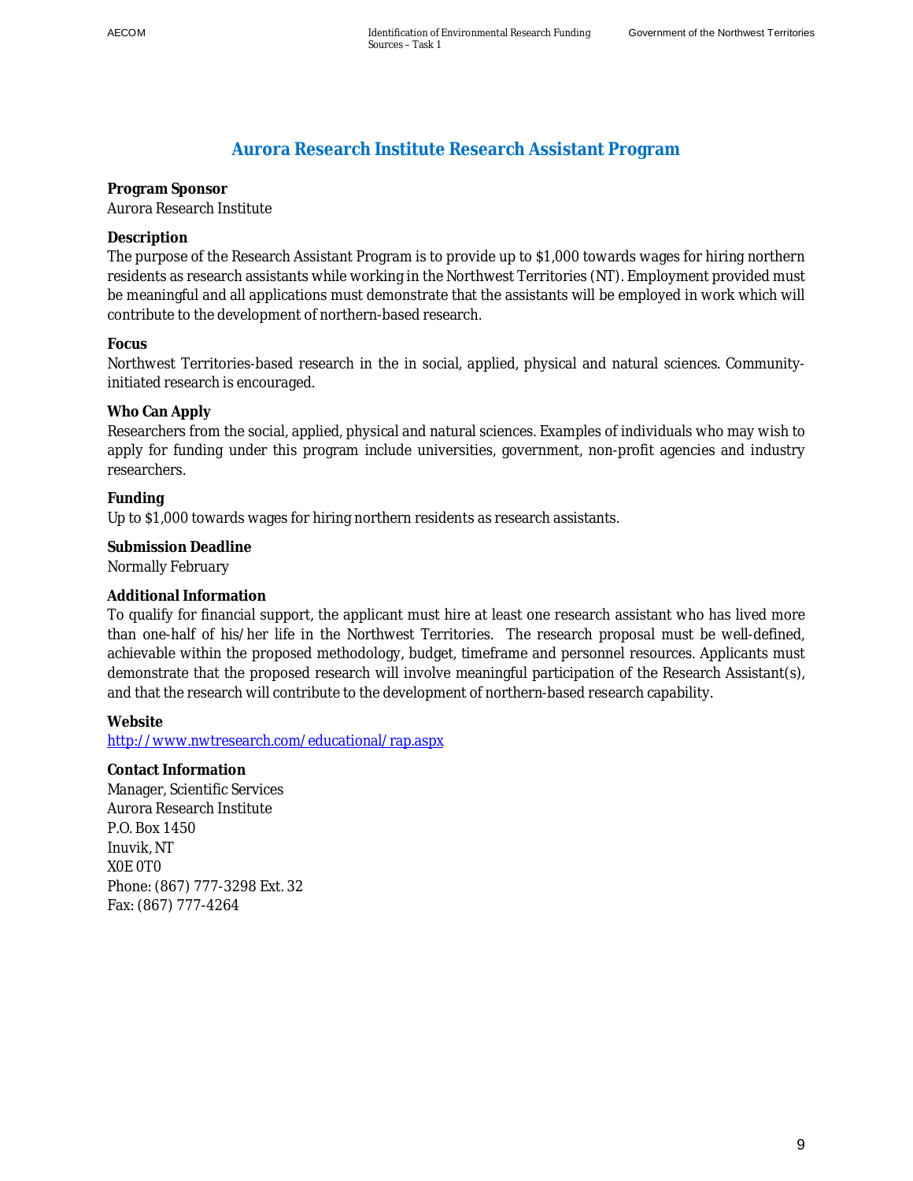## Aurora Research Institute Research Assistant Program

**Program Sponsor**
Aurora Research Institute

**Description**
The purpose of the Research Assistant Program is to provide up to $1,000 towards wages for hiring northern residents as research assistants while working in the Northwest Territories (NT). Employment provided must be meaningful and all applications must demonstrate that the assistants will be employed in work which will contribute to the development of northern-based research.

**Focus**
Northwest Territories-based research in the in social, applied, physical and natural sciences. Community-initiated research is encouraged.

**Who Can Apply**
Researchers from the social, applied, physical and natural sciences. Examples of individuals who may wish to apply for funding under this program include universities, government, non-profit agencies and industry researchers.

**Funding**
Up to $1,000 towards wages for hiring northern residents as research assistants.

**Submission Deadline**
Normally February

**Additional Information**
To qualify for financial support, the applicant must hire at least one research assistant who has lived more than one-half of his/her life in the Northwest Territories. The research proposal must be well-defined, achievable within the proposed methodology, budget, timeframe and personnel resources. Applicants must demonstrate that the proposed research will involve meaningful participation of the Research Assistant(s), and that the research will contribute to the development of northern-based research capability.

**Website**
http://www.nwtresearch.com/educational/rap.aspx

**Contact Information**
Manager, Scientific Services
Aurora Research Institute
P.O. Box 1450
Inuvik, NT
X0E 0T0
Phone: (867) 777-3298 Ext. 32
Fax: (867) 777-4264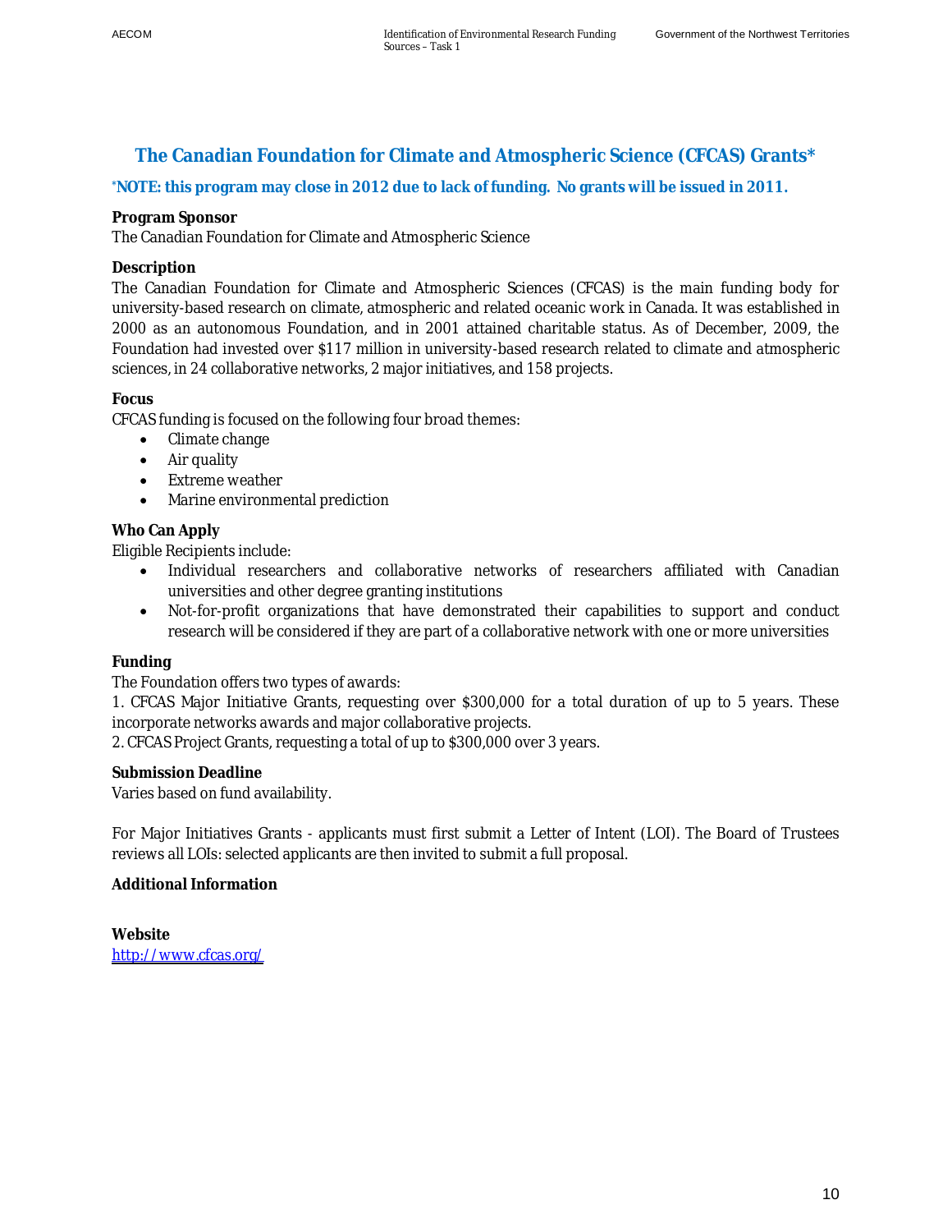## The Canadian Foundation for Climate and Atmospheric Science (CFCAS) Grants*

**\*NOTE: this program may close in 2012 due to lack of funding. No grants will be issued in 2011.**

**Program Sponsor**
The Canadian Foundation for Climate and Atmospheric Science

**Description**
The Canadian Foundation for Climate and Atmospheric Sciences (CFCAS) is the main funding body for university-based research on climate, atmospheric and related oceanic work in Canada. It was established in 2000 as an autonomous Foundation, and in 2001 attained charitable status. As of December, 2009, the Foundation had invested over $117 million in university-based research related to climate and atmospheric sciences, in 24 collaborative networks, 2 major initiatives, and 158 projects.

**Focus**
CFCAS funding is focused on the following four broad themes:

- Climate change
- Air quality
- Extreme weather
- Marine environmental prediction

**Who Can Apply**
Eligible Recipients include:

- Individual researchers and collaborative networks of researchers affiliated with Canadian universities and other degree granting institutions
- Not-for-profit organizations that have demonstrated their capabilities to support and conduct research will be considered if they are part of a collaborative network with one or more universities

**Funding**
The Foundation offers two types of awards:
1. CFCAS Major Initiative Grants, requesting over $300,000 for a total duration of up to 5 years. These incorporate networks awards and major collaborative projects.
2. CFCAS Project Grants, requesting a total of up to $300,000 over 3 years.

**Submission Deadline**
Varies based on fund availability.

For Major Initiatives Grants - applicants must first submit a Letter of Intent (LOI). The Board of Trustees reviews all LOIs: selected applicants are then invited to submit a full proposal.

**Additional Information**

**Website**
http://www.cfcas.org/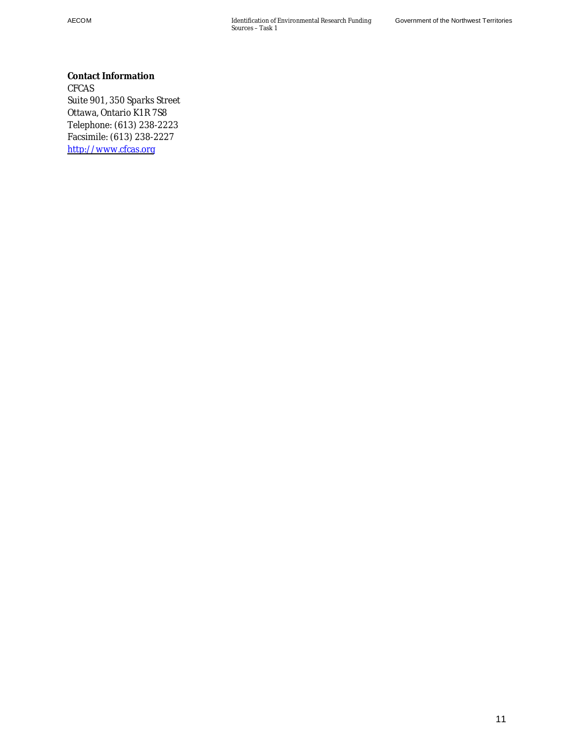**Contact Information**

CFCAS
Suite 901, 350 Sparks Street
Ottawa, Ontario K1R 7S8
Telephone: (613) 238-2223
Facsimile: (613) 238-2227
http://www.cfcas.org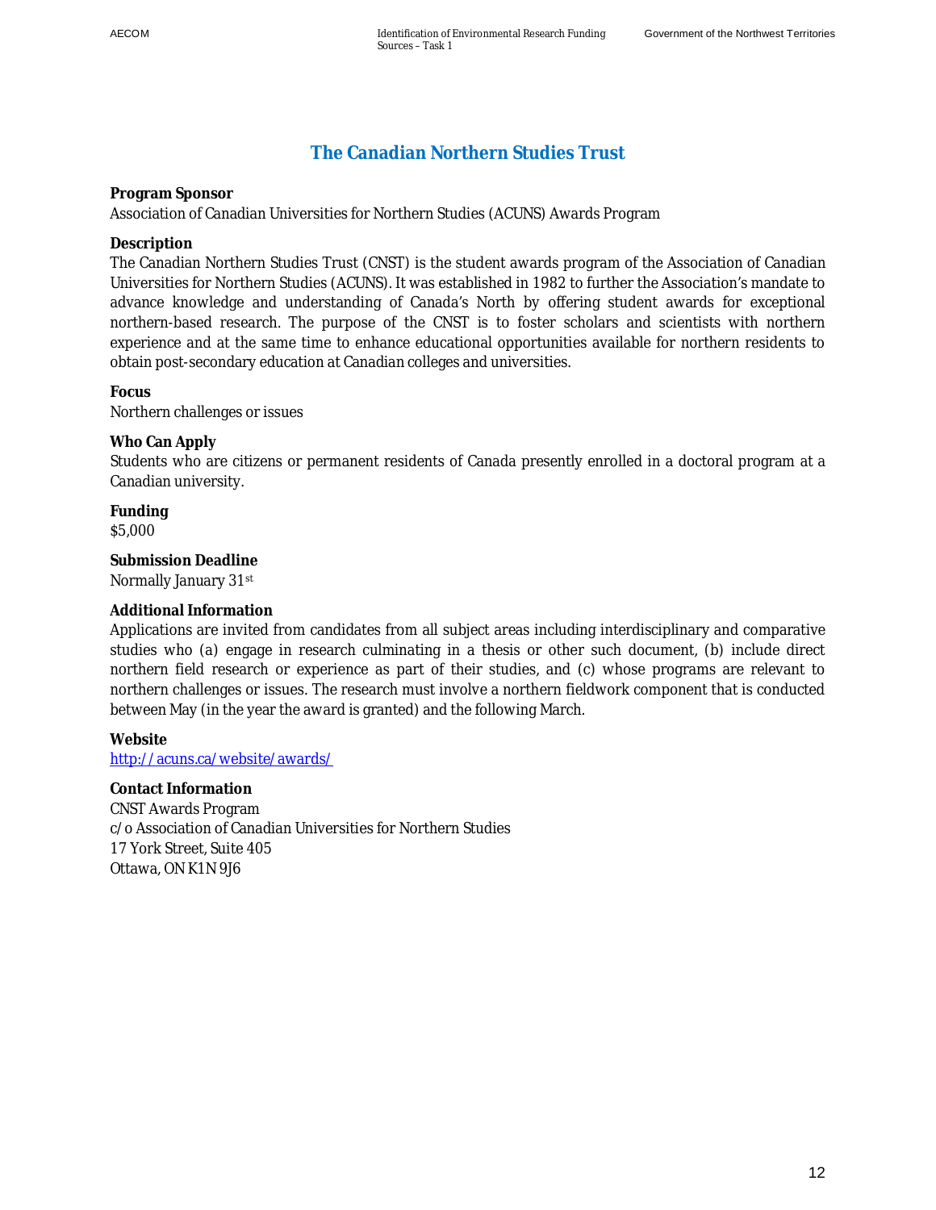# The Canadian Northern Studies Trust

**Program Sponsor**
Association of Canadian Universities for Northern Studies (ACUNS) Awards Program

**Description**
The Canadian Northern Studies Trust (CNST) is the student awards program of the Association of Canadian Universities for Northern Studies (ACUNS). It was established in 1982 to further the Association's mandate to advance knowledge and understanding of Canada's North by offering student awards for exceptional northern-based research. The purpose of the CNST is to foster scholars and scientists with northern experience and at the same time to enhance educational opportunities available for northern residents to obtain post-secondary education at Canadian colleges and universities.

**Focus**
Northern challenges or issues

**Who Can Apply**
Students who are citizens or permanent residents of Canada presently enrolled in a doctoral program at a Canadian university.

**Funding**
$5,000

**Submission Deadline**
Normally January 31st

**Additional Information**
Applications are invited from candidates from all subject areas including interdisciplinary and comparative studies who (a) engage in research culminating in a thesis or other such document, (b) include direct northern field research or experience as part of their studies, and (c) whose programs are relevant to northern challenges or issues. The research must involve a northern fieldwork component that is conducted between May (in the year the award is granted) and the following March.

**Website**
http://acuns.ca/website/awards/

**Contact Information**
CNST Awards Program
c/o Association of Canadian Universities for Northern Studies
17 York Street, Suite 405
Ottawa, ON K1N 9J6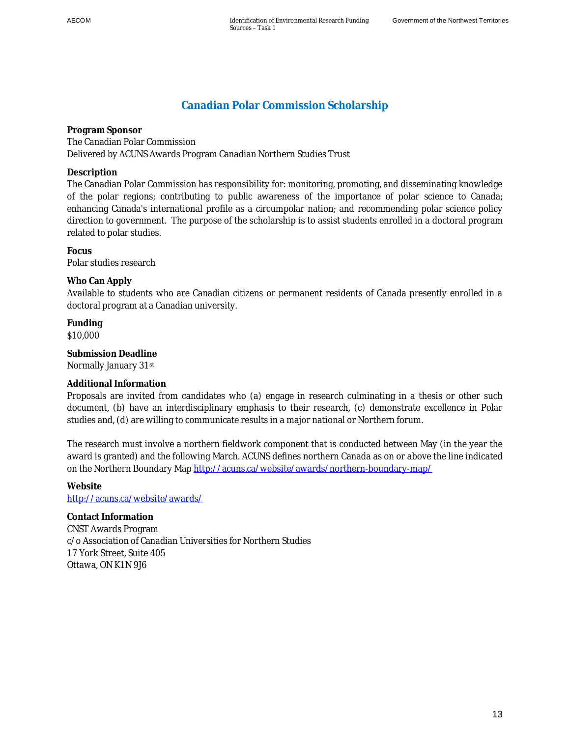# Canadian Polar Commission Scholarship

**Program Sponsor**

The Canadian Polar Commission

Delivered by ACUNS Awards Program Canadian Northern Studies Trust

**Description**

The Canadian Polar Commission has responsibility for: monitoring, promoting, and disseminating knowledge of the polar regions; contributing to public awareness of the importance of polar science to Canada; enhancing Canada's international profile as a circumpolar nation; and recommending polar science policy direction to government. The purpose of the scholarship is to assist students enrolled in a doctoral program related to polar studies.

**Focus**

Polar studies research

**Who Can Apply**

Available to students who are Canadian citizens or permanent residents of Canada presently enrolled in a doctoral program at a Canadian university.

**Funding**

$10,000

**Submission Deadline**

Normally January 31st

**Additional Information**

Proposals are invited from candidates who (a) engage in research culminating in a thesis or other such document, (b) have an interdisciplinary emphasis to their research, (c) demonstrate excellence in Polar studies and, (d) are willing to communicate results in a major national or Northern forum.

The research must involve a northern fieldwork component that is conducted between May (in the year the award is granted) and the following March. ACUNS defines northern Canada as on or above the line indicated on the Northern Boundary Map http://acuns.ca/website/awards/northern-boundary-map/

**Website**

http://acuns.ca/website/awards/

**Contact Information**

CNST Awards Program

c/o Association of Canadian Universities for Northern Studies

17 York Street, Suite 405

Ottawa, ON K1N 9J6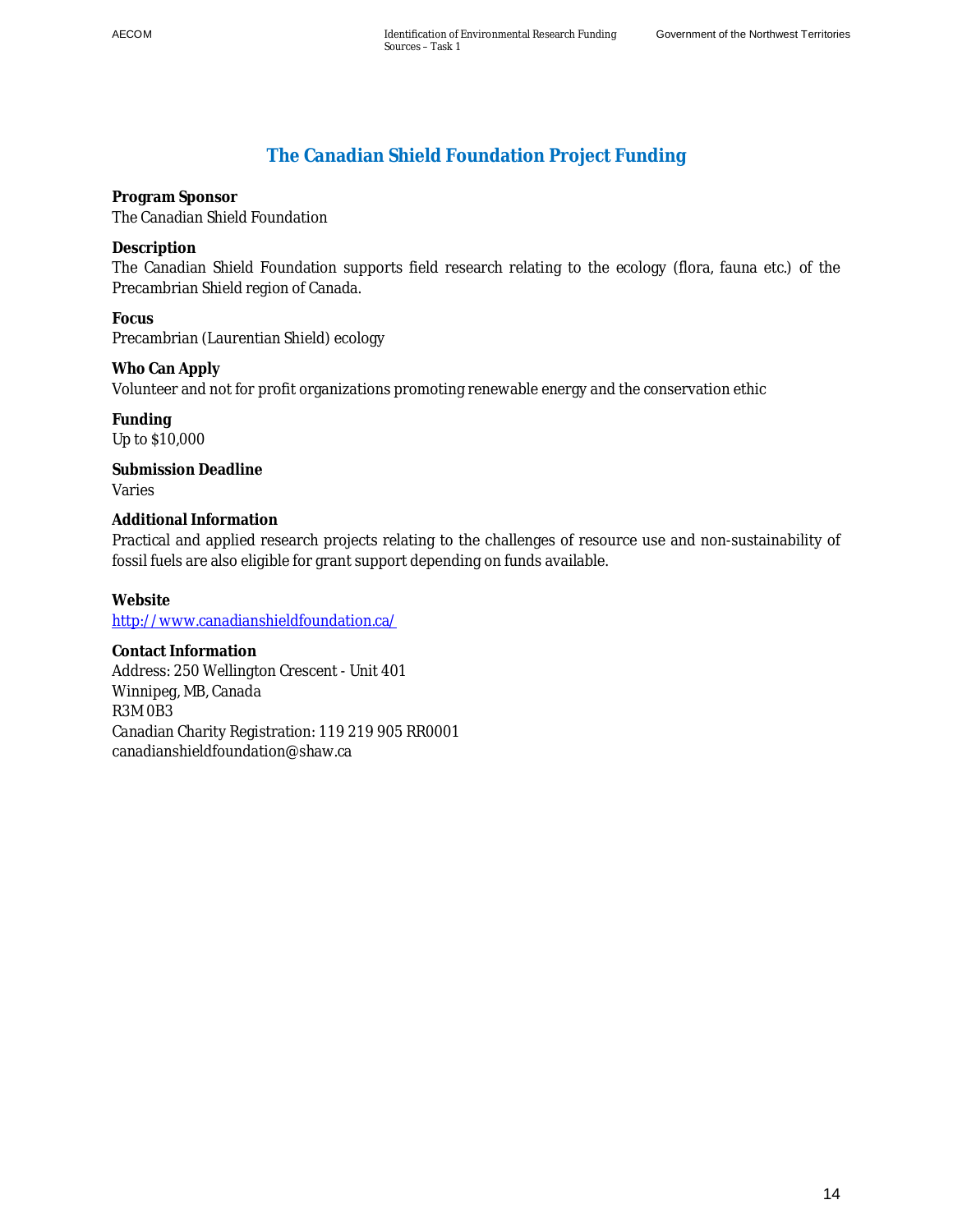## The Canadian Shield Foundation Project Funding

**Program Sponsor**
The Canadian Shield Foundation

**Description**
The Canadian Shield Foundation supports field research relating to the ecology (flora, fauna etc.) of the Precambrian Shield region of Canada.

**Focus**
Precambrian (Laurentian Shield) ecology

**Who Can Apply**
Volunteer and not for profit organizations promoting renewable energy and the conservation ethic

**Funding**
Up to $10,000

**Submission Deadline**
Varies

**Additional Information**
Practical and applied research projects relating to the challenges of resource use and non-sustainability of fossil fuels are also eligible for grant support depending on funds available.

**Website**
http://www.canadianshieldfoundation.ca/

**Contact Information**
Address: 250 Wellington Crescent - Unit 401
Winnipeg, MB, Canada
R3M 0B3
Canadian Charity Registration: 119 219 905 RR0001
canadianshieldfoundation@shaw.ca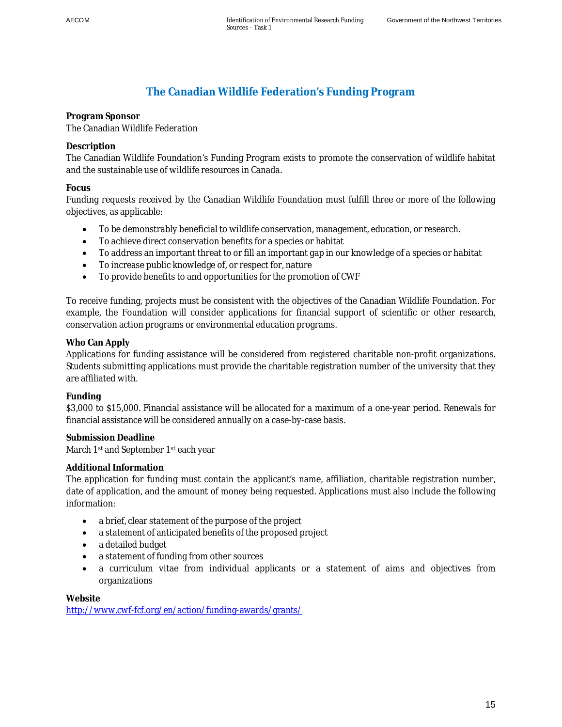## The Canadian Wildlife Federation's Funding Program

**Program Sponsor**
The Canadian Wildlife Federation

**Description**
The Canadian Wildlife Foundation's Funding Program exists to promote the conservation of wildlife habitat and the sustainable use of wildlife resources in Canada.

**Focus**
Funding requests received by the Canadian Wildlife Foundation must fulfill three or more of the following objectives, as applicable:

- To be demonstrably beneficial to wildlife conservation, management, education, or research.
- To achieve direct conservation benefits for a species or habitat
- To address an important threat to or fill an important gap in our knowledge of a species or habitat
- To increase public knowledge of, or respect for, nature
- To provide benefits to and opportunities for the promotion of CWF

To receive funding, projects must be consistent with the objectives of the Canadian Wildlife Foundation. For example, the Foundation will consider applications for financial support of scientific or other research, conservation action programs or environmental education programs.

**Who Can Apply**
Applications for funding assistance will be considered from registered charitable non-profit organizations. Students submitting applications must provide the charitable registration number of the university that they are affiliated with.

**Funding**
$3,000 to $15,000. Financial assistance will be allocated for a maximum of a one-year period. Renewals for financial assistance will be considered annually on a case-by-case basis.

**Submission Deadline**
March 1st and September 1st each year

**Additional Information**
The application for funding must contain the applicant's name, affiliation, charitable registration number, date of application, and the amount of money being requested. Applications must also include the following information:

- a brief, clear statement of the purpose of the project
- a statement of anticipated benefits of the proposed project
- a detailed budget
- a statement of funding from other sources
- a curriculum vitae from individual applicants or a statement of aims and objectives from organizations

**Website**
http://www.cwf-fcf.org/en/action/funding-awards/grants/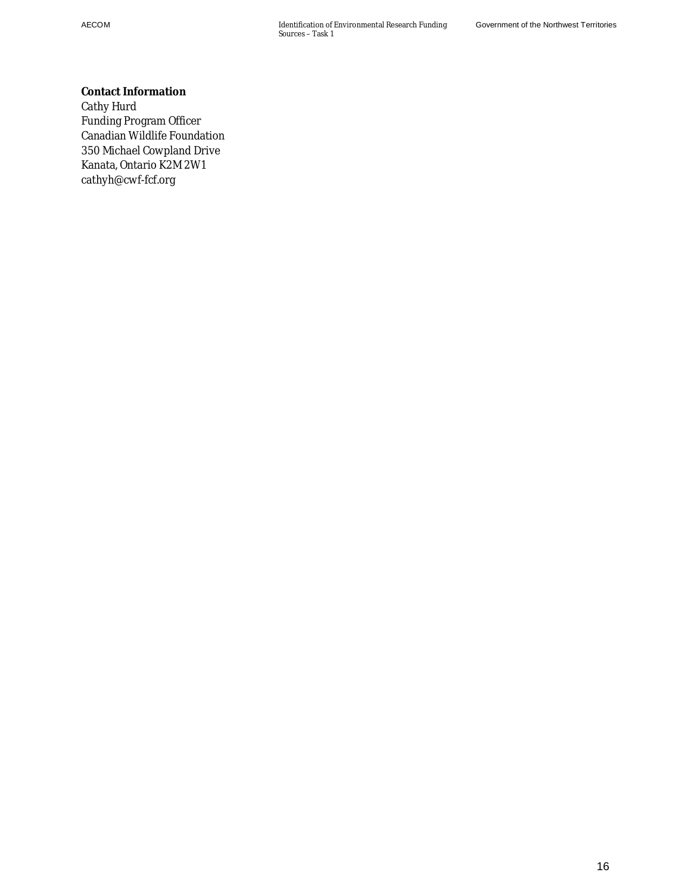**Contact Information**

Cathy Hurd
Funding Program Officer
Canadian Wildlife Foundation
350 Michael Cowpland Drive
Kanata, Ontario K2M 2W1
cathyh@cwf-fcf.org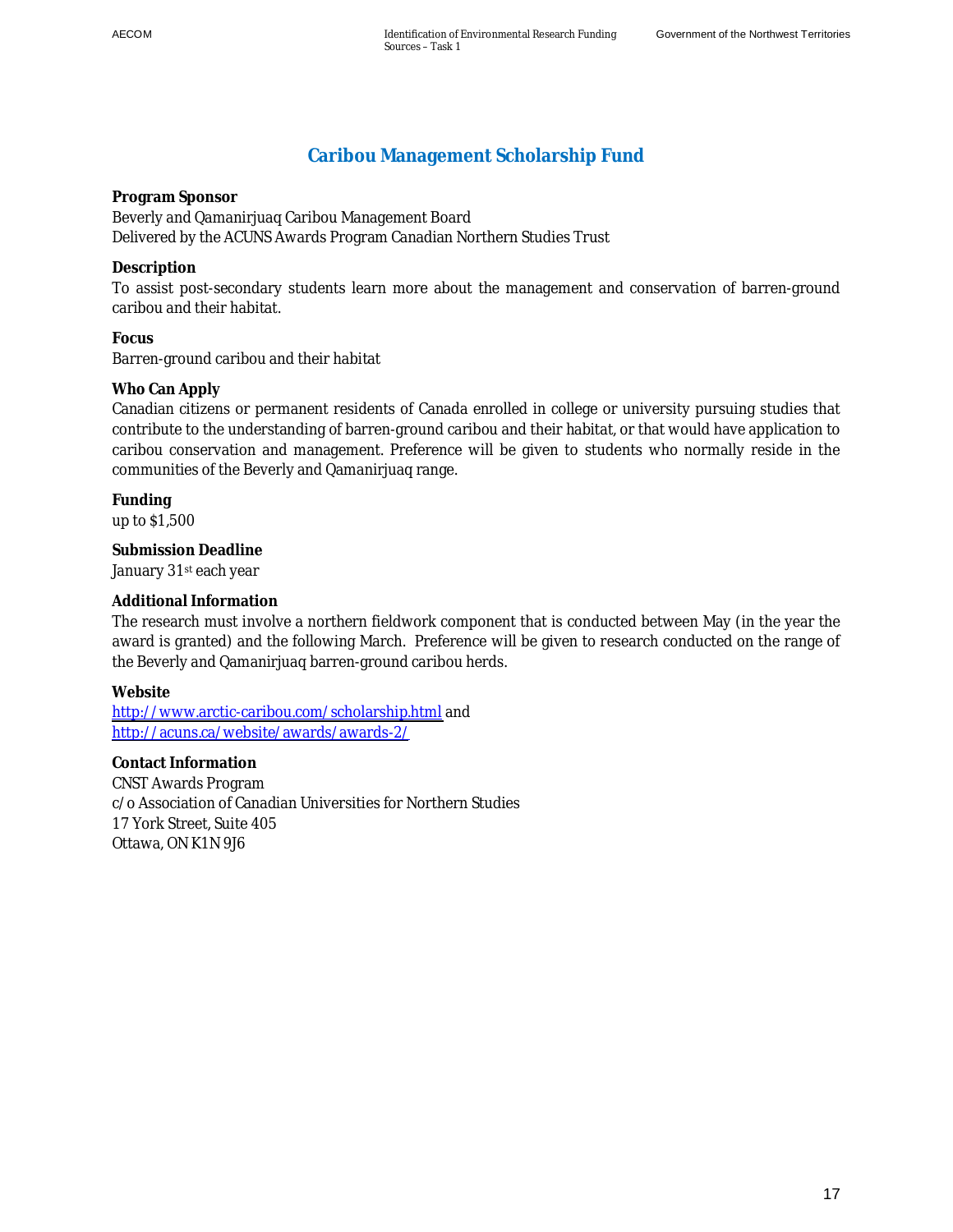# Caribou Management Scholarship Fund

**Program Sponsor**

Beverly and Qamanirjuaq Caribou Management Board
Delivered by the ACUNS Awards Program Canadian Northern Studies Trust

**Description**

To assist post-secondary students learn more about the management and conservation of barren-ground caribou and their habitat.

**Focus**

Barren-ground caribou and their habitat

**Who Can Apply**

Canadian citizens or permanent residents of Canada enrolled in college or university pursuing studies that contribute to the understanding of barren-ground caribou and their habitat, or that would have application to caribou conservation and management. Preference will be given to students who normally reside in the communities of the Beverly and Qamanirjuaq range.

**Funding**

up to $1,500

**Submission Deadline**

January 31st each year

**Additional Information**

The research must involve a northern fieldwork component that is conducted between May (in the year the award is granted) and the following March. Preference will be given to research conducted on the range of the Beverly and Qamanirjuaq barren-ground caribou herds.

**Website**

http://www.arctic-caribou.com/scholarship.html and
http://acuns.ca/website/awards/awards-2/

**Contact Information**

CNST Awards Program
c/o Association of Canadian Universities for Northern Studies
17 York Street, Suite 405
Ottawa, ON K1N 9J6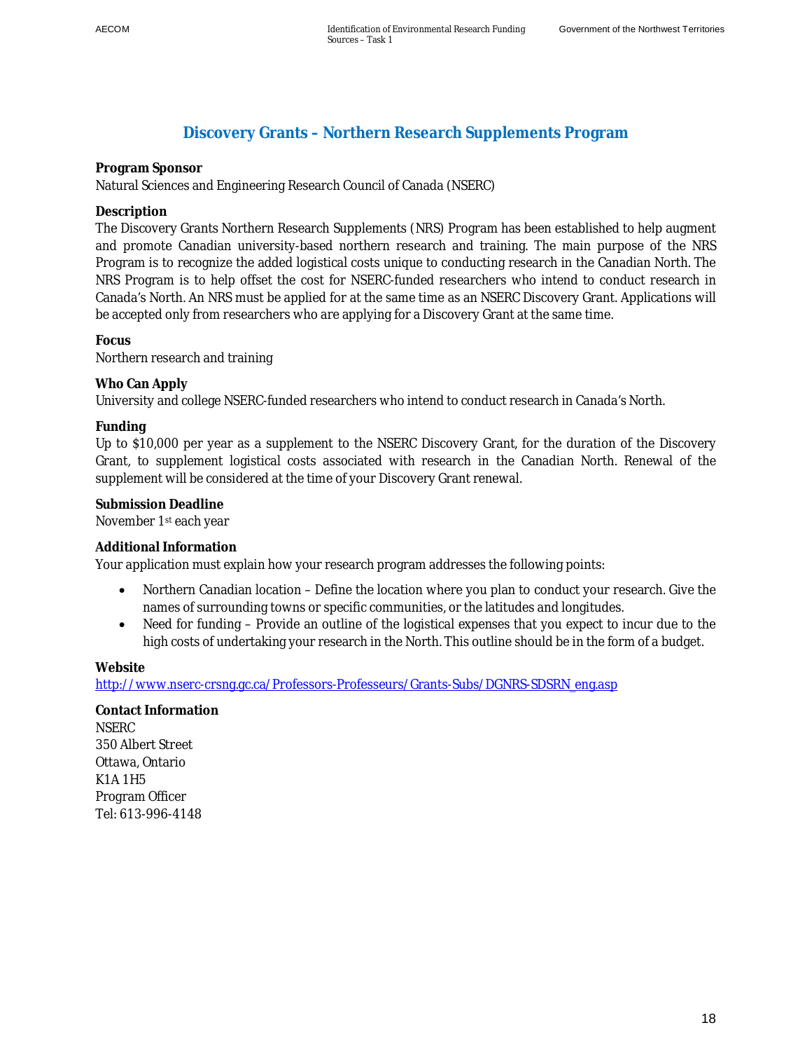# Discovery Grants – Northern Research Supplements Program

**Program Sponsor**
Natural Sciences and Engineering Research Council of Canada (NSERC)

**Description**
The Discovery Grants Northern Research Supplements (NRS) Program has been established to help augment and promote Canadian university-based northern research and training. The main purpose of the NRS Program is to recognize the added logistical costs unique to conducting research in the Canadian North. The NRS Program is to help offset the cost for NSERC-funded researchers who intend to conduct research in Canada's North. An NRS must be applied for at the same time as an NSERC Discovery Grant. Applications will be accepted only from researchers who are applying for a Discovery Grant at the same time.

**Focus**
Northern research and training

**Who Can Apply**
University and college NSERC-funded researchers who intend to conduct research in Canada's North.

**Funding**
Up to $10,000 per year as a supplement to the NSERC Discovery Grant, for the duration of the Discovery Grant, to supplement logistical costs associated with research in the Canadian North. Renewal of the supplement will be considered at the time of your Discovery Grant renewal.

**Submission Deadline**
November 1st each year

**Additional Information**
Your application must explain how your research program addresses the following points:

- Northern Canadian location – Define the location where you plan to conduct your research. Give the names of surrounding towns or specific communities, or the latitudes and longitudes.
- Need for funding – Provide an outline of the logistical expenses that you expect to incur due to the high costs of undertaking your research in the North. This outline should be in the form of a budget.

**Website**
http://www.nserc-crsng.gc.ca/Professors-Professeurs/Grants-Subs/DGNRS-SDSRN_eng.asp

**Contact Information**
NSERC
350 Albert Street
Ottawa, Ontario
K1A 1H5
Program Officer
Tel: 613-996-4148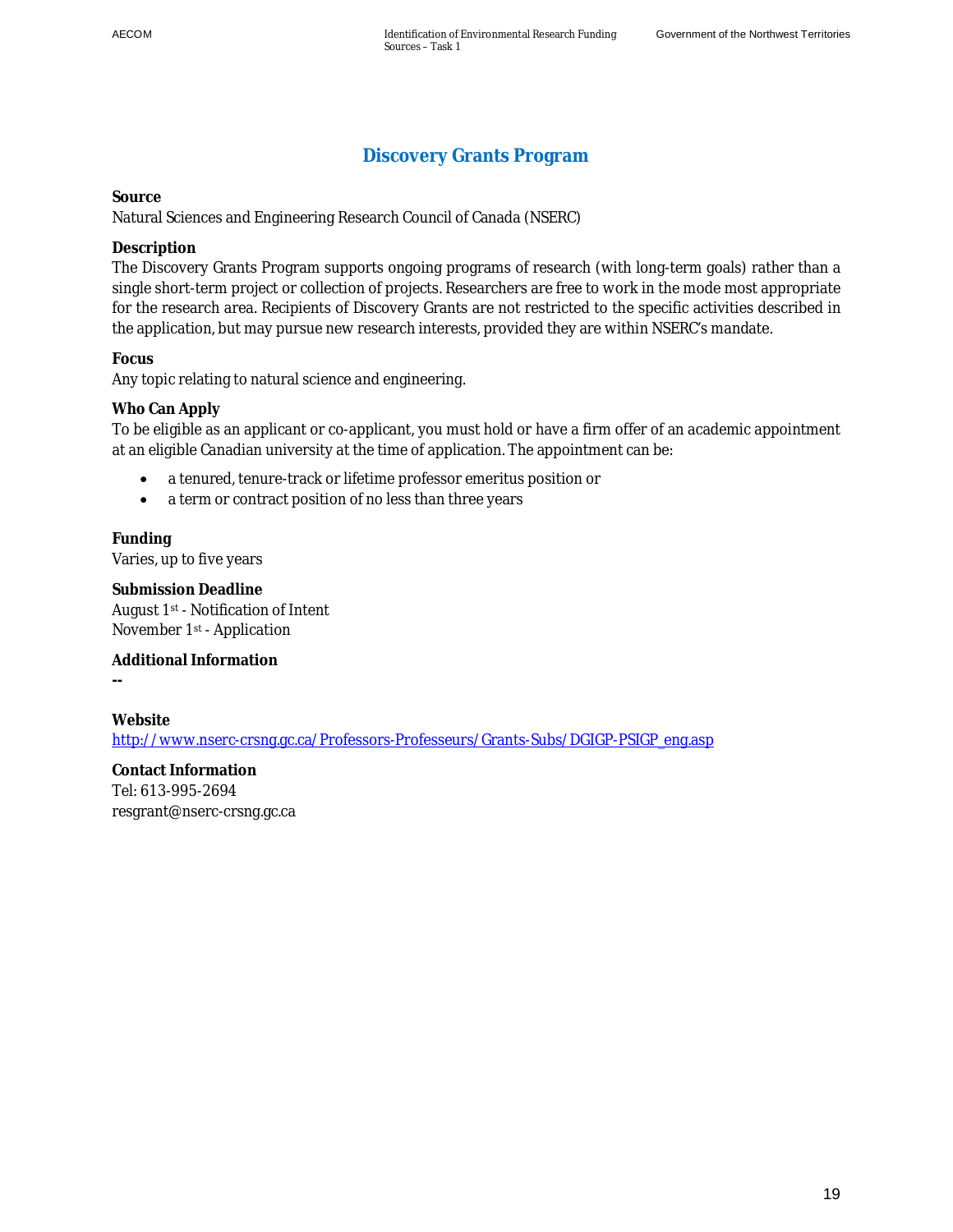## Discovery Grants Program

**Source**
Natural Sciences and Engineering Research Council of Canada (NSERC)

**Description**
The Discovery Grants Program supports ongoing programs of research (with long-term goals) rather than a single short-term project or collection of projects. Researchers are free to work in the mode most appropriate for the research area. Recipients of Discovery Grants are not restricted to the specific activities described in the application, but may pursue new research interests, provided they are within NSERC's mandate.

**Focus**
Any topic relating to natural science and engineering.

**Who Can Apply**
To be eligible as an applicant or co-applicant, you must hold or have a firm offer of an academic appointment at an eligible Canadian university at the time of application. The appointment can be:

- a tenured, tenure-track or lifetime professor emeritus position or
- a term or contract position of no less than three years

**Funding**
Varies, up to five years

**Submission Deadline**
August 1st - Notification of Intent
November 1st - Application

**Additional Information**
--

**Website**
http://www.nserc-crsng.gc.ca/Professors-Professeurs/Grants-Subs/DGIGP-PSIGP_eng.asp

**Contact Information**
Tel: 613-995-2694
resgrant@nserc-crsng.gc.ca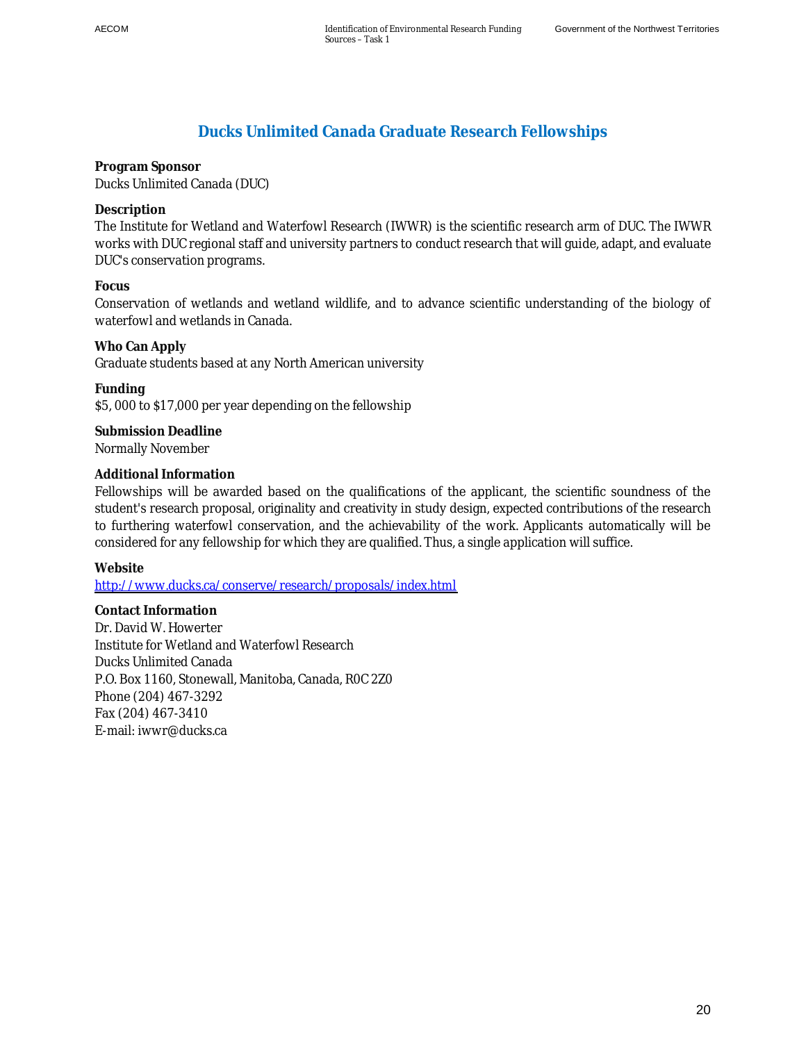## Ducks Unlimited Canada Graduate Research Fellowships

**Program Sponsor**
Ducks Unlimited Canada (DUC)

**Description**
The Institute for Wetland and Waterfowl Research (IWWR) is the scientific research arm of DUC. The IWWR works with DUC regional staff and university partners to conduct research that will guide, adapt, and evaluate DUC's conservation programs.

**Focus**
Conservation of wetlands and wetland wildlife, and to advance scientific understanding of the biology of waterfowl and wetlands in Canada.

**Who Can Apply**
Graduate students based at any North American university

**Funding**
$5, 000 to $17,000 per year depending on the fellowship

**Submission Deadline**
Normally November

**Additional Information**
Fellowships will be awarded based on the qualifications of the applicant, the scientific soundness of the student's research proposal, originality and creativity in study design, expected contributions of the research to furthering waterfowl conservation, and the achievability of the work. Applicants automatically will be considered for any fellowship for which they are qualified. Thus, a single application will suffice.

**Website**
http://www.ducks.ca/conserve/research/proposals/index.html

**Contact Information**
Dr. David W. Howerter
Institute for Wetland and Waterfowl Research
Ducks Unlimited Canada
P.O. Box 1160, Stonewall, Manitoba, Canada, R0C 2Z0
Phone (204) 467-3292
Fax (204) 467-3410
E-mail: iwwr@ducks.ca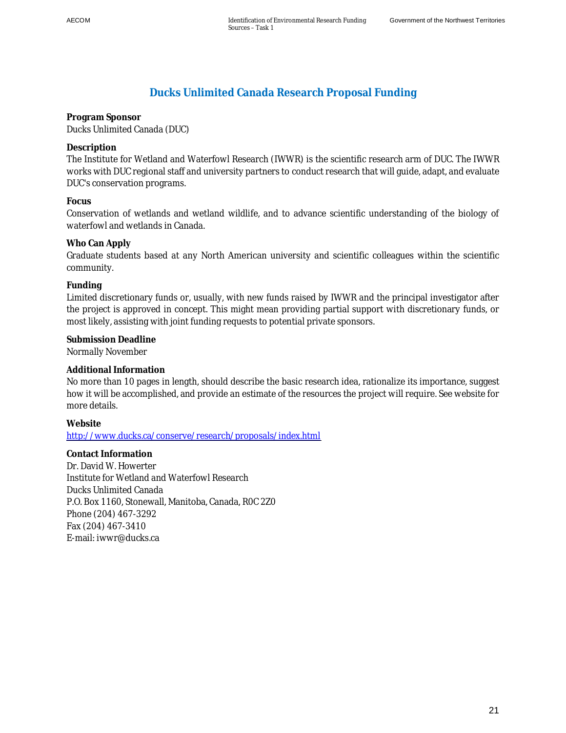## Ducks Unlimited Canada Research Proposal Funding

**Program Sponsor**
Ducks Unlimited Canada (DUC)

**Description**
The Institute for Wetland and Waterfowl Research (IWWR) is the scientific research arm of DUC. The IWWR works with DUC regional staff and university partners to conduct research that will guide, adapt, and evaluate DUC's conservation programs.

**Focus**
Conservation of wetlands and wetland wildlife, and to advance scientific understanding of the biology of waterfowl and wetlands in Canada.

**Who Can Apply**
Graduate students based at any North American university and scientific colleagues within the scientific community.

**Funding**
Limited discretionary funds or, usually, with new funds raised by IWWR and the principal investigator after the project is approved in concept. This might mean providing partial support with discretionary funds, or most likely, assisting with joint funding requests to potential private sponsors.

**Submission Deadline**
Normally November

**Additional Information**
No more than 10 pages in length, should describe the basic research idea, rationalize its importance, suggest how it will be accomplished, and provide an estimate of the resources the project will require. See website for more details.

**Website**
http://www.ducks.ca/conserve/research/proposals/index.html

**Contact Information**
Dr. David W. Howerter
Institute for Wetland and Waterfowl Research
Ducks Unlimited Canada
P.O. Box 1160, Stonewall, Manitoba, Canada, R0C 2Z0
Phone (204) 467-3292
Fax (204) 467-3410
E-mail: iwwr@ducks.ca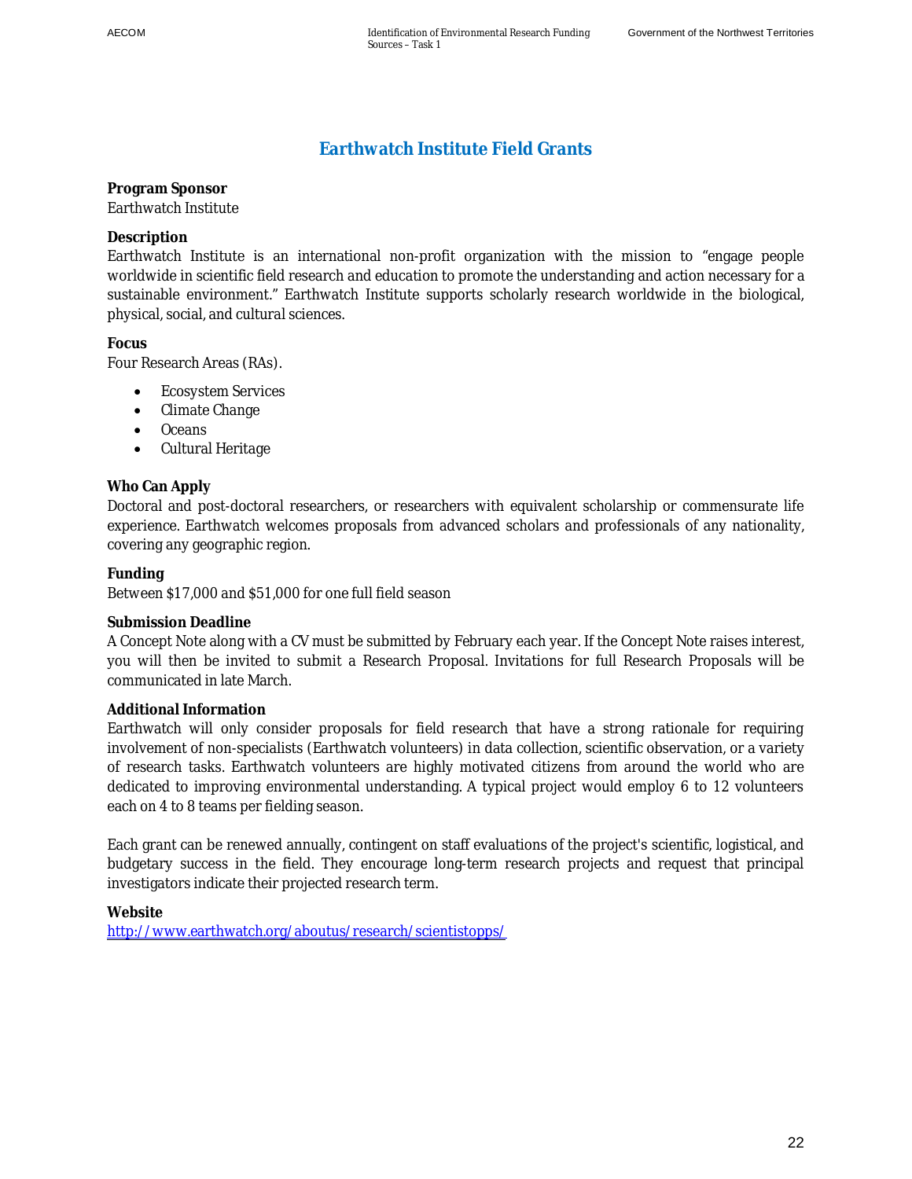# Earthwatch Institute Field Grants

**Program Sponsor**
Earthwatch Institute

**Description**
Earthwatch Institute is an international non-profit organization with the mission to "engage people worldwide in scientific field research and education to promote the understanding and action necessary for a sustainable environment." Earthwatch Institute supports scholarly research worldwide in the biological, physical, social, and cultural sciences.

**Focus**
Four Research Areas (RAs).

- Ecosystem Services
- Climate Change
- Oceans
- Cultural Heritage

**Who Can Apply**
Doctoral and post-doctoral researchers, or researchers with equivalent scholarship or commensurate life experience. Earthwatch welcomes proposals from advanced scholars and professionals of any nationality, covering any geographic region.

**Funding**
Between $17,000 and $51,000 for one full field season

**Submission Deadline**
A Concept Note along with a CV must be submitted by February each year. If the Concept Note raises interest, you will then be invited to submit a Research Proposal. Invitations for full Research Proposals will be communicated in late March.

**Additional Information**
Earthwatch will only consider proposals for field research that have a strong rationale for requiring involvement of non-specialists (Earthwatch volunteers) in data collection, scientific observation, or a variety of research tasks. Earthwatch volunteers are highly motivated citizens from around the world who are dedicated to improving environmental understanding. A typical project would employ 6 to 12 volunteers each on 4 to 8 teams per fielding season.

Each grant can be renewed annually, contingent on staff evaluations of the project's scientific, logistical, and budgetary success in the field. They encourage long-term research projects and request that principal investigators indicate their projected research term.

**Website**
http://www.earthwatch.org/aboutus/research/scientistopps/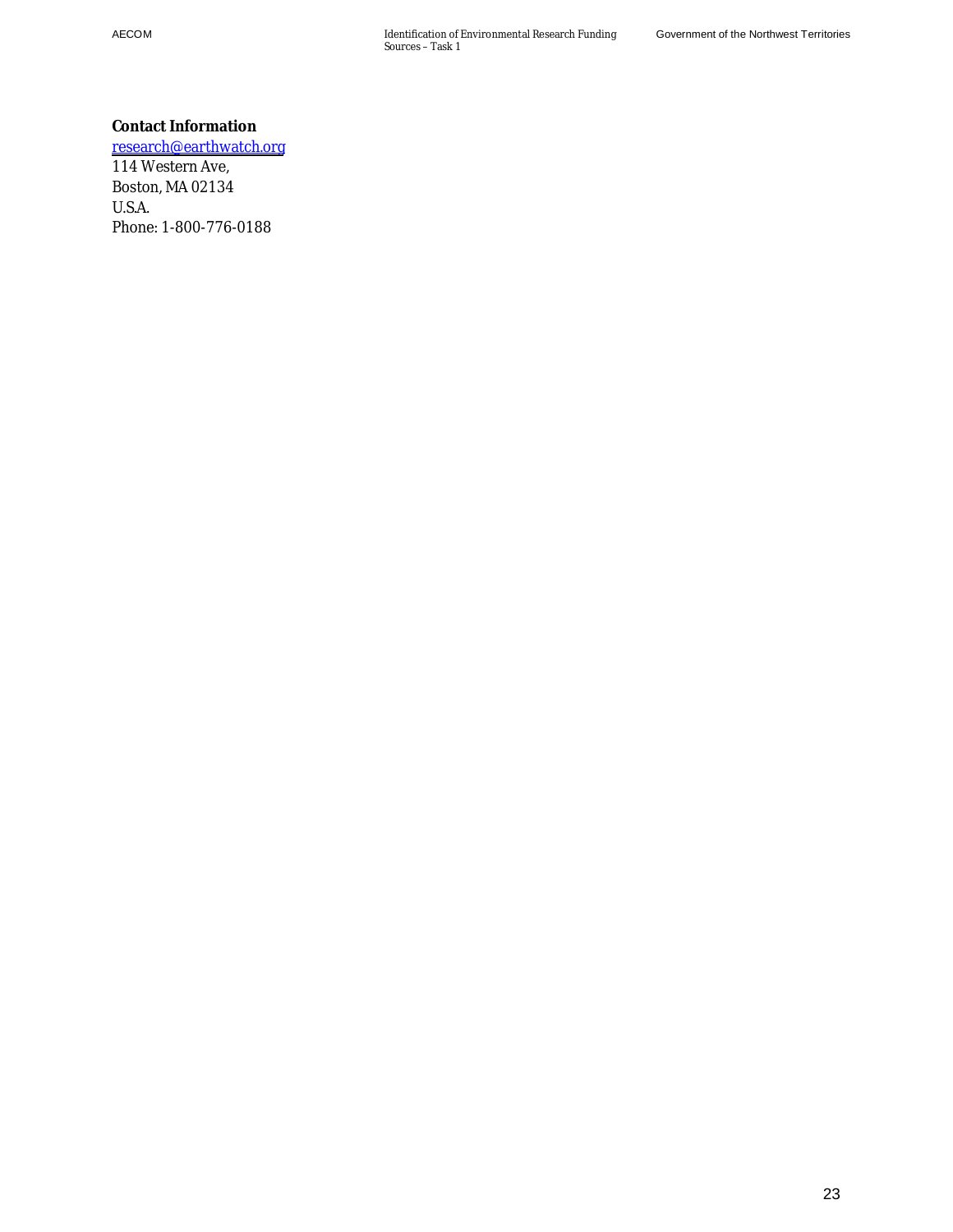**Contact Information**

research@earthwatch.org
114 Western Ave,
Boston, MA 02134
U.S.A.
Phone: 1-800-776-0188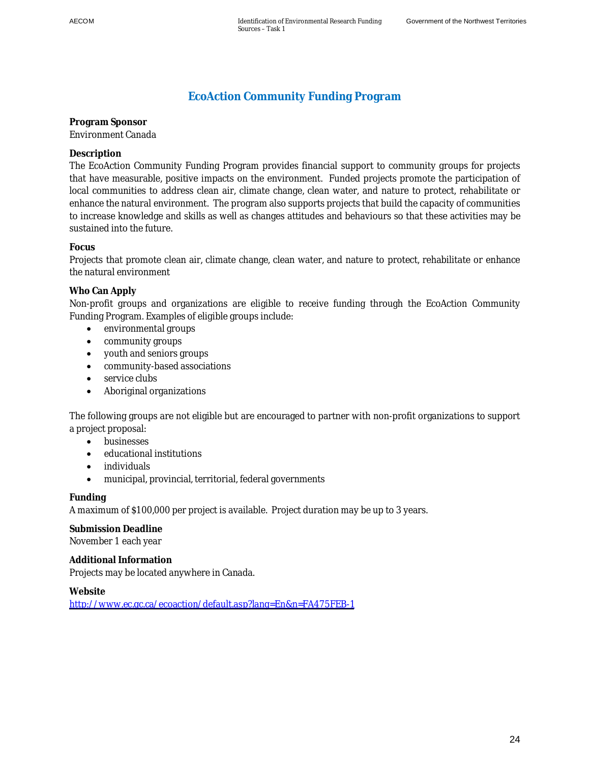# EcoAction Community Funding Program

**Program Sponsor**
Environment Canada

**Description**
The EcoAction Community Funding Program provides financial support to community groups for projects that have measurable, positive impacts on the environment. Funded projects promote the participation of local communities to address clean air, climate change, clean water, and nature to protect, rehabilitate or enhance the natural environment. The program also supports projects that build the capacity of communities to increase knowledge and skills as well as changes attitudes and behaviours so that these activities may be sustained into the future.

**Focus**
Projects that promote clean air, climate change, clean water, and nature to protect, rehabilitate or enhance the natural environment

**Who Can Apply**
Non-profit groups and organizations are eligible to receive funding through the EcoAction Community Funding Program. Examples of eligible groups include:

- environmental groups
- community groups
- youth and seniors groups
- community-based associations
- service clubs
- Aboriginal organizations

The following groups are not eligible but are encouraged to partner with non-profit organizations to support a project proposal:

- businesses
- educational institutions
- individuals
- municipal, provincial, territorial, federal governments

**Funding**
A maximum of $100,000 per project is available. Project duration may be up to 3 years.

**Submission Deadline**
November 1 each year

**Additional Information**
Projects may be located anywhere in Canada.

**Website**
http://www.ec.gc.ca/ecoaction/default.asp?lang=En&n=FA475FEB-1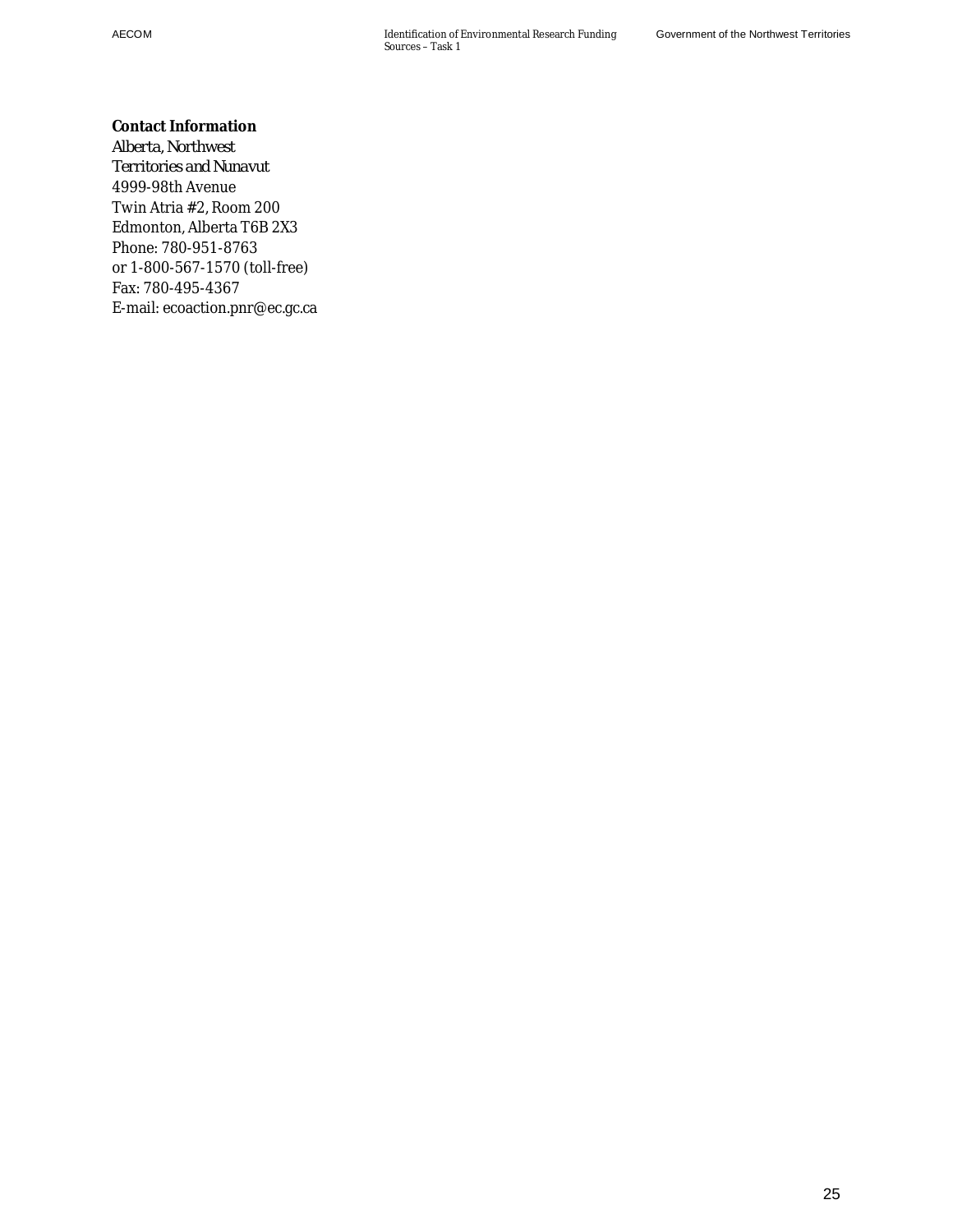**Contact Information**

*Alberta, Northwest Territories and Nunavut*
4999-98th Avenue
Twin Atria #2, Room 200
Edmonton, Alberta T6B 2X3
Phone: 780-951-8763
or 1-800-567-1570 (toll-free)
Fax: 780-495-4367
E-mail: ecoaction.pnr@ec.gc.ca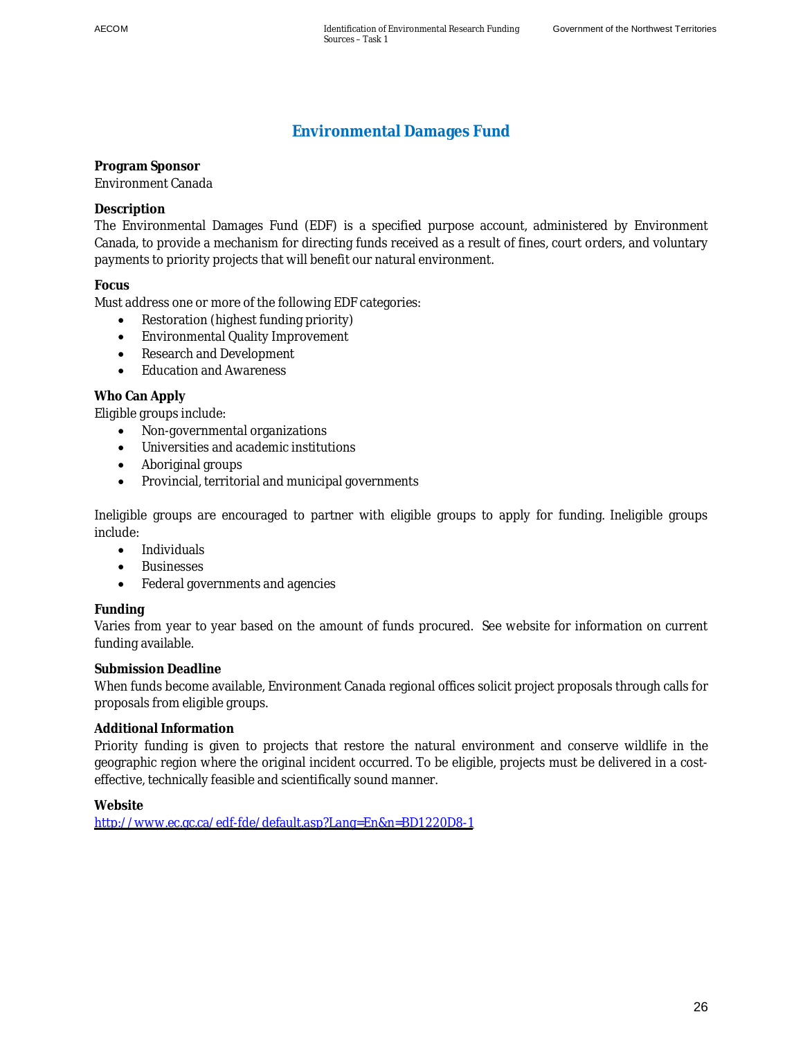## Environmental Damages Fund

**Program Sponsor**
Environment Canada

**Description**
The Environmental Damages Fund (EDF) is a specified purpose account, administered by Environment Canada, to provide a mechanism for directing funds received as a result of fines, court orders, and voluntary payments to priority projects that will benefit our natural environment.

**Focus**
Must address one or more of the following EDF categories:

- Restoration (highest funding priority)
- Environmental Quality Improvement
- Research and Development
- Education and Awareness

**Who Can Apply**
Eligible groups include:

- Non-governmental organizations
- Universities and academic institutions
- Aboriginal groups
- Provincial, territorial and municipal governments

Ineligible groups are encouraged to partner with eligible groups to apply for funding. Ineligible groups include:

- Individuals
- Businesses
- Federal governments and agencies

**Funding**
Varies from year to year based on the amount of funds procured. See website for information on current funding available.

**Submission Deadline**
When funds become available, Environment Canada regional offices solicit project proposals through calls for proposals from eligible groups.

**Additional Information**
Priority funding is given to projects that restore the natural environment and conserve wildlife in the geographic region where the original incident occurred. To be eligible, projects must be delivered in a cost-effective, technically feasible and scientifically sound manner.

**Website**
http://www.ec.gc.ca/edf-fde/default.asp?Lang=En&n=BD1220D8-1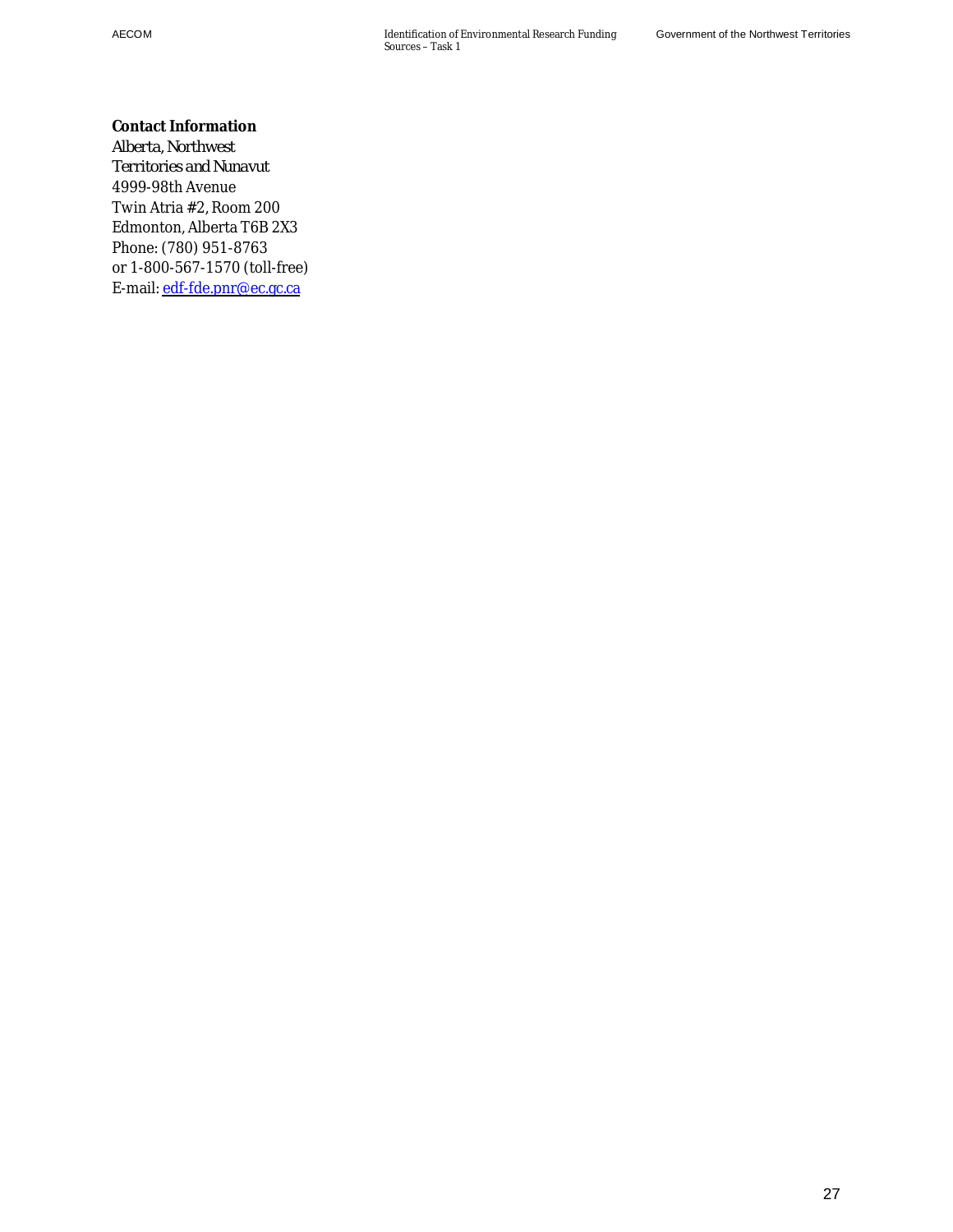**Contact Information**

*Alberta, Northwest Territories and Nunavut*
4999-98th Avenue
Twin Atria #2, Room 200
Edmonton, Alberta T6B 2X3
Phone: (780) 951-8763
or 1-800-567-1570 (toll-free)
E-mail: edf-fde.pnr@ec.gc.ca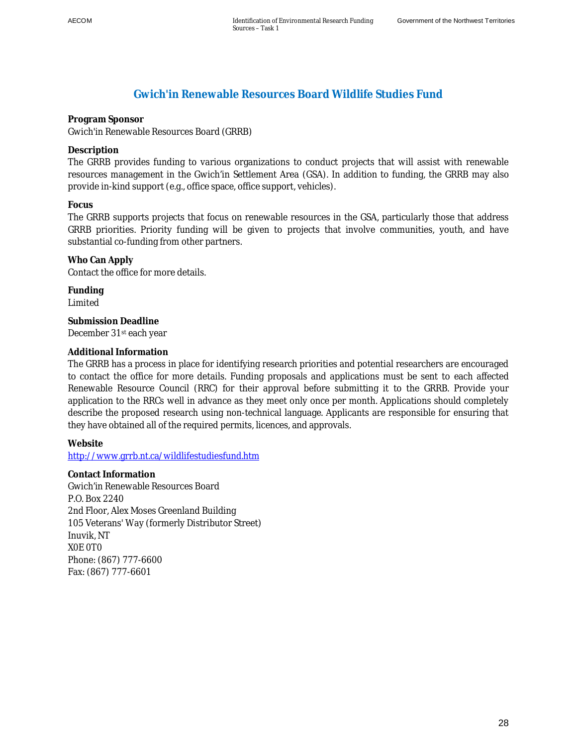# Gwich'in Renewable Resources Board Wildlife Studies Fund

**Program Sponsor**
Gwich'in Renewable Resources Board (GRRB)

**Description**
The GRRB provides funding to various organizations to conduct projects that will assist with renewable resources management in the Gwich'in Settlement Area (GSA). In addition to funding, the GRRB may also provide in-kind support (e.g., office space, office support, vehicles).

**Focus**
The GRRB supports projects that focus on renewable resources in the GSA, particularly those that address GRRB priorities. Priority funding will be given to projects that involve communities, youth, and have substantial co-funding from other partners.

**Who Can Apply**
Contact the office for more details.

**Funding**
Limited

**Submission Deadline**
December 31st each year

**Additional Information**
The GRRB has a process in place for identifying research priorities and potential researchers are encouraged to contact the office for more details. Funding proposals and applications must be sent to each affected Renewable Resource Council (RRC) for their approval before submitting it to the GRRB. Provide your application to the RRCs well in advance as they meet only once per month. Applications should completely describe the proposed research using non-technical language. Applicants are responsible for ensuring that they have obtained all of the required permits, licences, and approvals.

**Website**
http://www.grrb.nt.ca/wildlifestudiesfund.htm

**Contact Information**
Gwich'in Renewable Resources Board
P.O. Box 2240
2nd Floor, Alex Moses Greenland Building
105 Veterans' Way (formerly Distributor Street)
Inuvik, NT
X0E 0T0
Phone: (867) 777-6600
Fax: (867) 777-6601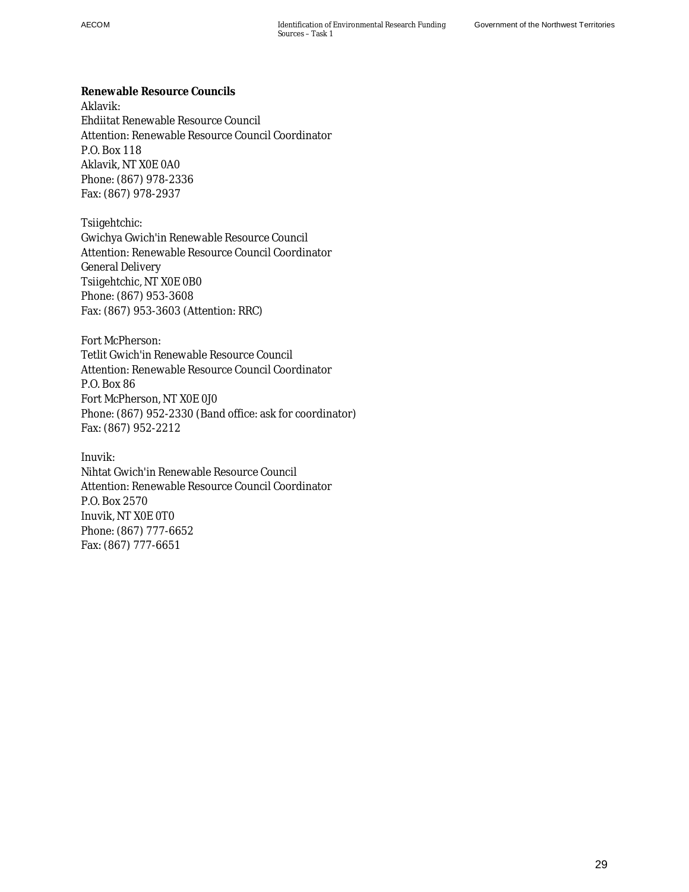**Renewable Resource Councils**

Aklavik:
Ehdiitat Renewable Resource Council
Attention: Renewable Resource Council Coordinator
P.O. Box 118
Aklavik, NT X0E 0A0
Phone: (867) 978-2336
Fax: (867) 978-2937

Tsiigehtchic:
Gwichya Gwich'in Renewable Resource Council
Attention: Renewable Resource Council Coordinator
General Delivery
Tsiigehtchic, NT X0E 0B0
Phone: (867) 953-3608
Fax: (867) 953-3603 (Attention: RRC)

Fort McPherson:
Tetlit Gwich'in Renewable Resource Council
Attention: Renewable Resource Council Coordinator
P.O. Box 86
Fort McPherson, NT X0E 0J0
Phone: (867) 952-2330 (Band office: ask for coordinator)
Fax: (867) 952-2212

Inuvik:
Nihtat Gwich'in Renewable Resource Council
Attention: Renewable Resource Council Coordinator
P.O. Box 2570
Inuvik, NT X0E 0T0
Phone: (867) 777-6652
Fax: (867) 777-6651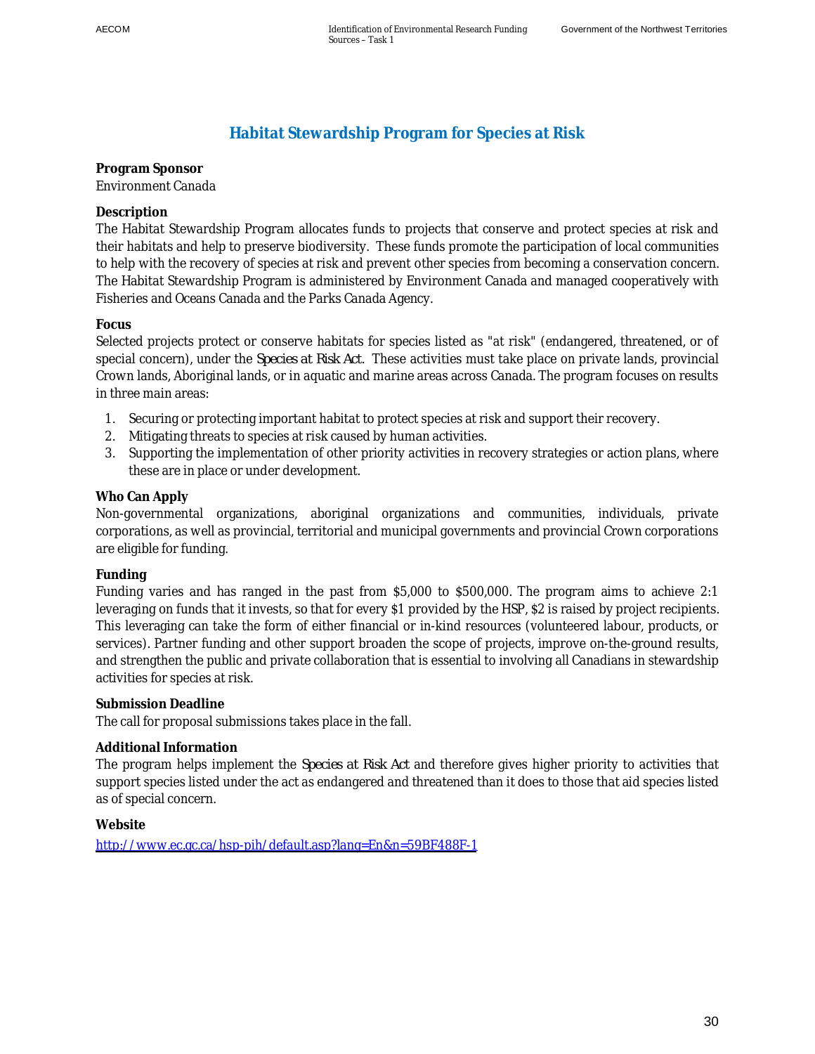# Habitat Stewardship Program for Species at Risk

**Program Sponsor**
Environment Canada

**Description**
The Habitat Stewardship Program allocates funds to projects that conserve and protect species at risk and their habitats and help to preserve biodiversity. These funds promote the participation of local communities to help with the recovery of species at risk and prevent other species from becoming a conservation concern. The Habitat Stewardship Program is administered by Environment Canada and managed cooperatively with Fisheries and Oceans Canada and the Parks Canada Agency.

**Focus**
Selected projects protect or conserve habitats for species listed as "at risk" (endangered, threatened, or of special concern), under the *Species at Risk Act*. These activities must take place on private lands, provincial Crown lands, Aboriginal lands, or in aquatic and marine areas across Canada. The program focuses on results in three main areas:

1. Securing or protecting important habitat to protect species at risk and support their recovery.
2. Mitigating threats to species at risk caused by human activities.
3. Supporting the implementation of other priority activities in recovery strategies or action plans, where these are in place or under development.

**Who Can Apply**
Non-governmental organizations, aboriginal organizations and communities, individuals, private corporations, as well as provincial, territorial and municipal governments and provincial Crown corporations are eligible for funding.

**Funding**
Funding varies and has ranged in the past from $5,000 to $500,000. The program aims to achieve 2:1 leveraging on funds that it invests, so that for every $1 provided by the HSP, $2 is raised by project recipients. This leveraging can take the form of either financial or in-kind resources (volunteered labour, products, or services). Partner funding and other support broaden the scope of projects, improve on-the-ground results, and strengthen the public and private collaboration that is essential to involving all Canadians in stewardship activities for species at risk.

**Submission Deadline**
The call for proposal submissions takes place in the fall.

**Additional Information**
The program helps implement the *Species at Risk Act* and therefore gives higher priority to activities that support species listed under the act as endangered and threatened than it does to those that aid species listed as of special concern.

**Website**
http://www.ec.gc.ca/hsp-pih/default.asp?lang=En&n=59BF488F-1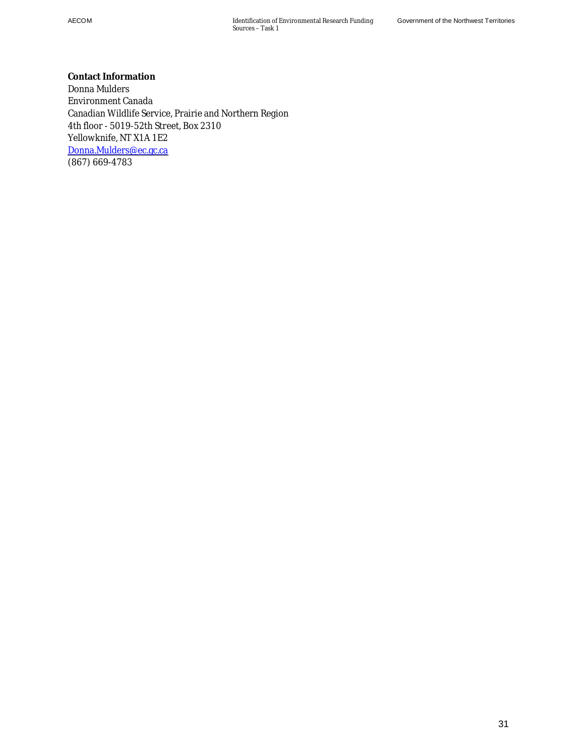**Contact Information**
Donna Mulders
Environment Canada
Canadian Wildlife Service, Prairie and Northern Region
4th floor - 5019-52th Street, Box 2310
Yellowknife, NT X1A 1E2
Donna.Mulders@ec.gc.ca
(867) 669-4783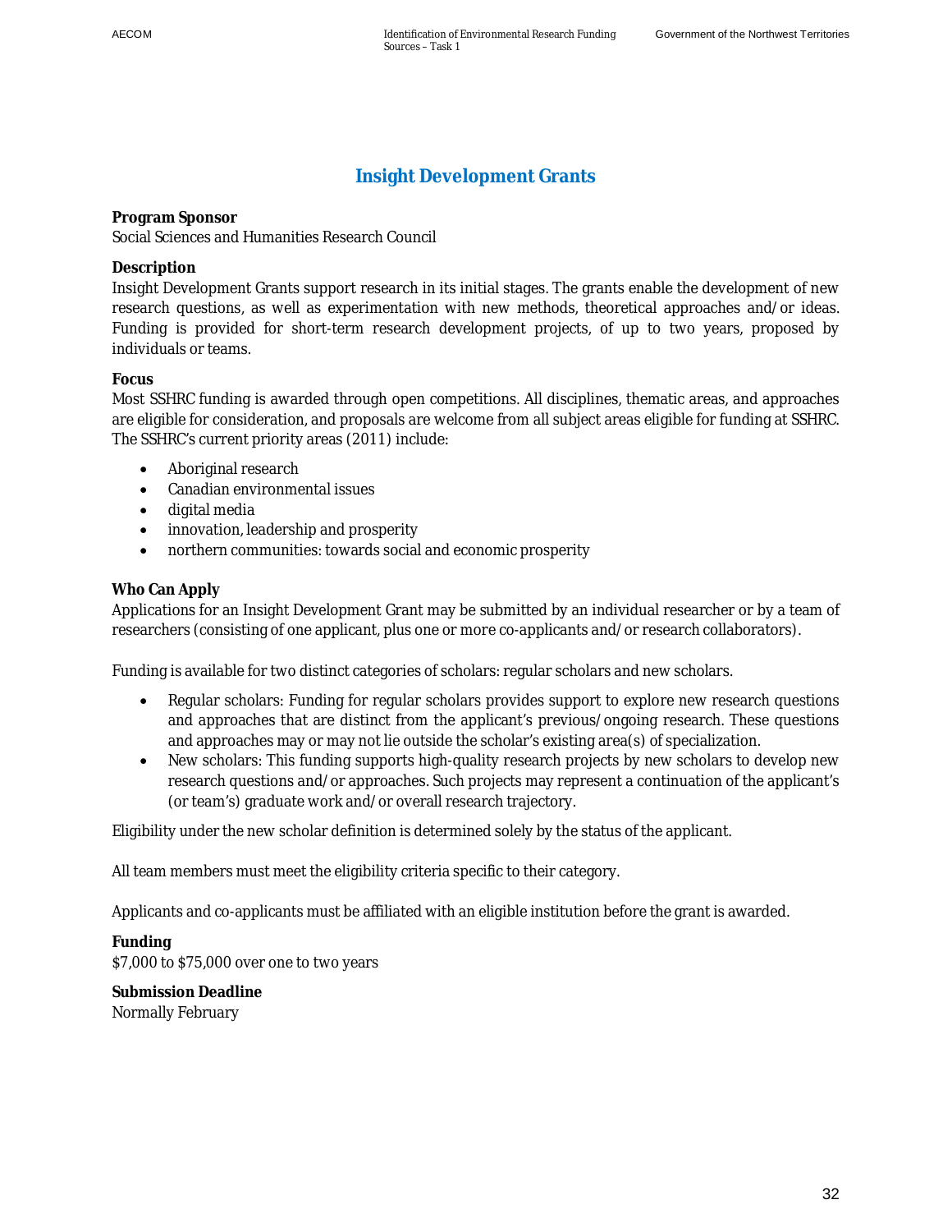# Insight Development Grants

**Program Sponsor**

Social Sciences and Humanities Research Council

**Description**

Insight Development Grants support research in its initial stages. The grants enable the development of new research questions, as well as experimentation with new methods, theoretical approaches and/or ideas. Funding is provided for short-term research development projects, of up to two years, proposed by individuals or teams.

**Focus**

Most SSHRC funding is awarded through open competitions. All disciplines, thematic areas, and approaches are eligible for consideration, and proposals are welcome from all subject areas eligible for funding at SSHRC. The SSHRC's current priority areas (2011) include:

- Aboriginal research
- Canadian environmental issues
- digital media
- innovation, leadership and prosperity
- northern communities: towards social and economic prosperity

**Who Can Apply**

Applications for an Insight Development Grant may be submitted by an individual researcher or by a team of researchers (consisting of one applicant, plus one or more co-applicants and/or research collaborators).

Funding is available for two distinct categories of scholars: regular scholars and new scholars.

- Regular scholars: Funding for regular scholars provides support to explore new research questions and approaches that are distinct from the applicant's previous/ongoing research. These questions and approaches may or may not lie outside the scholar's existing area(s) of specialization.
- New scholars: This funding supports high-quality research projects by new scholars to develop new research questions and/or approaches. Such projects may represent a continuation of the applicant's (or team's) graduate work and/or overall research trajectory.

Eligibility under the new scholar definition is determined solely by the status of the applicant.

All team members must meet the eligibility criteria specific to their category.

Applicants and co-applicants must be affiliated with an eligible institution before the grant is awarded.

**Funding**

$7,000 to $75,000 over one to two years

**Submission Deadline**

Normally February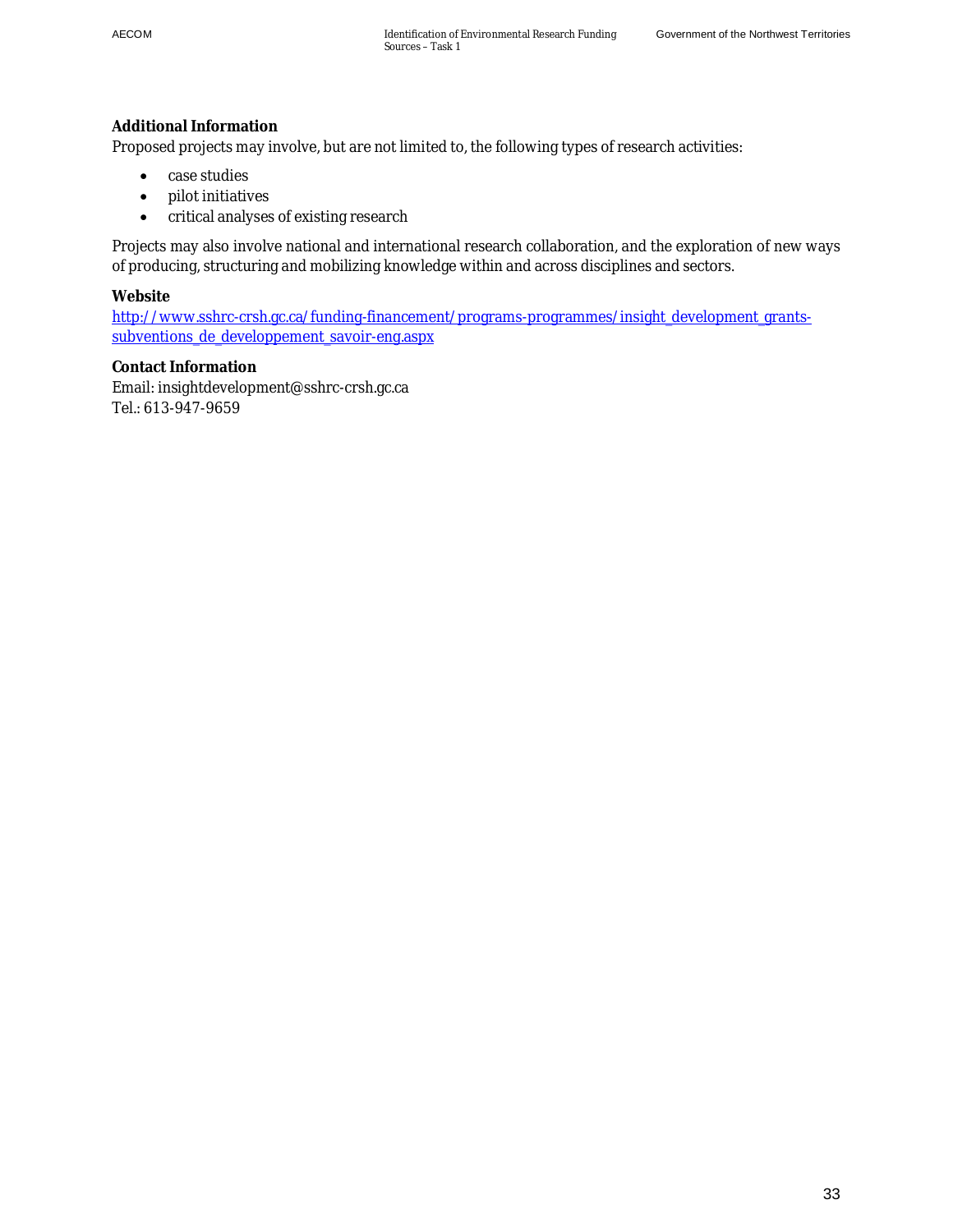**Additional Information**

Proposed projects may involve, but are not limited to, the following types of research activities:

- case studies
- pilot initiatives
- critical analyses of existing research

Projects may also involve national and international research collaboration, and the exploration of new ways of producing, structuring and mobilizing knowledge within and across disciplines and sectors.

**Website**

http://www.sshrc-crsh.gc.ca/funding-financement/programs-programmes/insight_development_grants-subventions_de_developpement_savoir-eng.aspx

**Contact Information**

Email: insightdevelopment@sshrc-crsh.gc.ca
Tel.: 613-947-9659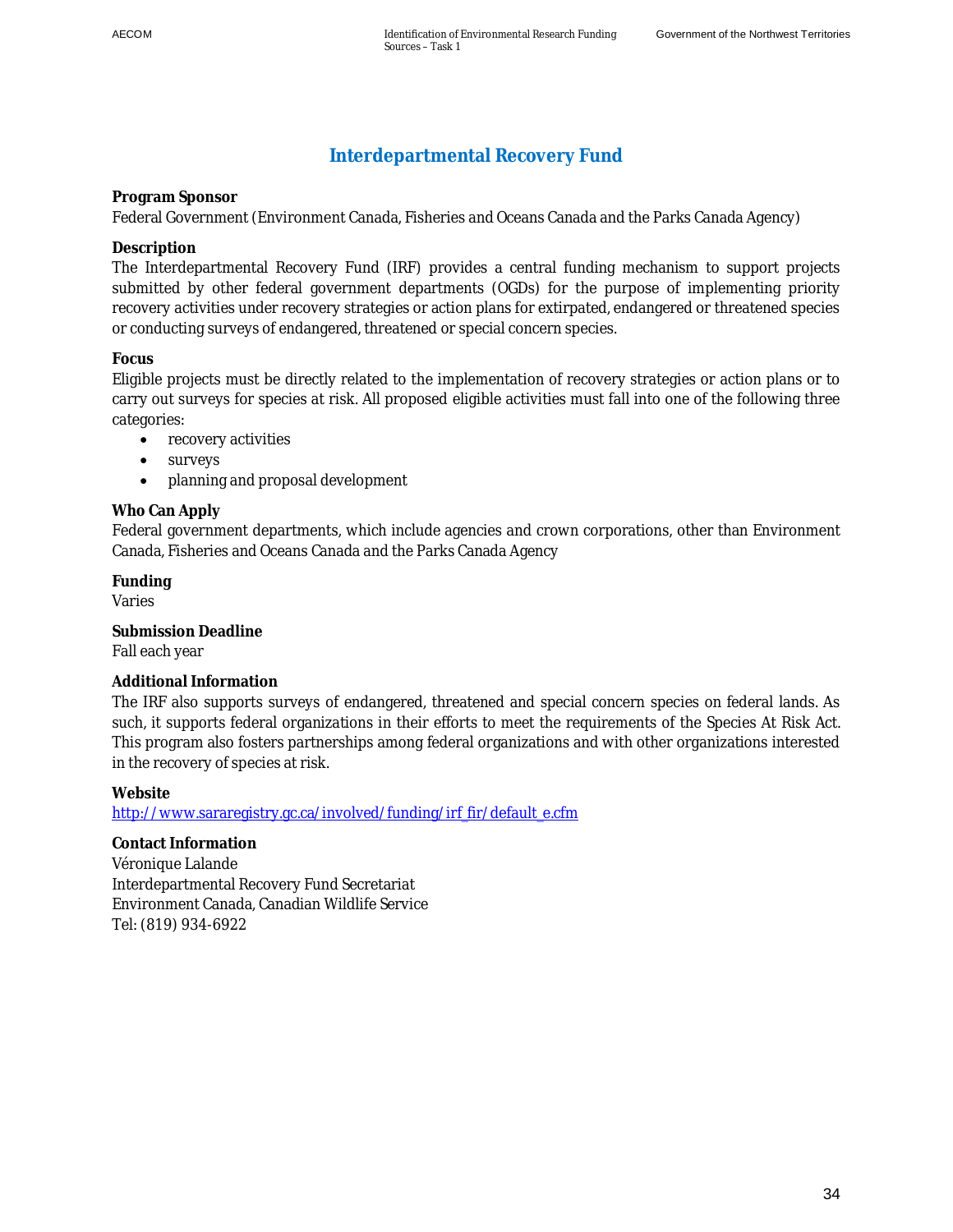## Interdepartmental Recovery Fund

**Program Sponsor**
Federal Government (Environment Canada, Fisheries and Oceans Canada and the Parks Canada Agency)

**Description**
The Interdepartmental Recovery Fund (IRF) provides a central funding mechanism to support projects submitted by other federal government departments (OGDs) for the purpose of implementing priority recovery activities under recovery strategies or action plans for extirpated, endangered or threatened species or conducting surveys of endangered, threatened or special concern species.

**Focus**
Eligible projects must be directly related to the implementation of recovery strategies or action plans or to carry out surveys for species at risk. All proposed eligible activities must fall into one of the following three categories:

- recovery activities
- surveys
- planning and proposal development

**Who Can Apply**
Federal government departments, which include agencies and crown corporations, other than Environment Canada, Fisheries and Oceans Canada and the Parks Canada Agency

**Funding**
Varies

**Submission Deadline**
Fall each year

**Additional Information**
The IRF also supports surveys of endangered, threatened and special concern species on federal lands. As such, it supports federal organizations in their efforts to meet the requirements of the Species At Risk Act. This program also fosters partnerships among federal organizations and with other organizations interested in the recovery of species at risk.

**Website**
http://www.sararegistry.gc.ca/involved/funding/irf_fir/default_e.cfm

**Contact Information**
Véronique Lalande
Interdepartmental Recovery Fund Secretariat
Environment Canada, Canadian Wildlife Service
Tel: (819) 934-6922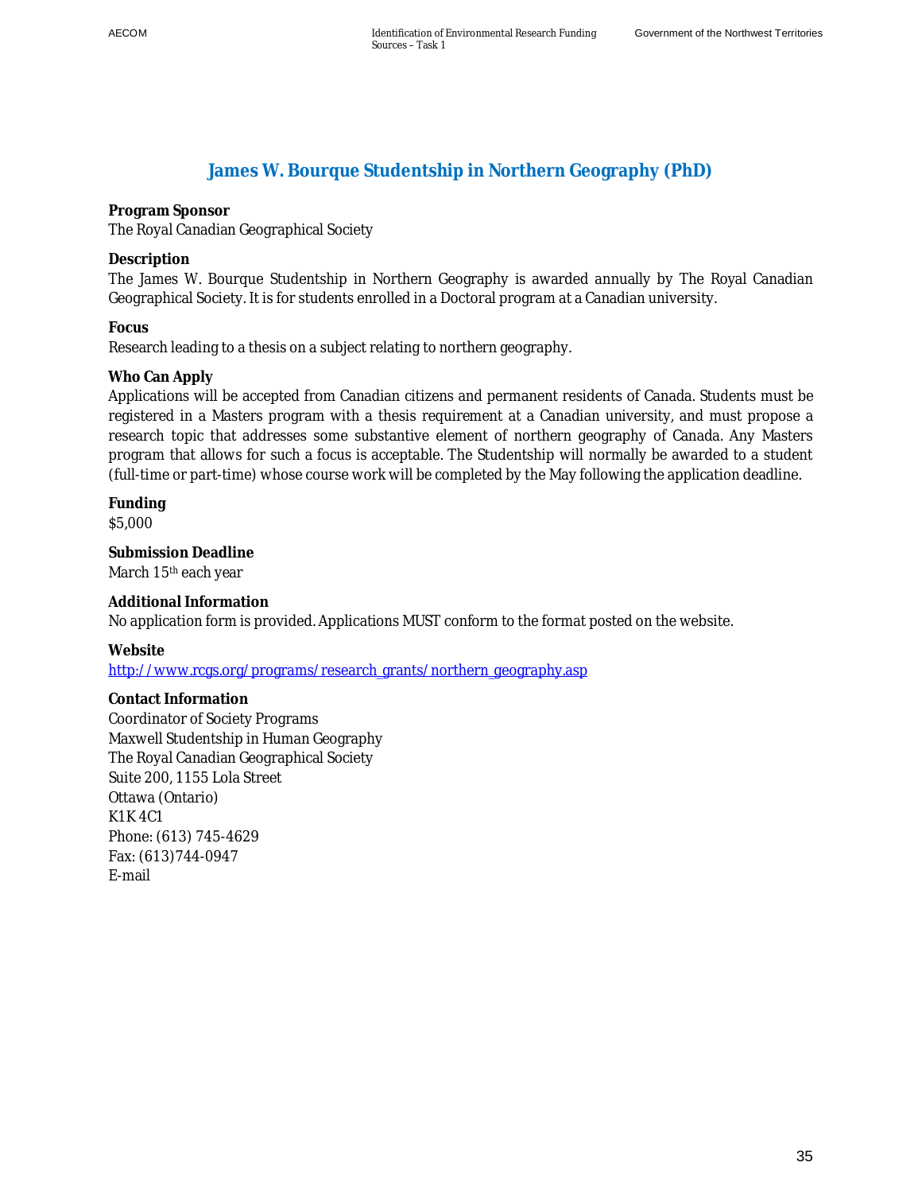## James W. Bourque Studentship in Northern Geography (PhD)

**Program Sponsor**
The Royal Canadian Geographical Society

**Description**
The James W. Bourque Studentship in Northern Geography is awarded annually by The Royal Canadian Geographical Society. It is for students enrolled in a Doctoral program at a Canadian university.

**Focus**
Research leading to a thesis on a subject relating to northern geography.

**Who Can Apply**
Applications will be accepted from Canadian citizens and permanent residents of Canada. Students must be registered in a Masters program with a thesis requirement at a Canadian university, and must propose a research topic that addresses some substantive element of northern geography of Canada. Any Masters program that allows for such a focus is acceptable. The Studentship will normally be awarded to a student (full-time or part-time) whose course work will be completed by the May following the application deadline.

**Funding**
$5,000

**Submission Deadline**
March 15th each year

**Additional Information**
No application form is provided. Applications MUST conform to the format posted on the website.

**Website**
http://www.rcgs.org/programs/research_grants/northern_geography.asp

**Contact Information**
Coordinator of Society Programs
Maxwell Studentship in Human Geography
The Royal Canadian Geographical Society
Suite 200, 1155 Lola Street
Ottawa (Ontario)
K1K 4C1
Phone: (613) 745-4629
Fax: (613)744-0947
E-mail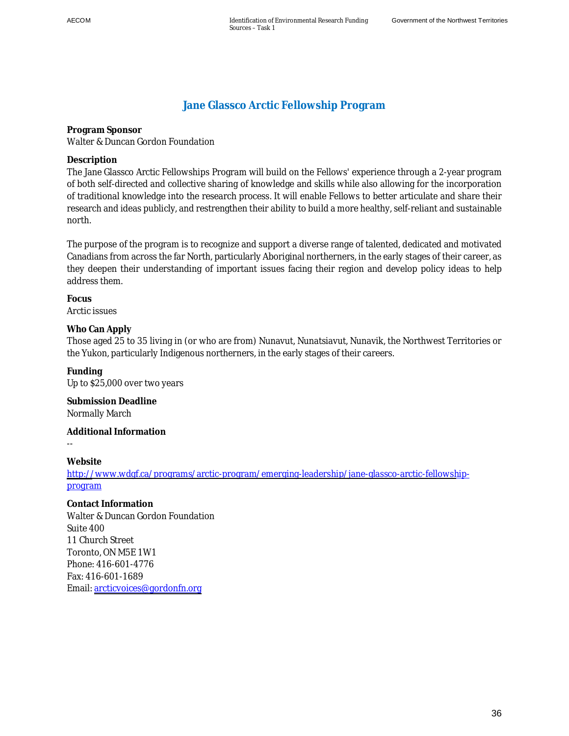## Jane Glassco Arctic Fellowship Program

**Program Sponsor**
Walter & Duncan Gordon Foundation

**Description**
The Jane Glassco Arctic Fellowships Program will build on the Fellows' experience through a 2-year program of both self-directed and collective sharing of knowledge and skills while also allowing for the incorporation of traditional knowledge into the research process. It will enable Fellows to better articulate and share their research and ideas publicly, and restrengthen their ability to build a more healthy, self-reliant and sustainable north.

The purpose of the program is to recognize and support a diverse range of talented, dedicated and motivated Canadians from across the far North, particularly Aboriginal northerners, in the early stages of their career, as they deepen their understanding of important issues facing their region and develop policy ideas to help address them.

**Focus**
Arctic issues

**Who Can Apply**
Those aged 25 to 35 living in (or who are from) Nunavut, Nunatsiavut, Nunavik, the Northwest Territories or the Yukon, particularly Indigenous northerners, in the early stages of their careers.

**Funding**
Up to $25,000 over two years

**Submission Deadline**
Normally March

**Additional Information**
--

**Website**
http://www.wdgf.ca/programs/arctic-program/emerging-leadership/jane-glassco-arctic-fellowship-program

**Contact Information**
Walter & Duncan Gordon Foundation
Suite 400
11 Church Street
Toronto, ON M5E 1W1
Phone: 416-601-4776
Fax: 416-601-1689
Email: arcticvoices@gordonfn.org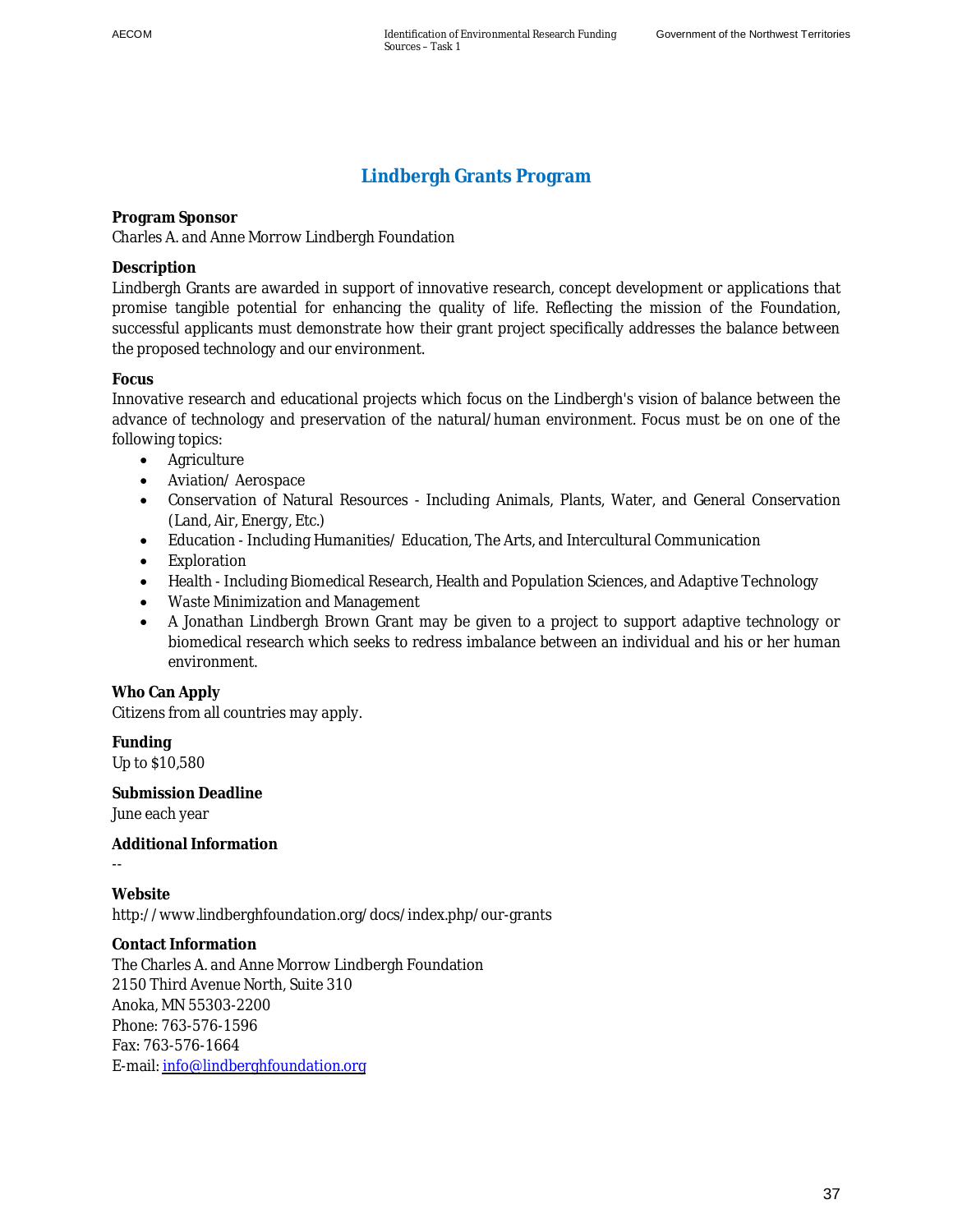## Lindbergh Grants Program

**Program Sponsor**

Charles A. and Anne Morrow Lindbergh Foundation

**Description**

Lindbergh Grants are awarded in support of innovative research, concept development or applications that promise tangible potential for enhancing the quality of life. Reflecting the mission of the Foundation, successful applicants must demonstrate how their grant project specifically addresses the balance between the proposed technology and our environment.

**Focus**

Innovative research and educational projects which focus on the Lindbergh's vision of balance between the advance of technology and preservation of the natural/human environment. Focus must be on one of the following topics:

- Agriculture
- Aviation/ Aerospace
- Conservation of Natural Resources - Including Animals, Plants, Water, and General Conservation (Land, Air, Energy, Etc.)
- Education - Including Humanities/ Education, The Arts, and Intercultural Communication
- Exploration
- Health - Including Biomedical Research, Health and Population Sciences, and Adaptive Technology
- Waste Minimization and Management
- A Jonathan Lindbergh Brown Grant may be given to a project to support adaptive technology or biomedical research which seeks to redress imbalance between an individual and his or her human environment.

**Who Can Apply**

Citizens from all countries may apply.

**Funding**

Up to $10,580

**Submission Deadline**

June each year

**Additional Information**

--

**Website**

http://www.lindberghfoundation.org/docs/index.php/our-grants

**Contact Information**

The Charles A. and Anne Morrow Lindbergh Foundation
2150 Third Avenue North, Suite 310
Anoka, MN 55303-2200
Phone: 763-576-1596
Fax: 763-576-1664
E-mail: info@lindberghfoundation.org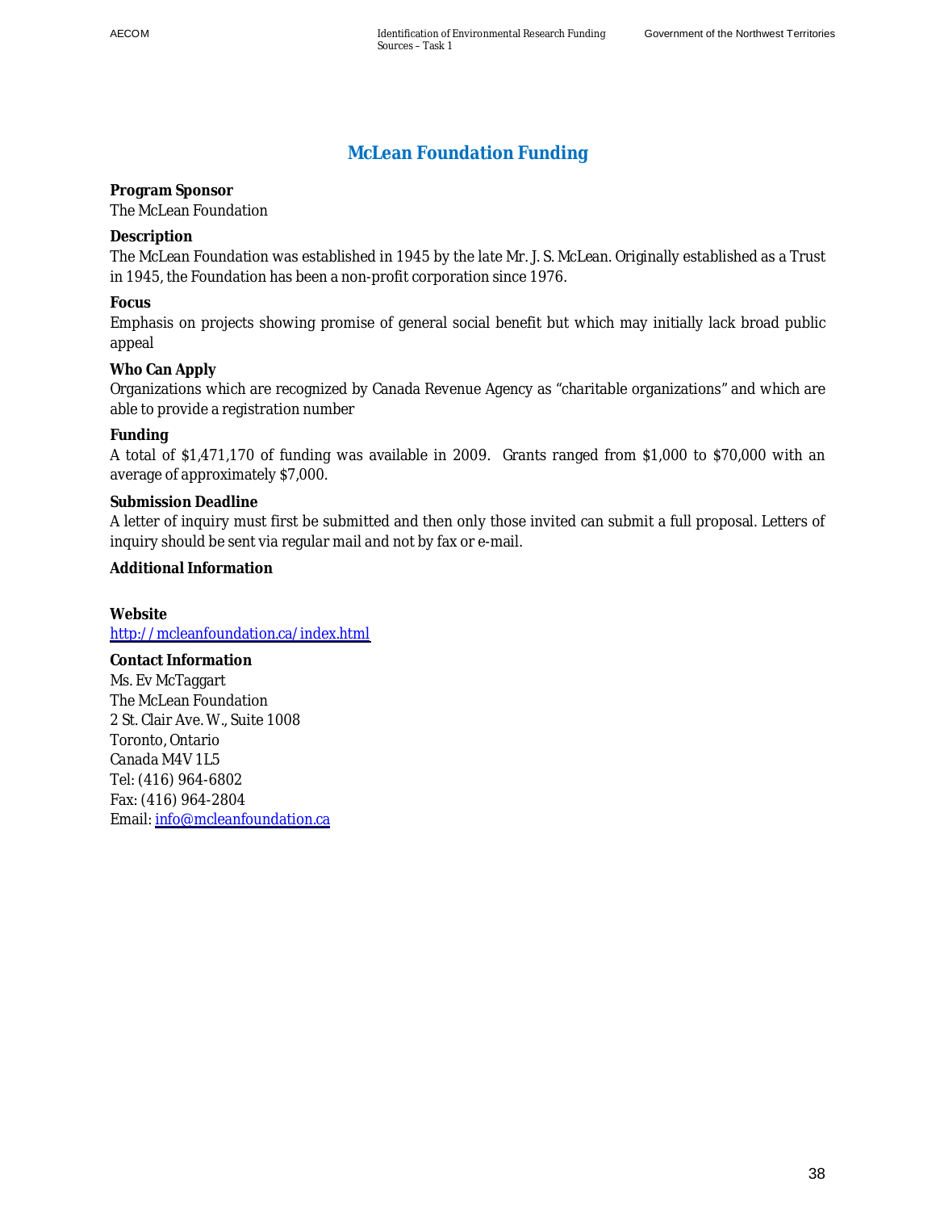## McLean Foundation Funding

**Program Sponsor**

The McLean Foundation

**Description**

The McLean Foundation was established in 1945 by the late Mr. J. S. McLean. Originally established as a Trust in 1945, the Foundation has been a non-profit corporation since 1976.

**Focus**

Emphasis on projects showing promise of general social benefit but which may initially lack broad public appeal

**Who Can Apply**

Organizations which are recognized by Canada Revenue Agency as "charitable organizations" and which are able to provide a registration number

**Funding**

A total of $1,471,170 of funding was available in 2009. Grants ranged from $1,000 to $70,000 with an average of approximately $7,000.

**Submission Deadline**

A letter of inquiry must first be submitted and then only those invited can submit a full proposal. Letters of inquiry should be sent via regular mail and not by fax or e-mail.

**Additional Information**

**Website**

http://mcleanfoundation.ca/index.html

**Contact Information**

Ms. Ev McTaggart
The McLean Foundation
2 St. Clair Ave. W., Suite 1008
Toronto, Ontario
Canada M4V 1L5
Tel: (416) 964-6802
Fax: (416) 964-2804
Email: info@mcleanfoundation.ca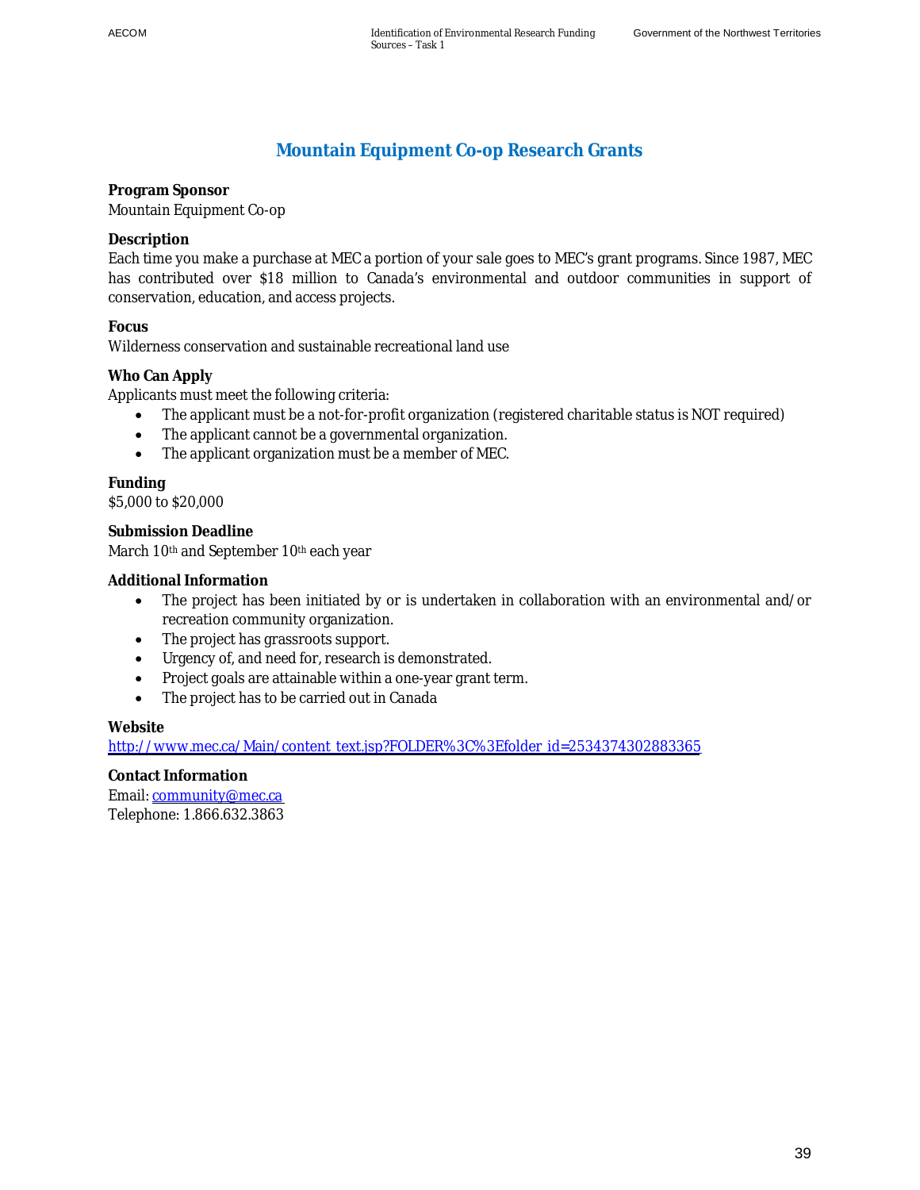# Mountain Equipment Co-op Research Grants

**Program Sponsor**
Mountain Equipment Co-op

**Description**
Each time you make a purchase at MEC a portion of your sale goes to MEC's grant programs. Since 1987, MEC has contributed over $18 million to Canada's environmental and outdoor communities in support of conservation, education, and access projects.

**Focus**
Wilderness conservation and sustainable recreational land use

**Who Can Apply**
Applicants must meet the following criteria:

- The applicant must be a not-for-profit organization (registered charitable status is NOT required)
- The applicant cannot be a governmental organization.
- The applicant organization must be a member of MEC.

**Funding**
$5,000 to $20,000

**Submission Deadline**
March 10th and September 10th each year

**Additional Information**

- The project has been initiated by or is undertaken in collaboration with an environmental and/or recreation community organization.
- The project has grassroots support.
- Urgency of, and need for, research is demonstrated.
- Project goals are attainable within a one-year grant term.
- The project has to be carried out in Canada

**Website**
http://www.mec.ca/Main/content_text.jsp?FOLDER%3C%3Efolder_id=2534374302883365

**Contact Information**
Email: community@mec.ca
Telephone: 1.866.632.3863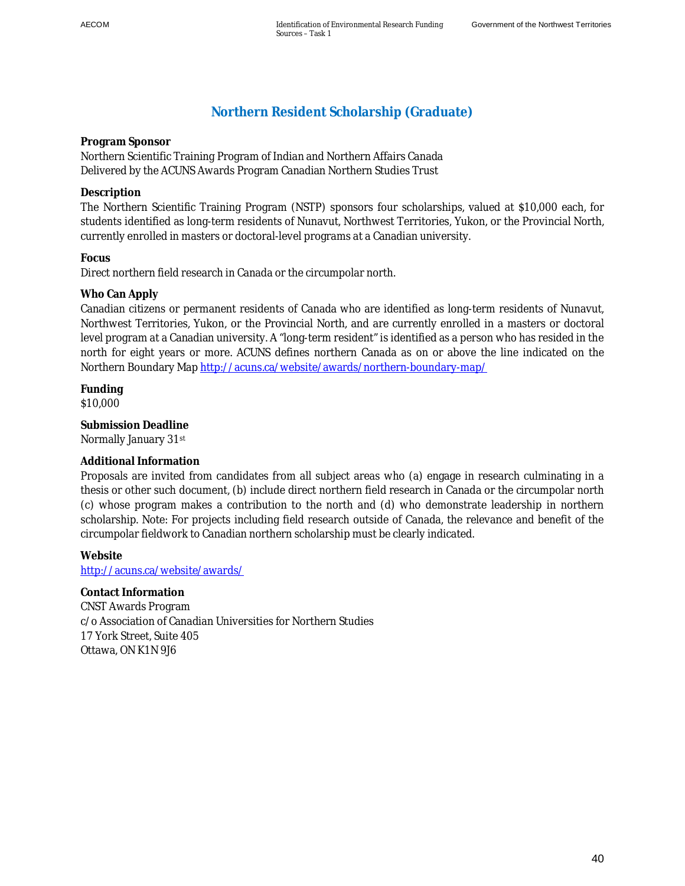# Northern Resident Scholarship (Graduate)

**Program Sponsor**

Northern Scientific Training Program of Indian and Northern Affairs Canada
Delivered by the ACUNS Awards Program Canadian Northern Studies Trust

**Description**

The Northern Scientific Training Program (NSTP) sponsors four scholarships, valued at $10,000 each, for students identified as long-term residents of Nunavut, Northwest Territories, Yukon, or the Provincial North, currently enrolled in masters or doctoral-level programs at a Canadian university.

**Focus**

Direct northern field research in Canada or the circumpolar north.

**Who Can Apply**

Canadian citizens or permanent residents of Canada who are identified as long-term residents of Nunavut, Northwest Territories, Yukon, or the Provincial North, and are currently enrolled in a masters or doctoral level program at a Canadian university. A "long-term resident" is identified as a person who has resided in the north for eight years or more. ACUNS defines northern Canada as on or above the line indicated on the Northern Boundary Map http://acuns.ca/website/awards/northern-boundary-map/

**Funding**

$10,000

**Submission Deadline**

Normally January 31st

**Additional Information**

Proposals are invited from candidates from all subject areas who (a) engage in research culminating in a thesis or other such document, (b) include direct northern field research in Canada or the circumpolar north (c) whose program makes a contribution to the north and (d) who demonstrate leadership in northern scholarship. Note: For projects including field research outside of Canada, the relevance and benefit of the circumpolar fieldwork to Canadian northern scholarship must be clearly indicated.

**Website**

http://acuns.ca/website/awards/

**Contact Information**

CNST Awards Program
c/o Association of Canadian Universities for Northern Studies
17 York Street, Suite 405
Ottawa, ON K1N 9J6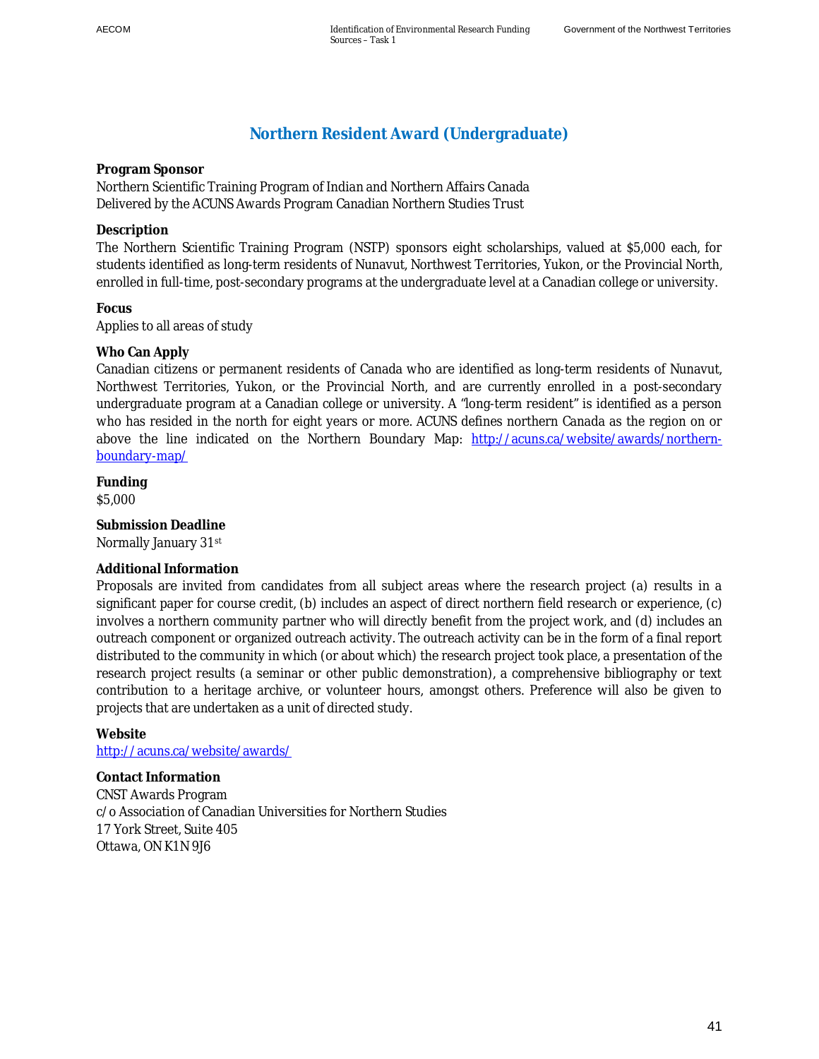## Northern Resident Award (Undergraduate)

**Program Sponsor**

Northern Scientific Training Program of Indian and Northern Affairs Canada
Delivered by the ACUNS Awards Program Canadian Northern Studies Trust

**Description**

The Northern Scientific Training Program (NSTP) sponsors eight scholarships, valued at $5,000 each, for students identified as long-term residents of Nunavut, Northwest Territories, Yukon, or the Provincial North, enrolled in full-time, post-secondary programs at the undergraduate level at a Canadian college or university.

**Focus**

Applies to all areas of study

**Who Can Apply**

Canadian citizens or permanent residents of Canada who are identified as long-term residents of Nunavut, Northwest Territories, Yukon, or the Provincial North, and are currently enrolled in a post-secondary undergraduate program at a Canadian college or university. A "long-term resident" is identified as a person who has resided in the north for eight years or more. ACUNS defines northern Canada as the region on or above the line indicated on the Northern Boundary Map: http://acuns.ca/website/awards/northern-boundary-map/

**Funding**

$5,000

**Submission Deadline**

Normally January 31st

**Additional Information**

Proposals are invited from candidates from all subject areas where the research project (a) results in a significant paper for course credit, (b) includes an aspect of direct northern field research or experience, (c) involves a northern community partner who will directly benefit from the project work, and (d) includes an outreach component or organized outreach activity. The outreach activity can be in the form of a final report distributed to the community in which (or about which) the research project took place, a presentation of the research project results (a seminar or other public demonstration), a comprehensive bibliography or text contribution to a heritage archive, or volunteer hours, amongst others. Preference will also be given to projects that are undertaken as a unit of directed study.

**Website**

http://acuns.ca/website/awards/

**Contact Information**

CNST Awards Program
c/o Association of Canadian Universities for Northern Studies
17 York Street, Suite 405
Ottawa, ON K1N 9J6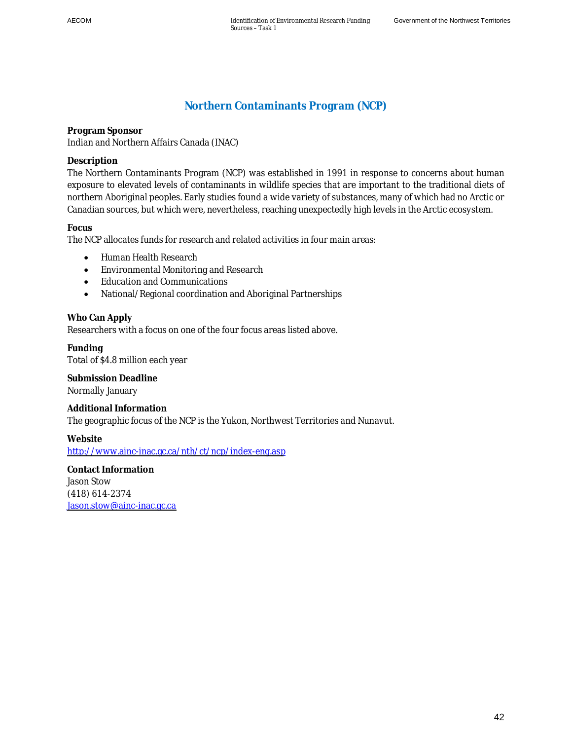# Northern Contaminants Program (NCP)

**Program Sponsor**
Indian and Northern Affairs Canada (INAC)

**Description**
The Northern Contaminants Program (NCP) was established in 1991 in response to concerns about human exposure to elevated levels of contaminants in wildlife species that are important to the traditional diets of northern Aboriginal peoples. Early studies found a wide variety of substances, many of which had no Arctic or Canadian sources, but which were, nevertheless, reaching unexpectedly high levels in the Arctic ecosystem.

**Focus**
The NCP allocates funds for research and related activities in four main areas:

- Human Health Research
- Environmental Monitoring and Research
- Education and Communications
- National/Regional coordination and Aboriginal Partnerships

**Who Can Apply**
Researchers with a focus on one of the four focus areas listed above.

**Funding**
Total of $4.8 million each year

**Submission Deadline**
Normally January

**Additional Information**
The geographic focus of the NCP is the Yukon, Northwest Territories and Nunavut.

**Website**
http://www.ainc-inac.gc.ca/nth/ct/ncp/index-eng.asp

**Contact Information**
Jason Stow
(418) 614-2374
Jason.stow@ainc-inac.gc.ca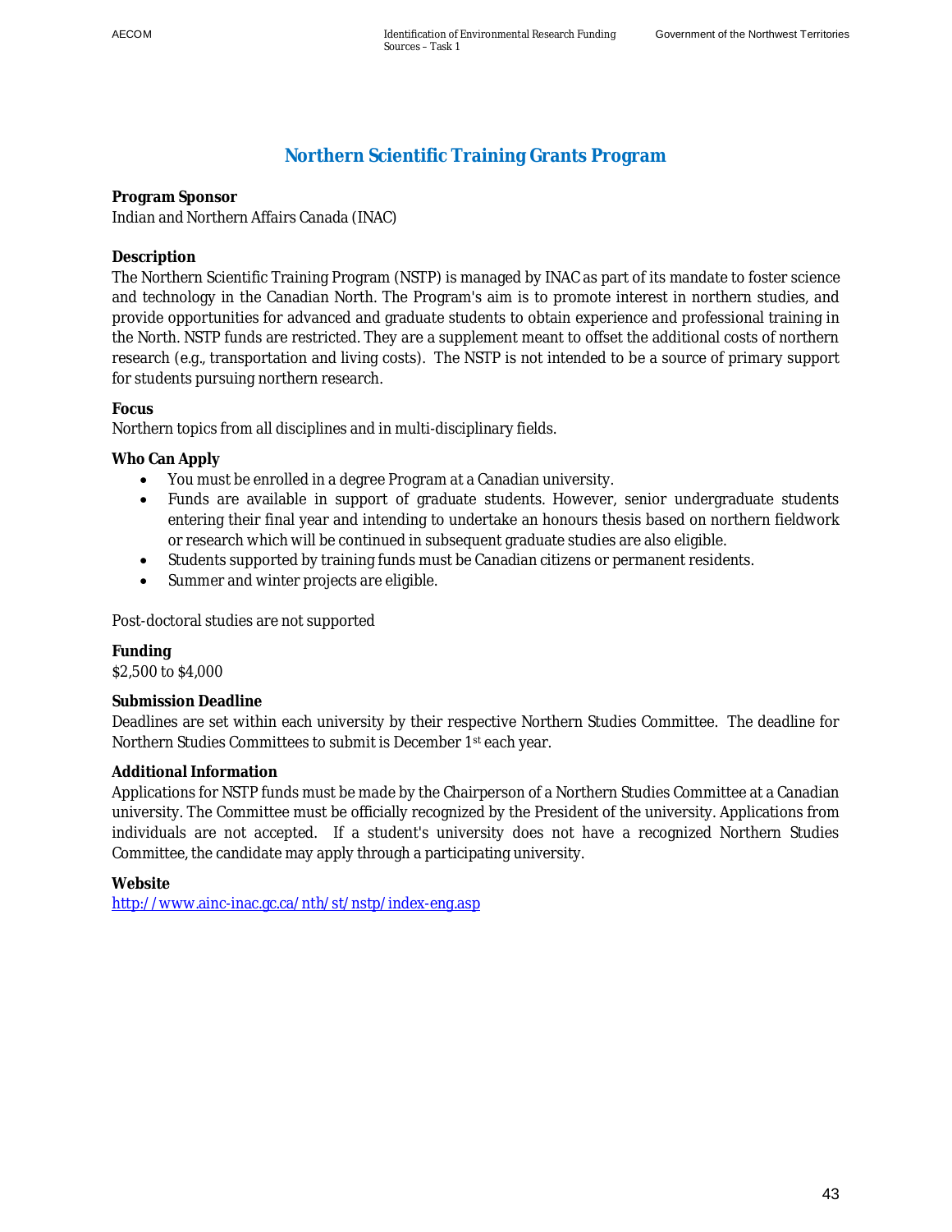# Northern Scientific Training Grants Program

**Program Sponsor**
Indian and Northern Affairs Canada (INAC)

**Description**
The Northern Scientific Training Program (NSTP) is managed by INAC as part of its mandate to foster science and technology in the Canadian North. The Program's aim is to promote interest in northern studies, and provide opportunities for advanced and graduate students to obtain experience and professional training in the North. NSTP funds are restricted. They are a supplement meant to offset the additional costs of northern research (e.g., transportation and living costs). The NSTP is not intended to be a source of primary support for students pursuing northern research.

**Focus**
Northern topics from all disciplines and in multi-disciplinary fields.

**Who Can Apply**

- You must be enrolled in a degree Program at a Canadian university.
- Funds are available in support of graduate students. However, senior undergraduate students entering their final year and intending to undertake an honours thesis based on northern fieldwork or research which will be continued in subsequent graduate studies are also eligible.
- Students supported by training funds must be Canadian citizens or permanent residents.
- Summer and winter projects are eligible.

Post-doctoral studies are not supported

**Funding**
$2,500 to $4,000

**Submission Deadline**
Deadlines are set within each university by their respective Northern Studies Committee. The deadline for Northern Studies Committees to submit is December 1st each year.

**Additional Information**
Applications for NSTP funds must be made by the Chairperson of a Northern Studies Committee at a Canadian university. The Committee must be officially recognized by the President of the university. Applications from individuals are not accepted. If a student's university does not have a recognized Northern Studies Committee, the candidate may apply through a participating university.

**Website**
http://www.ainc-inac.gc.ca/nth/st/nstp/index-eng.asp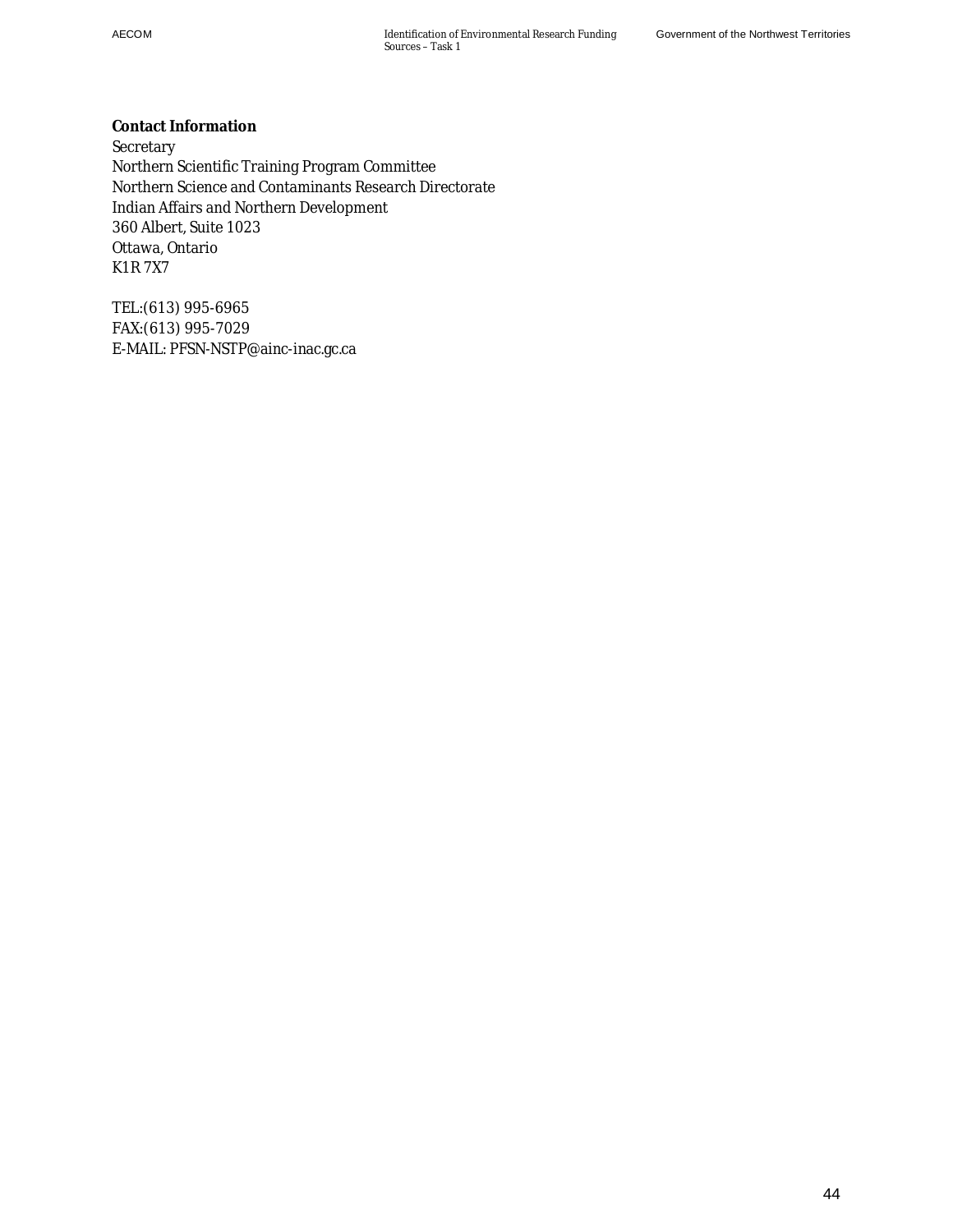**Contact Information**
Secretary
Northern Scientific Training Program Committee
Northern Science and Contaminants Research Directorate
Indian Affairs and Northern Development
360 Albert, Suite 1023
Ottawa, Ontario
K1R 7X7

TEL:(613) 995-6965
FAX:(613) 995-7029
E-MAIL: PFSN-NSTP@ainc-inac.gc.ca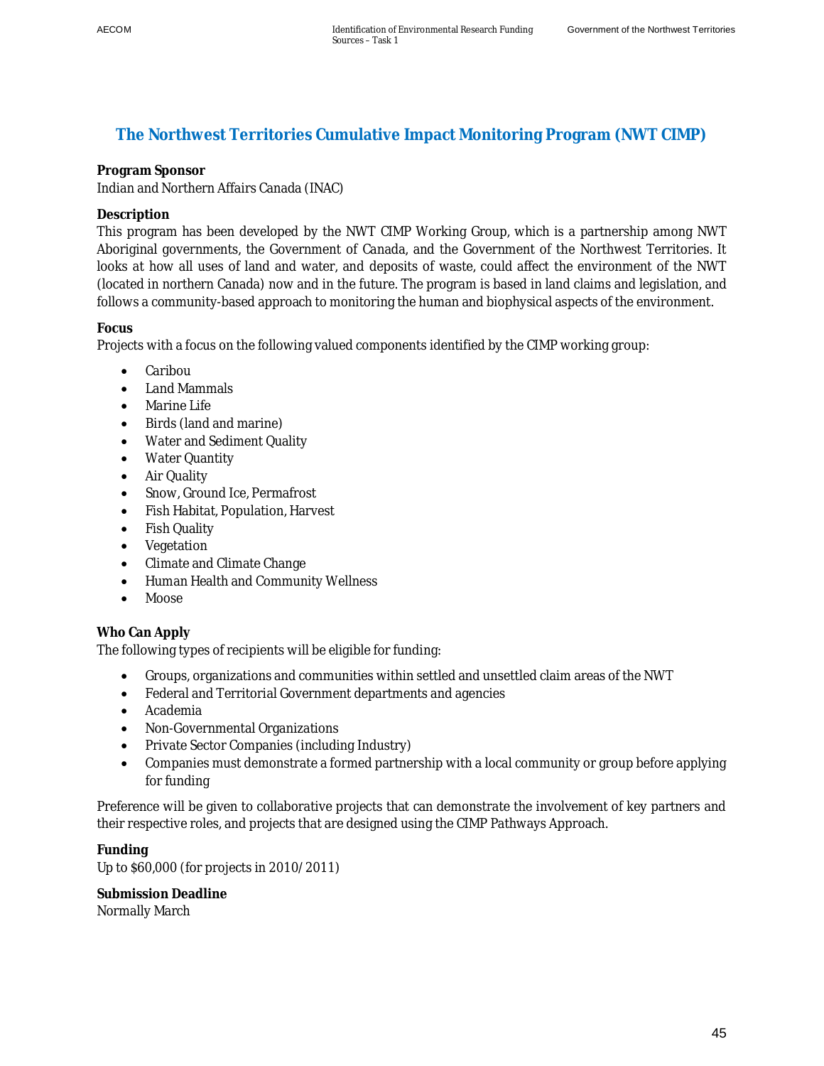## The Northwest Territories Cumulative Impact Monitoring Program (NWT CIMP)

**Program Sponsor**
Indian and Northern Affairs Canada (INAC)

**Description**
This program has been developed by the NWT CIMP Working Group, which is a partnership among NWT Aboriginal governments, the Government of Canada, and the Government of the Northwest Territories. It looks at how all uses of land and water, and deposits of waste, could affect the environment of the NWT (located in northern Canada) now and in the future. The program is based in land claims and legislation, and follows a community-based approach to monitoring the human and biophysical aspects of the environment.

**Focus**
Projects with a focus on the following valued components identified by the CIMP working group:

- Caribou
- Land Mammals
- Marine Life
- Birds (land and marine)
- Water and Sediment Quality
- Water Quantity
- Air Quality
- Snow, Ground Ice, Permafrost
- Fish Habitat, Population, Harvest
- Fish Quality
- Vegetation
- Climate and Climate Change
- Human Health and Community Wellness
- Moose

**Who Can Apply**
The following types of recipients will be eligible for funding:

- Groups, organizations and communities within settled and unsettled claim areas of the NWT
- Federal and Territorial Government departments and agencies
- Academia
- Non-Governmental Organizations
- Private Sector Companies (including Industry)
- Companies must demonstrate a formed partnership with a local community or group before applying for funding

Preference will be given to collaborative projects that can demonstrate the involvement of key partners and their respective roles, and projects that are designed using the CIMP Pathways Approach.

**Funding**
Up to $60,000 (for projects in 2010/2011)

**Submission Deadline**
Normally March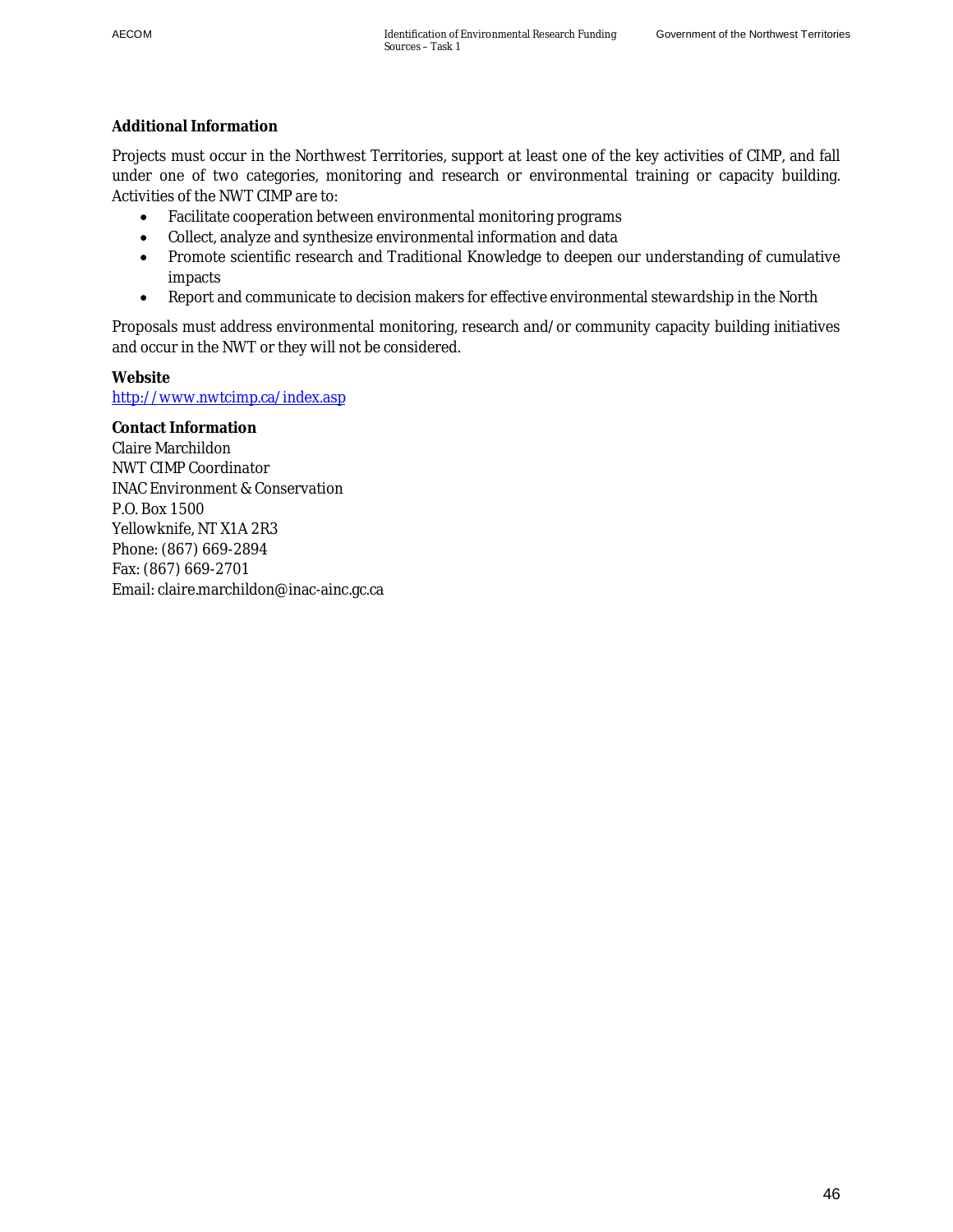**Additional Information**

Projects must occur in the Northwest Territories, support at least one of the key activities of CIMP, and fall under one of two categories, monitoring and research or environmental training or capacity building. Activities of the NWT CIMP are to:

- Facilitate cooperation between environmental monitoring programs
- Collect, analyze and synthesize environmental information and data
- Promote scientific research and Traditional Knowledge to deepen our understanding of cumulative impacts
- Report and communicate to decision makers for effective environmental stewardship in the North

Proposals must address environmental monitoring, research and/or community capacity building initiatives and occur in the NWT or they will not be considered.

**Website**

http://www.nwtcimp.ca/index.asp

**Contact Information**

Claire Marchildon
NWT CIMP Coordinator
INAC Environment & Conservation
P.O. Box 1500
Yellowknife, NT X1A 2R3
Phone: (867) 669-2894
Fax: (867) 669-2701
Email: claire.marchildon@inac-ainc.gc.ca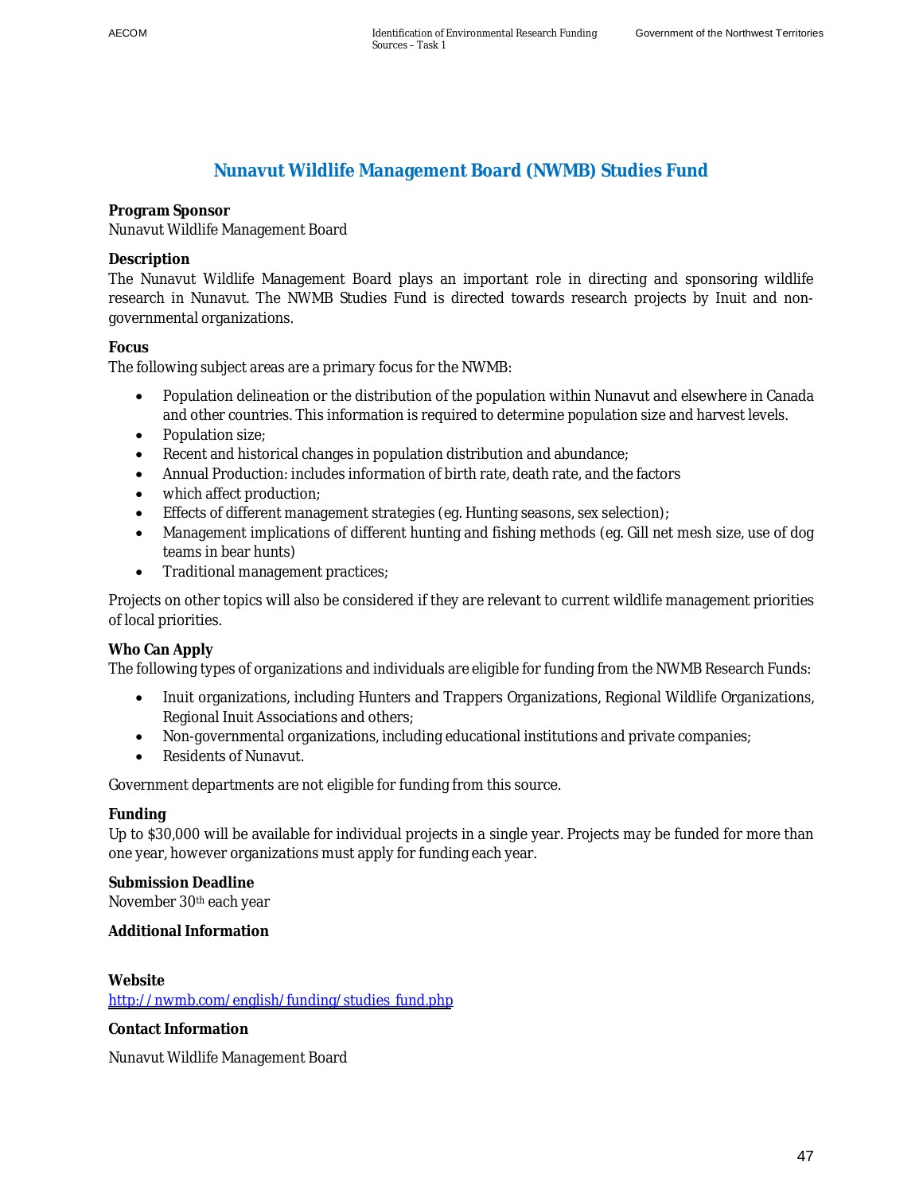## Nunavut Wildlife Management Board (NWMB) Studies Fund

**Program Sponsor**
Nunavut Wildlife Management Board

**Description**
The Nunavut Wildlife Management Board plays an important role in directing and sponsoring wildlife research in Nunavut. The NWMB Studies Fund is directed towards research projects by Inuit and non-governmental organizations.

**Focus**
The following subject areas are a primary focus for the NWMB:

- Population delineation or the distribution of the population within Nunavut and elsewhere in Canada and other countries. This information is required to determine population size and harvest levels.
- Population size;
- Recent and historical changes in population distribution and abundance;
- Annual Production: includes information of birth rate, death rate, and the factors
- which affect production;
- Effects of different management strategies (eg. Hunting seasons, sex selection);
- Management implications of different hunting and fishing methods (eg. Gill net mesh size, use of dog teams in bear hunts)
- Traditional management practices;

Projects on other topics will also be considered if they are relevant to current wildlife management priorities of local priorities.

**Who Can Apply**
The following types of organizations and individuals are eligible for funding from the NWMB Research Funds:

- Inuit organizations, including Hunters and Trappers Organizations, Regional Wildlife Organizations, Regional Inuit Associations and others;
- Non-governmental organizations, including educational institutions and private companies;
- Residents of Nunavut.

Government departments are not eligible for funding from this source.

**Funding**
Up to $30,000 will be available for individual projects in a single year. Projects may be funded for more than one year, however organizations must apply for funding each year.

**Submission Deadline**
November 30th each year

**Additional Information**

**Website**
http://nwmb.com/english/funding/studies_fund.php

**Contact Information**

Nunavut Wildlife Management Board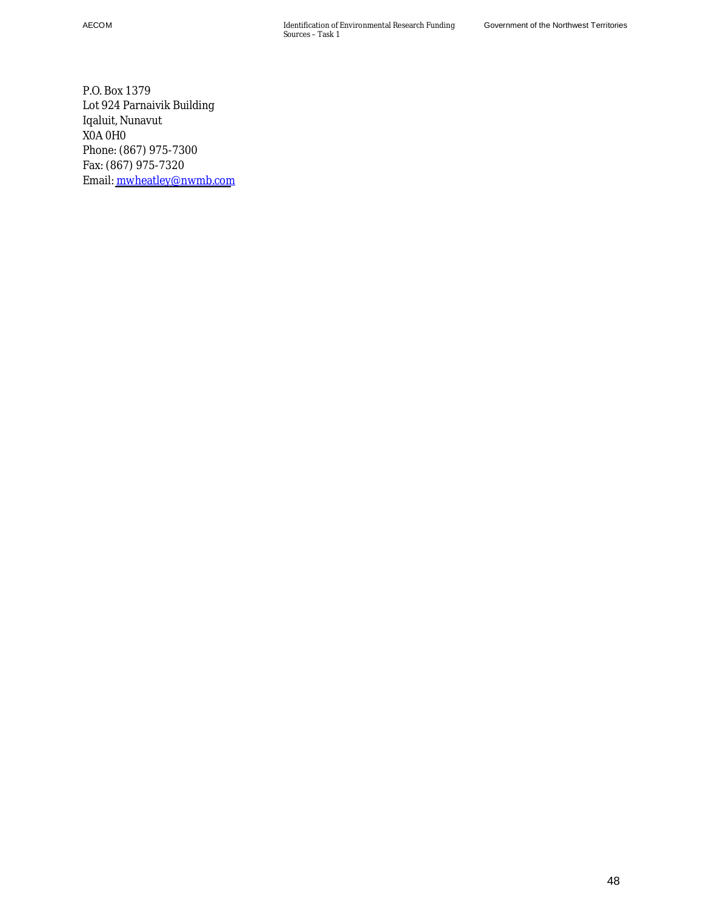P.O. Box 1379
Lot 924 Parnaivik Building
Iqaluit, Nunavut
X0A 0H0
Phone: (867) 975-7300
Fax: (867) 975-7320
Email: mwheatley@nwmb.com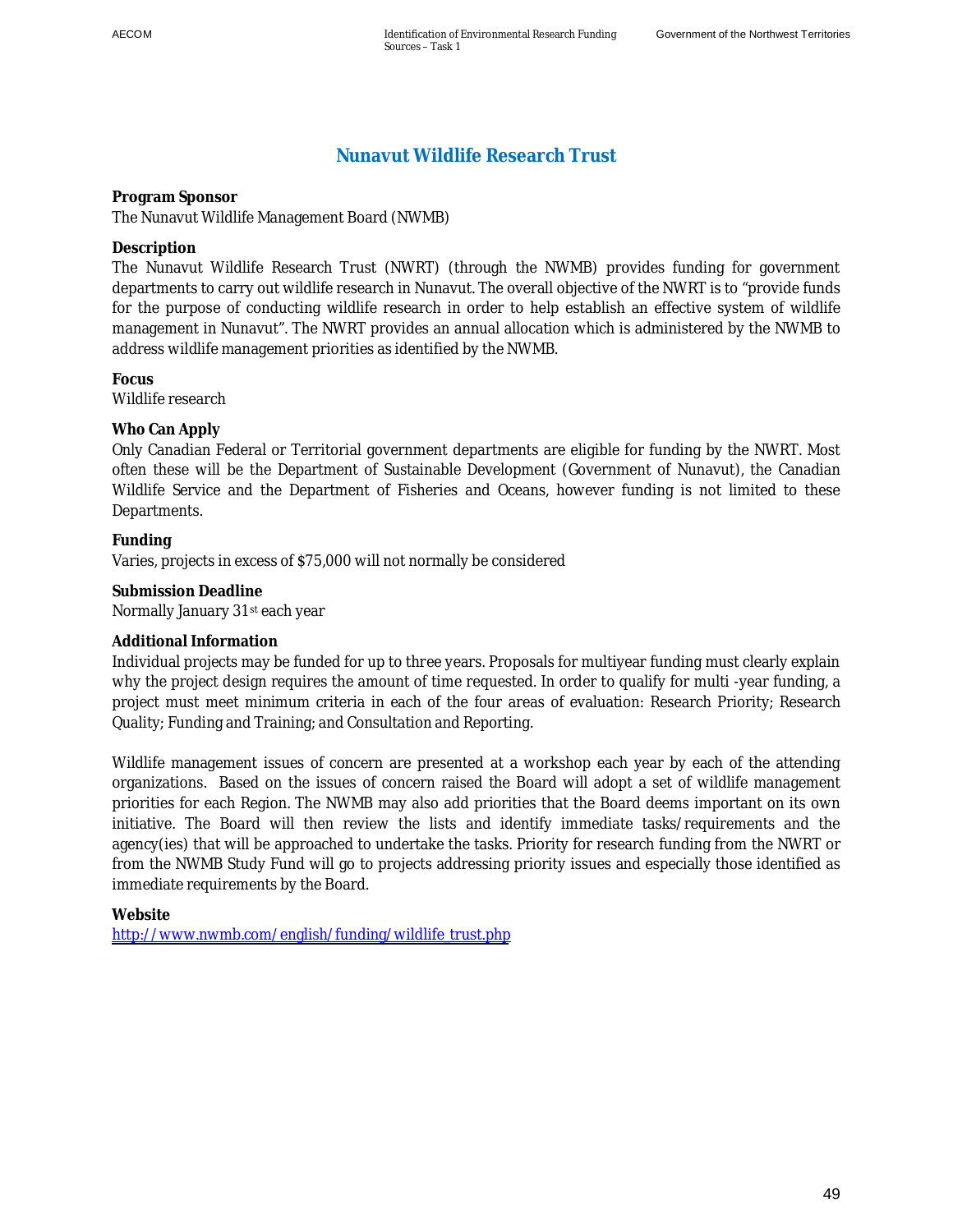# Nunavut Wildlife Research Trust

**Program Sponsor**

The Nunavut Wildlife Management Board (NWMB)

**Description**

The Nunavut Wildlife Research Trust (NWRT) (through the NWMB) provides funding for government departments to carry out wildlife research in Nunavut. The overall objective of the NWRT is to "provide funds for the purpose of conducting wildlife research in order to help establish an effective system of wildlife management in Nunavut". The NWRT provides an annual allocation which is administered by the NWMB to address wildlife management priorities as identified by the NWMB.

**Focus**

Wildlife research

**Who Can Apply**

Only Canadian Federal or Territorial government departments are eligible for funding by the NWRT. Most often these will be the Department of Sustainable Development (Government of Nunavut), the Canadian Wildlife Service and the Department of Fisheries and Oceans, however funding is not limited to these Departments.

**Funding**

Varies, projects in excess of $75,000 will not normally be considered

**Submission Deadline**

Normally January 31st each year

**Additional Information**

Individual projects may be funded for up to three years. Proposals for multiyear funding must clearly explain why the project design requires the amount of time requested. In order to qualify for multi -year funding, a project must meet minimum criteria in each of the four areas of evaluation: Research Priority; Research Quality; Funding and Training; and Consultation and Reporting.

Wildlife management issues of concern are presented at a workshop each year by each of the attending organizations. Based on the issues of concern raised the Board will adopt a set of wildlife management priorities for each Region. The NWMB may also add priorities that the Board deems important on its own initiative. The Board will then review the lists and identify immediate tasks/requirements and the agency(ies) that will be approached to undertake the tasks. Priority for research funding from the NWRT or from the NWMB Study Fund will go to projects addressing priority issues and especially those identified as immediate requirements by the Board.

**Website**

http://www.nwmb.com/english/funding/wildlife_trust.php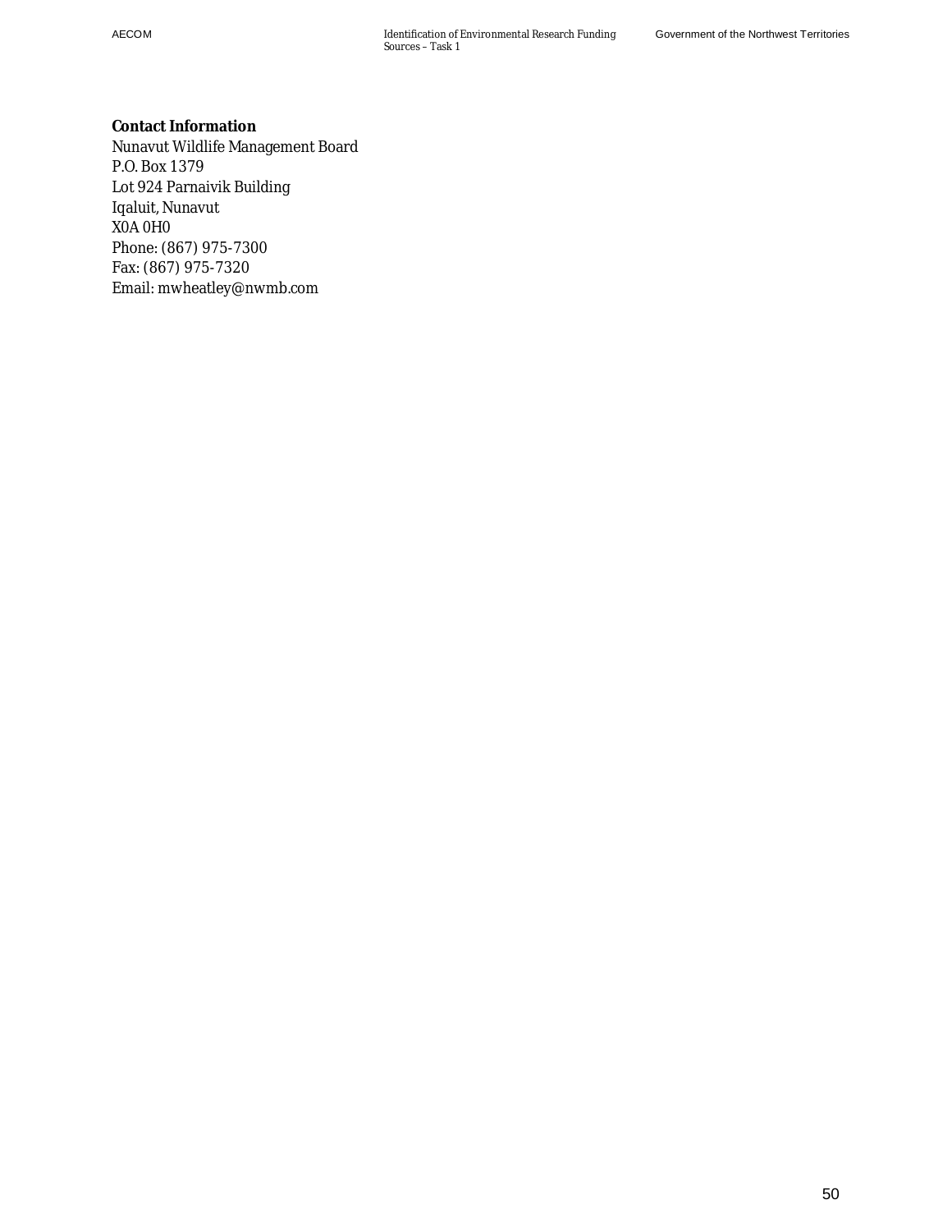**Contact Information**

Nunavut Wildlife Management Board
P.O. Box 1379
Lot 924 Parnaivik Building
Iqaluit, Nunavut
X0A 0H0
Phone: (867) 975-7300
Fax: (867) 975-7320
Email: mwheatley@nwmb.com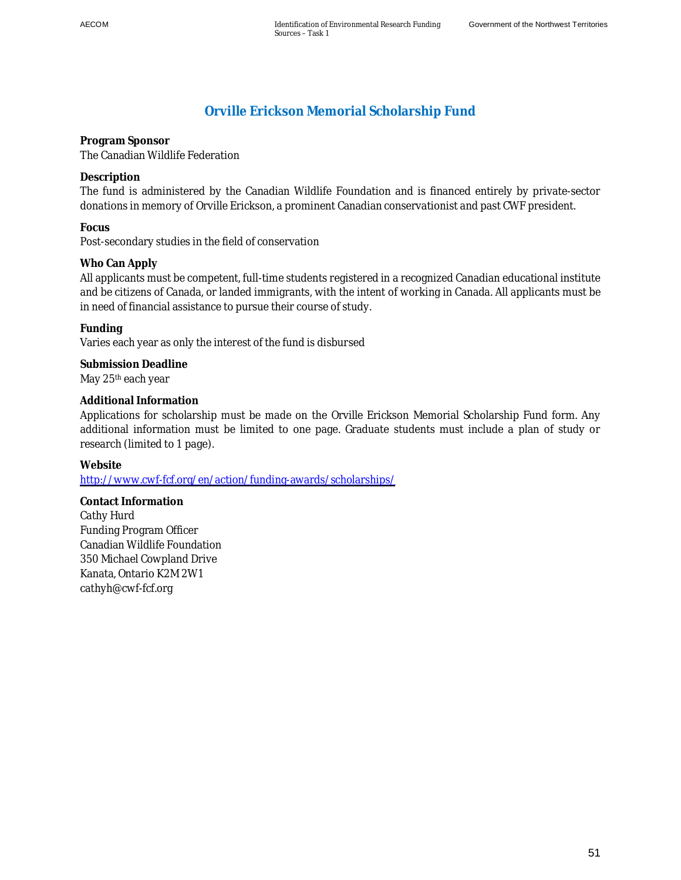# Orville Erickson Memorial Scholarship Fund

**Program Sponsor**

The Canadian Wildlife Federation

**Description**

The fund is administered by the Canadian Wildlife Foundation and is financed entirely by private-sector donations in memory of Orville Erickson, a prominent Canadian conservationist and past CWF president.

**Focus**

Post-secondary studies in the field of conservation

**Who Can Apply**

All applicants must be competent, full-time students registered in a recognized Canadian educational institute and be citizens of Canada, or landed immigrants, with the intent of working in Canada. All applicants must be in need of financial assistance to pursue their course of study.

**Funding**

Varies each year as only the interest of the fund is disbursed

**Submission Deadline**

May 25th each year

**Additional Information**

Applications for scholarship must be made on the Orville Erickson Memorial Scholarship Fund form. Any additional information must be limited to one page. Graduate students must include a plan of study or research (limited to 1 page).

**Website**

http://www.cwf-fcf.org/en/action/funding-awards/scholarships/

**Contact Information**

Cathy Hurd
Funding Program Officer
Canadian Wildlife Foundation
350 Michael Cowpland Drive
Kanata, Ontario K2M 2W1
cathyh@cwf-fcf.org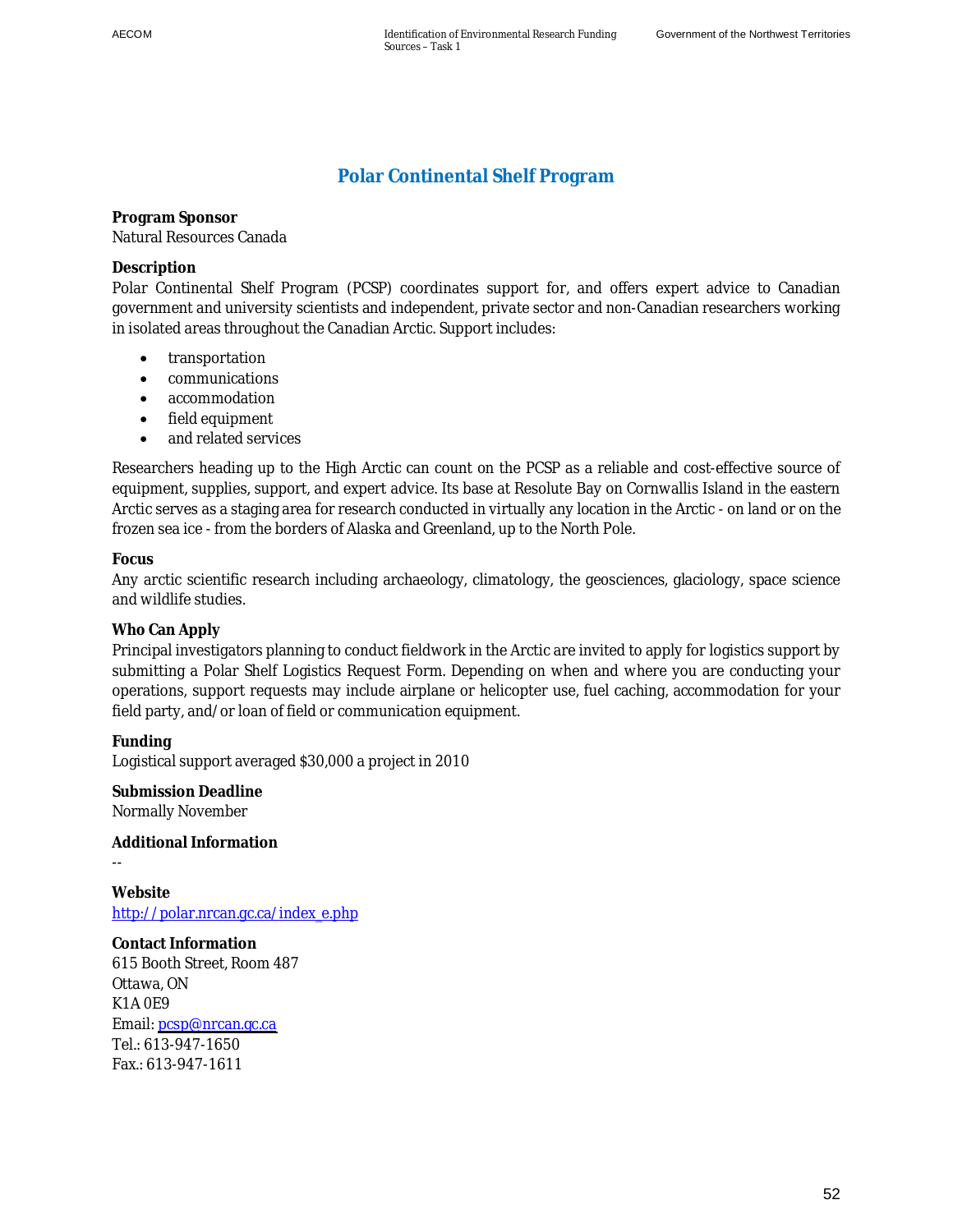# Polar Continental Shelf Program

**Program Sponsor**
Natural Resources Canada

**Description**
Polar Continental Shelf Program (PCSP) coordinates support for, and offers expert advice to Canadian government and university scientists and independent, private sector and non-Canadian researchers working in isolated areas throughout the Canadian Arctic. Support includes:

- transportation
- communications
- accommodation
- field equipment
- and related services

Researchers heading up to the High Arctic can count on the PCSP as a reliable and cost-effective source of equipment, supplies, support, and expert advice. Its base at Resolute Bay on Cornwallis Island in the eastern Arctic serves as a staging area for research conducted in virtually any location in the Arctic - on land or on the frozen sea ice - from the borders of Alaska and Greenland, up to the North Pole.

**Focus**
Any arctic scientific research including archaeology, climatology, the geosciences, glaciology, space science and wildlife studies.

**Who Can Apply**
Principal investigators planning to conduct fieldwork in the Arctic are invited to apply for logistics support by submitting a Polar Shelf Logistics Request Form. Depending on when and where you are conducting your operations, support requests may include airplane or helicopter use, fuel caching, accommodation for your field party, and/or loan of field or communication equipment.

**Funding**
Logistical support averaged $30,000 a project in 2010

**Submission Deadline**
Normally November

**Additional Information**
--

**Website**
http://polar.nrcan.gc.ca/index_e.php

**Contact Information**
615 Booth Street, Room 487
Ottawa, ON
K1A 0E9
Email: pcsp@nrcan.gc.ca
Tel.: 613-947-1650
Fax.: 613-947-1611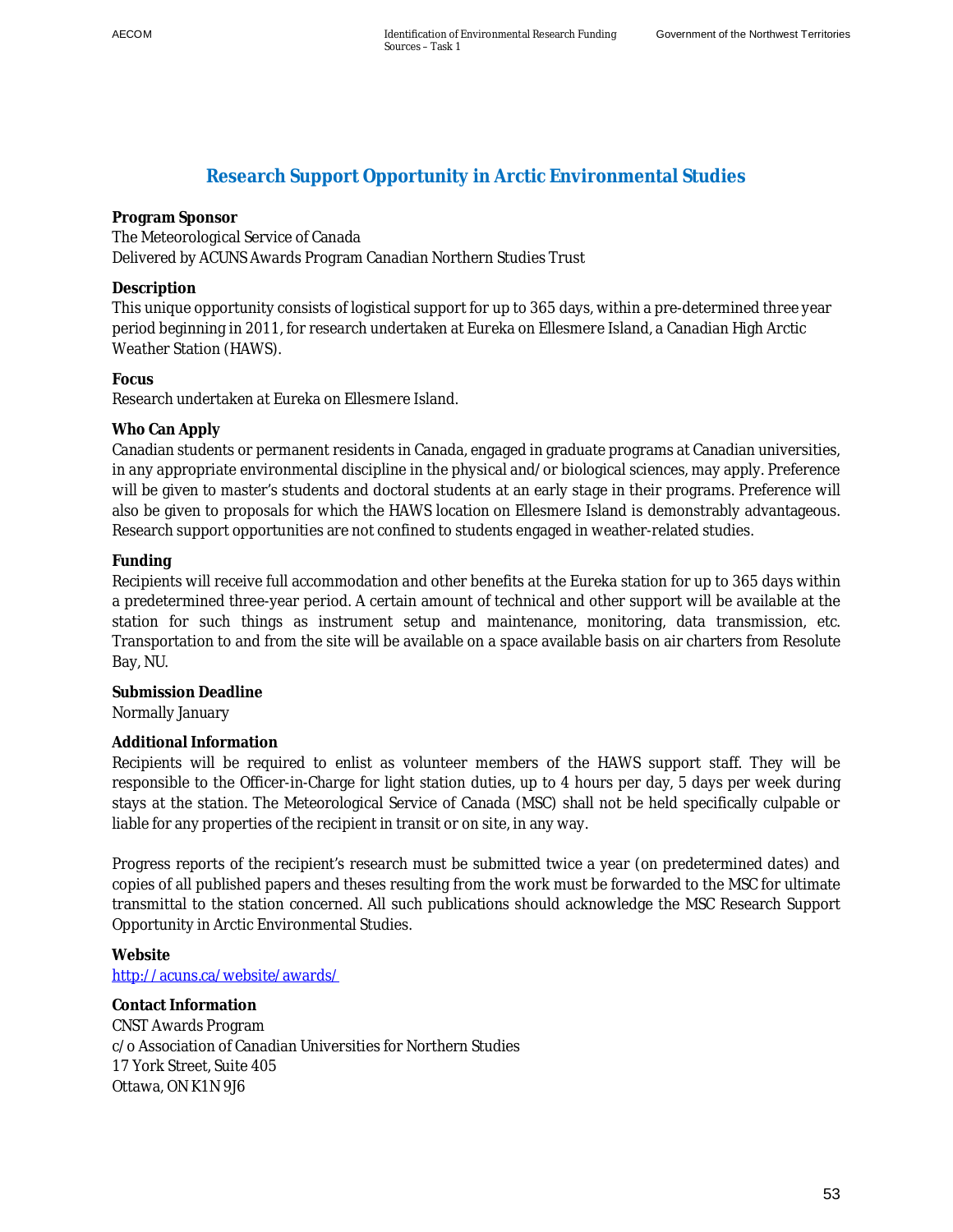## Research Support Opportunity in Arctic Environmental Studies

**Program Sponsor**

The Meteorological Service of Canada
Delivered by ACUNS Awards Program Canadian Northern Studies Trust

**Description**

This unique opportunity consists of logistical support for up to 365 days, within a pre-determined three year period beginning in 2011, for research undertaken at Eureka on Ellesmere Island, a Canadian High Arctic Weather Station (HAWS).

**Focus**

Research undertaken at Eureka on Ellesmere Island.

**Who Can Apply**

Canadian students or permanent residents in Canada, engaged in graduate programs at Canadian universities, in any appropriate environmental discipline in the physical and/or biological sciences, may apply. Preference will be given to master's students and doctoral students at an early stage in their programs. Preference will also be given to proposals for which the HAWS location on Ellesmere Island is demonstrably advantageous. Research support opportunities are not confined to students engaged in weather-related studies.

**Funding**

Recipients will receive full accommodation and other benefits at the Eureka station for up to 365 days within a predetermined three-year period. A certain amount of technical and other support will be available at the station for such things as instrument setup and maintenance, monitoring, data transmission, etc. Transportation to and from the site will be available on a space available basis on air charters from Resolute Bay, NU.

**Submission Deadline**

Normally January

**Additional Information**

Recipients will be required to enlist as volunteer members of the HAWS support staff. They will be responsible to the Officer-in-Charge for light station duties, up to 4 hours per day, 5 days per week during stays at the station. The Meteorological Service of Canada (MSC) shall not be held specifically culpable or liable for any properties of the recipient in transit or on site, in any way.

Progress reports of the recipient's research must be submitted twice a year (on predetermined dates) and copies of all published papers and theses resulting from the work must be forwarded to the MSC for ultimate transmittal to the station concerned. All such publications should acknowledge the MSC Research Support Opportunity in Arctic Environmental Studies.

**Website**

http://acuns.ca/website/awards/

**Contact Information**

CNST Awards Program
c/o Association of Canadian Universities for Northern Studies
17 York Street, Suite 405
Ottawa, ON K1N 9J6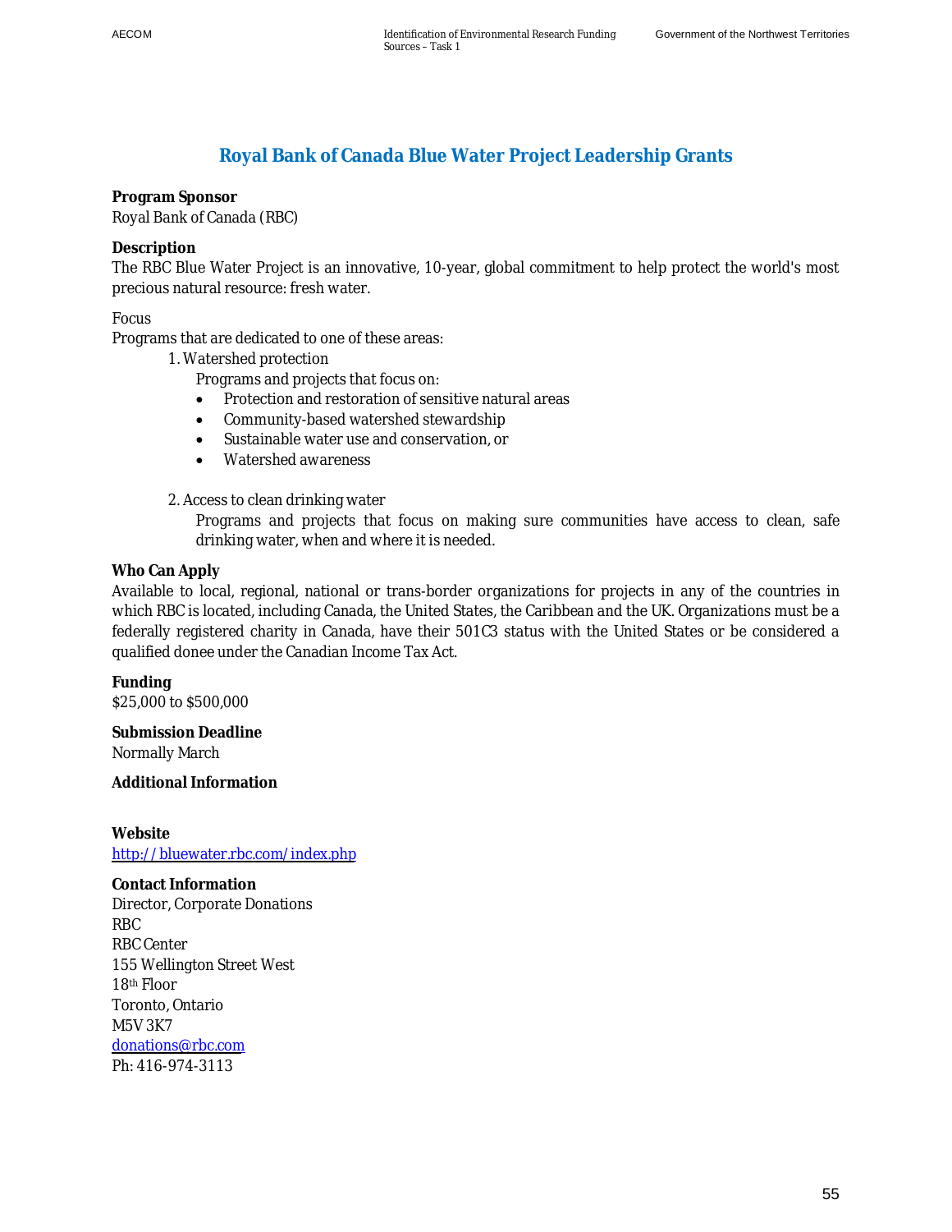# Royal Bank of Canada Blue Water Project Leadership Grants

**Program Sponsor**
Royal Bank of Canada (RBC)

**Description**
The RBC Blue Water Project is an innovative, 10-year, global commitment to help protect the world's most precious natural resource: fresh water.

Focus
Programs that are dedicated to one of these areas:

1. Watershed protection
   Programs and projects that focus on:
   - Protection and restoration of sensitive natural areas
   - Community-based watershed stewardship
   - Sustainable water use and conservation, or
   - Watershed awareness

2. Access to clean drinking water
   Programs and projects that focus on making sure communities have access to clean, safe drinking water, when and where it is needed.

**Who Can Apply**
Available to local, regional, national or trans-border organizations for projects in any of the countries in which RBC is located, including Canada, the United States, the Caribbean and the UK. Organizations must be a federally registered charity in Canada, have their 501C3 status with the United States or be considered a qualified donee under the Canadian Income Tax Act.

**Funding**
$25,000 to $500,000

**Submission Deadline**
Normally March

**Additional Information**

**Website**
http://bluewater.rbc.com/index.php

**Contact Information**
Director, Corporate Donations
RBC
RBC Center
155 Wellington Street West
18th Floor
Toronto, Ontario
M5V 3K7
donations@rbc.com
Ph: 416-974-3113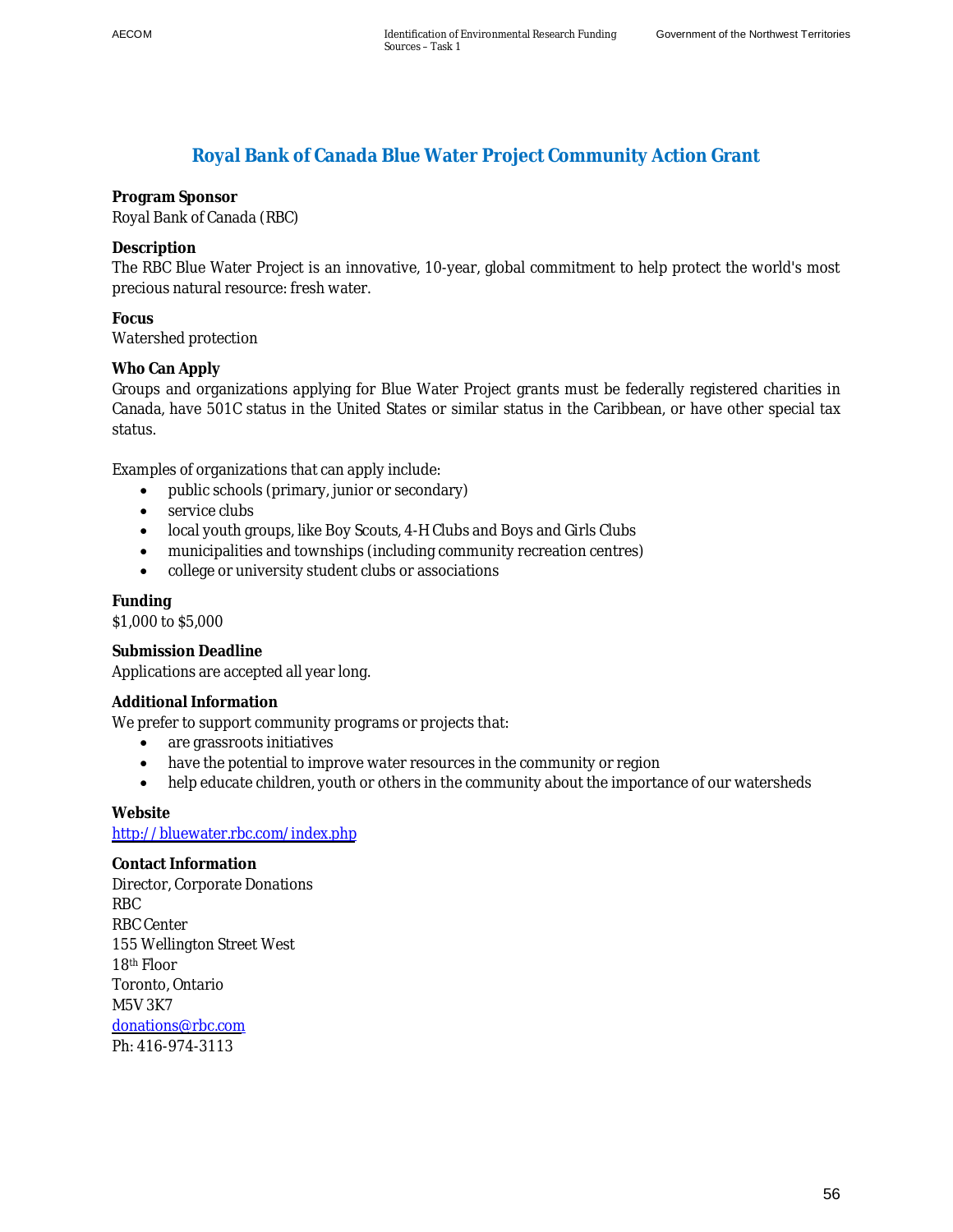## Royal Bank of Canada Blue Water Project Community Action Grant

**Program Sponsor**
Royal Bank of Canada (RBC)

**Description**
The RBC Blue Water Project is an innovative, 10-year, global commitment to help protect the world's most precious natural resource: fresh water.

**Focus**
Watershed protection

**Who Can Apply**
Groups and organizations applying for Blue Water Project grants must be federally registered charities in Canada, have 501C status in the United States or similar status in the Caribbean, or have other special tax status.

Examples of organizations that can apply include:

- public schools (primary, junior or secondary)
- service clubs
- local youth groups, like Boy Scouts, 4-H Clubs and Boys and Girls Clubs
- municipalities and townships (including community recreation centres)
- college or university student clubs or associations

**Funding**
$1,000 to $5,000

**Submission Deadline**
Applications are accepted all year long.

**Additional Information**
We prefer to support community programs or projects that:

- are grassroots initiatives
- have the potential to improve water resources in the community or region
- help educate children, youth or others in the community about the importance of our watersheds

**Website**
http://bluewater.rbc.com/index.php

**Contact Information**
Director, Corporate Donations
RBC
RBC Center
155 Wellington Street West
18th Floor
Toronto, Ontario
M5V 3K7
donations@rbc.com
Ph: 416-974-3113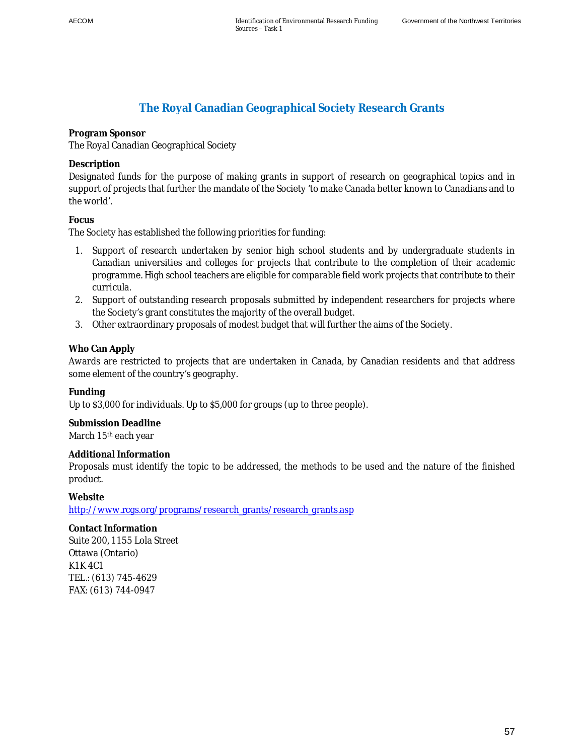# The Royal Canadian Geographical Society Research Grants

**Program Sponsor**
The Royal Canadian Geographical Society

**Description**
Designated funds for the purpose of making grants in support of research on geographical topics and in support of projects that further the mandate of the Society 'to make Canada better known to Canadians and to the world'.

**Focus**
The Society has established the following priorities for funding:

1. Support of research undertaken by senior high school students and by undergraduate students in Canadian universities and colleges for projects that contribute to the completion of their academic programme. High school teachers are eligible for comparable field work projects that contribute to their curricula.
2. Support of outstanding research proposals submitted by independent researchers for projects where the Society's grant constitutes the majority of the overall budget.
3. Other extraordinary proposals of modest budget that will further the aims of the Society.

**Who Can Apply**
Awards are restricted to projects that are undertaken in Canada, by Canadian residents and that address some element of the country's geography.

**Funding**
Up to $3,000 for individuals. Up to $5,000 for groups (up to three people).

**Submission Deadline**
March 15th each year

**Additional Information**
Proposals must identify the topic to be addressed, the methods to be used and the nature of the finished product.

**Website**
http://www.rcgs.org/programs/research_grants/research_grants.asp

**Contact Information**
Suite 200, 1155 Lola Street
Ottawa (Ontario)
K1K 4C1
TEL.: (613) 745-4629
FAX: (613) 744-0947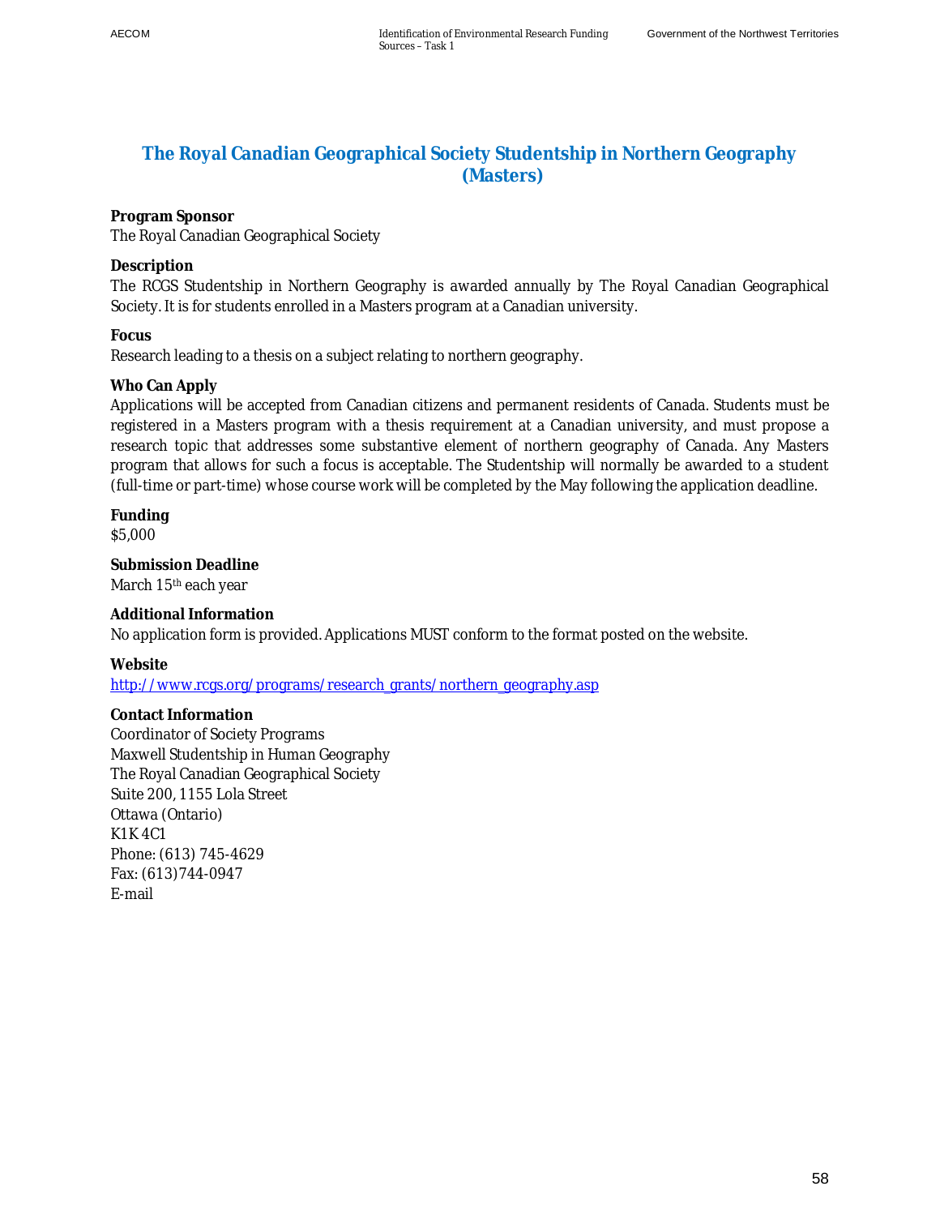# The Royal Canadian Geographical Society Studentship in Northern Geography (Masters)

**Program Sponsor**
The Royal Canadian Geographical Society

**Description**
The RCGS Studentship in Northern Geography is awarded annually by The Royal Canadian Geographical Society. It is for students enrolled in a Masters program at a Canadian university.

**Focus**
Research leading to a thesis on a subject relating to northern geography.

**Who Can Apply**
Applications will be accepted from Canadian citizens and permanent residents of Canada. Students must be registered in a Masters program with a thesis requirement at a Canadian university, and must propose a research topic that addresses some substantive element of northern geography of Canada. Any Masters program that allows for such a focus is acceptable. The Studentship will normally be awarded to a student (full-time or part-time) whose course work will be completed by the May following the application deadline.

**Funding**
$5,000

**Submission Deadline**
March 15th each year

**Additional Information**
No application form is provided. Applications MUST conform to the format posted on the website.

**Website**
http://www.rcgs.org/programs/research_grants/northern_geography.asp

**Contact Information**
Coordinator of Society Programs
Maxwell Studentship in Human Geography
The Royal Canadian Geographical Society
Suite 200, 1155 Lola Street
Ottawa (Ontario)
K1K 4C1
Phone: (613) 745-4629
Fax: (613)744-0947
E-mail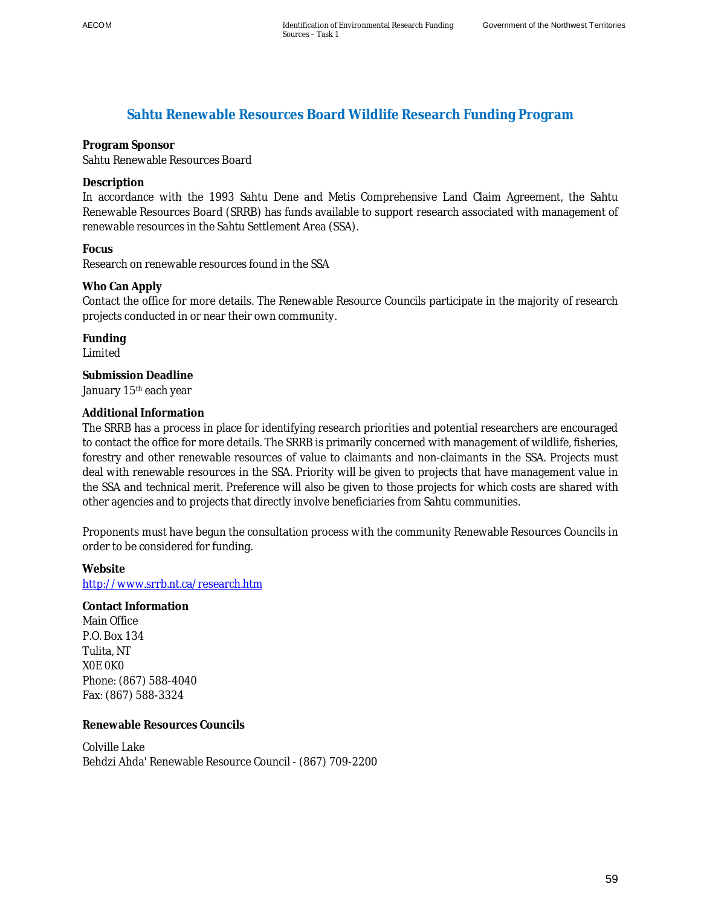## Sahtu Renewable Resources Board Wildlife Research Funding Program

**Program Sponsor**
Sahtu Renewable Resources Board

**Description**
In accordance with the 1993 Sahtu Dene and Metis Comprehensive Land Claim Agreement, the Sahtu Renewable Resources Board (SRRB) has funds available to support research associated with management of renewable resources in the Sahtu Settlement Area (SSA).

**Focus**
Research on renewable resources found in the SSA

**Who Can Apply**
Contact the office for more details. The Renewable Resource Councils participate in the majority of research projects conducted in or near their own community.

**Funding**
Limited

**Submission Deadline**
January 15th each year

**Additional Information**
The SRRB has a process in place for identifying research priorities and potential researchers are encouraged to contact the office for more details. The SRRB is primarily concerned with management of wildlife, fisheries, forestry and other renewable resources of value to claimants and non-claimants in the SSA. Projects must deal with renewable resources in the SSA. Priority will be given to projects that have management value in the SSA and technical merit. Preference will also be given to those projects for which costs are shared with other agencies and to projects that directly involve beneficiaries from Sahtu communities.

Proponents must have begun the consultation process with the community Renewable Resources Councils in order to be considered for funding.

**Website**
http://www.srrb.nt.ca/research.htm

**Contact Information**
Main Office
P.O. Box 134
Tulita, NT
X0E 0K0
Phone: (867) 588-4040
Fax: (867) 588-3324

**Renewable Resources Councils**

Colville Lake
Behdzi Ahda' Renewable Resource Council - (867) 709-2200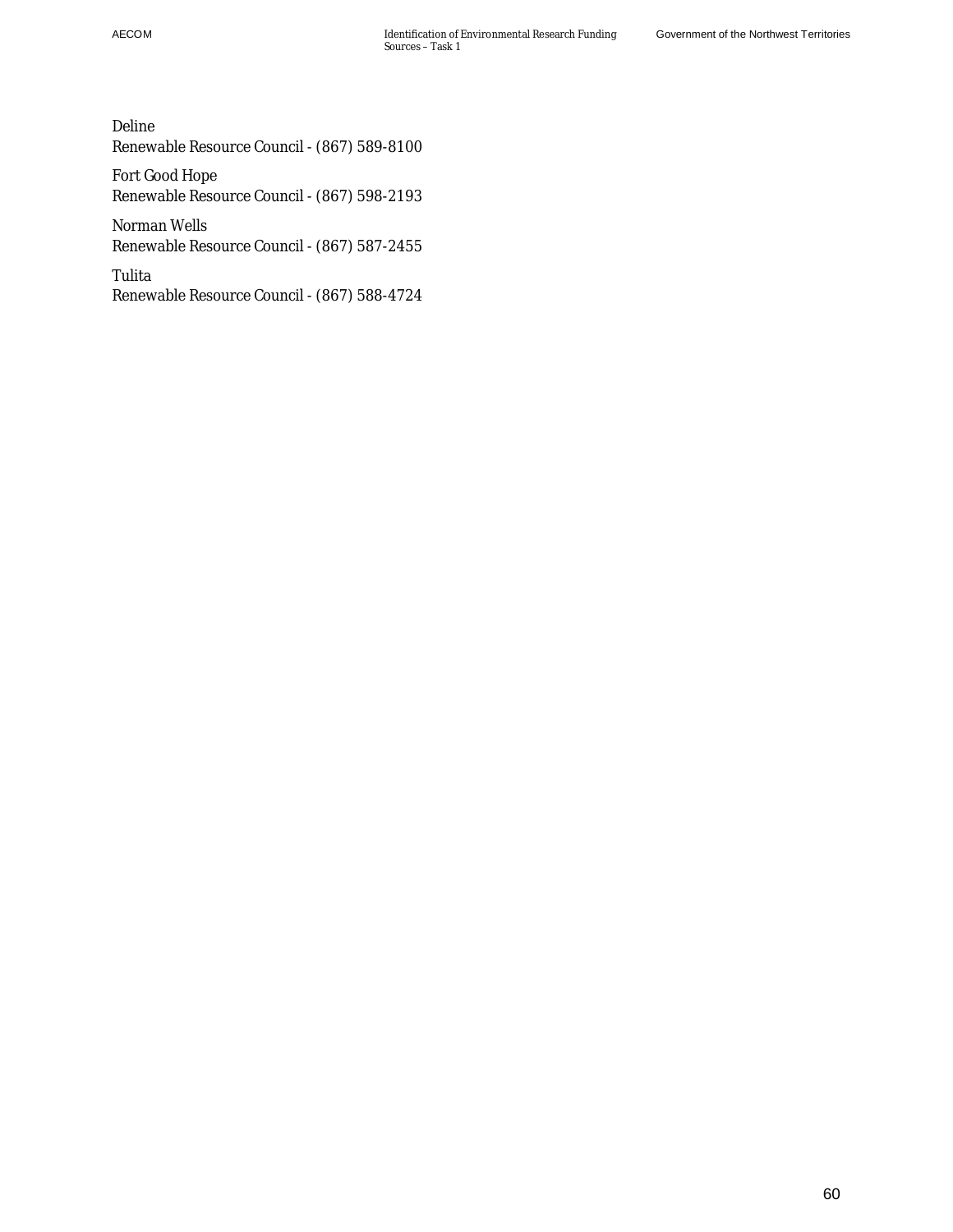Deline
Renewable Resource Council - (867) 589-8100

Fort Good Hope
Renewable Resource Council - (867) 598-2193

Norman Wells
Renewable Resource Council - (867) 587-2455

Tulita
Renewable Resource Council - (867) 588-4724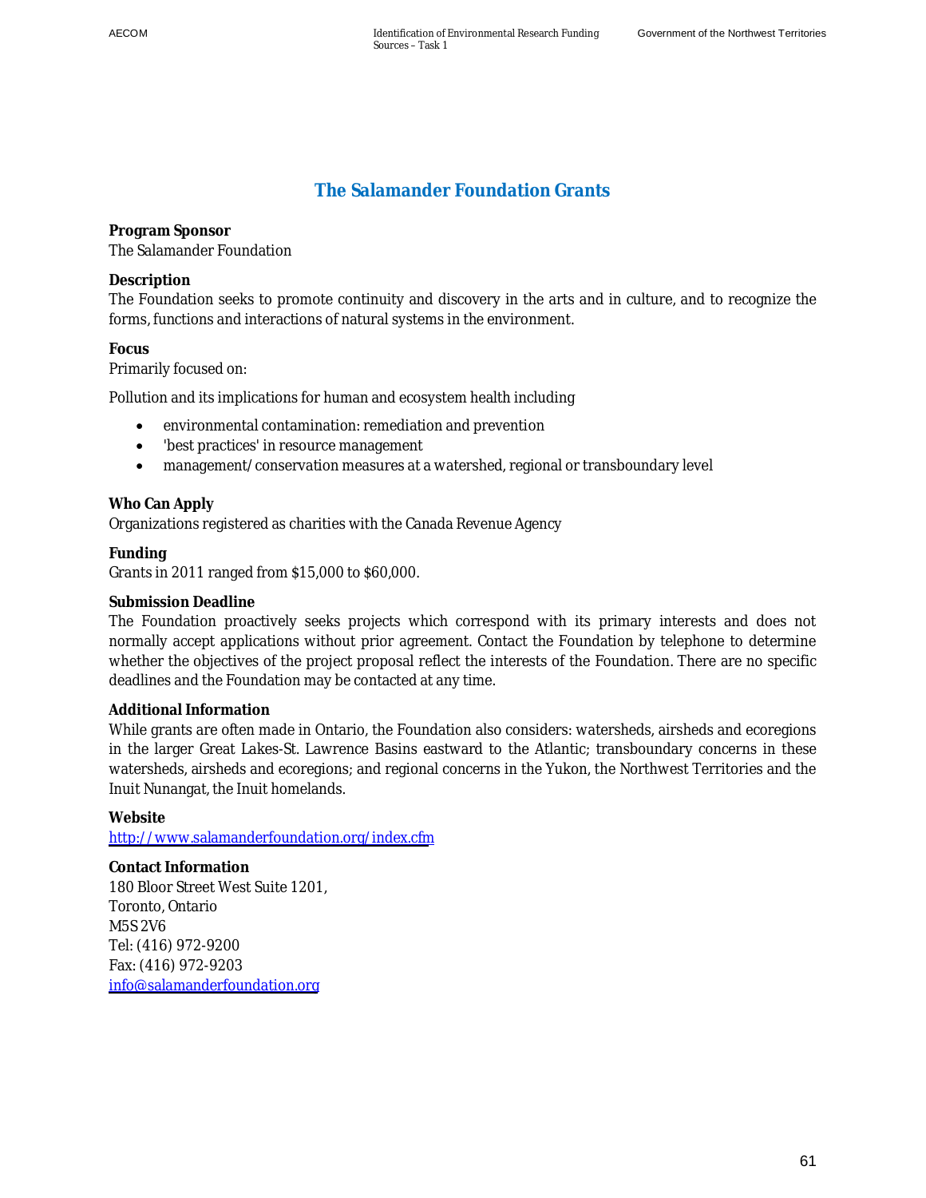## The Salamander Foundation Grants

**Program Sponsor**
The Salamander Foundation

**Description**
The Foundation seeks to promote continuity and discovery in the arts and in culture, and to recognize the forms, functions and interactions of natural systems in the environment.

**Focus**
Primarily focused on:

Pollution and its implications for human and ecosystem health including

- environmental contamination: remediation and prevention
- 'best practices' in resource management
- management/conservation measures at a watershed, regional or transboundary level

**Who Can Apply**
Organizations registered as charities with the Canada Revenue Agency

**Funding**
Grants in 2011 ranged from $15,000 to $60,000.

**Submission Deadline**
The Foundation proactively seeks projects which correspond with its primary interests and does not normally accept applications without prior agreement. Contact the Foundation by telephone to determine whether the objectives of the project proposal reflect the interests of the Foundation. There are no specific deadlines and the Foundation may be contacted at any time.

**Additional Information**
While grants are often made in Ontario, the Foundation also considers: watersheds, airsheds and ecoregions in the larger Great Lakes-St. Lawrence Basins eastward to the Atlantic; transboundary concerns in these watersheds, airsheds and ecoregions; and regional concerns in the Yukon, the Northwest Territories and the Inuit Nunangat, the Inuit homelands.

**Website**
http://www.salamanderfoundation.org/index.cfm

**Contact Information**
180 Bloor Street West Suite 1201,
Toronto, Ontario
M5S 2V6
Tel: (416) 972-9200
Fax: (416) 972-9203
info@salamanderfoundation.org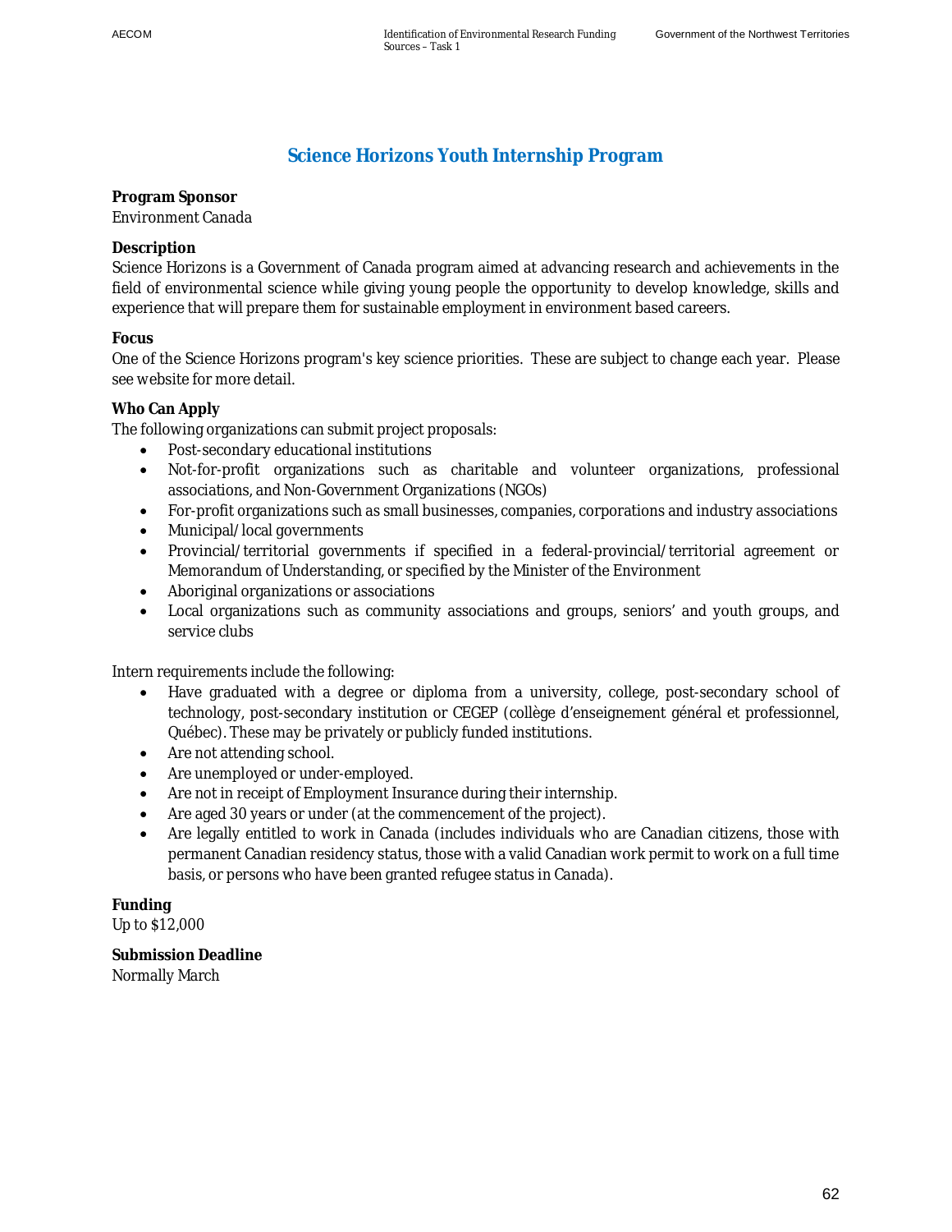## Science Horizons Youth Internship Program

**Program Sponsor**
Environment Canada

**Description**
Science Horizons is a Government of Canada program aimed at advancing research and achievements in the field of environmental science while giving young people the opportunity to develop knowledge, skills and experience that will prepare them for sustainable employment in environment based careers.

**Focus**
One of the Science Horizons program's key science priorities. These are subject to change each year. Please see website for more detail.

**Who Can Apply**
The following organizations can submit project proposals:

- Post-secondary educational institutions
- Not-for-profit organizations such as charitable and volunteer organizations, professional associations, and Non-Government Organizations (NGOs)
- For-profit organizations such as small businesses, companies, corporations and industry associations
- Municipal/local governments
- Provincial/territorial governments if specified in a federal-provincial/territorial agreement or Memorandum of Understanding, or specified by the Minister of the Environment
- Aboriginal organizations or associations
- Local organizations such as community associations and groups, seniors' and youth groups, and service clubs

Intern requirements include the following:

- Have graduated with a degree or diploma from a university, college, post-secondary school of technology, post-secondary institution or CEGEP (collège d'enseignement général et professionnel, Québec). These may be privately or publicly funded institutions.
- Are not attending school.
- Are unemployed or under-employed.
- Are not in receipt of Employment Insurance during their internship.
- Are aged 30 years or under (at the commencement of the project).
- Are legally entitled to work in Canada (includes individuals who are Canadian citizens, those with permanent Canadian residency status, those with a valid Canadian work permit to work on a full time basis, or persons who have been granted refugee status in Canada).

**Funding**
Up to $12,000

**Submission Deadline**
Normally March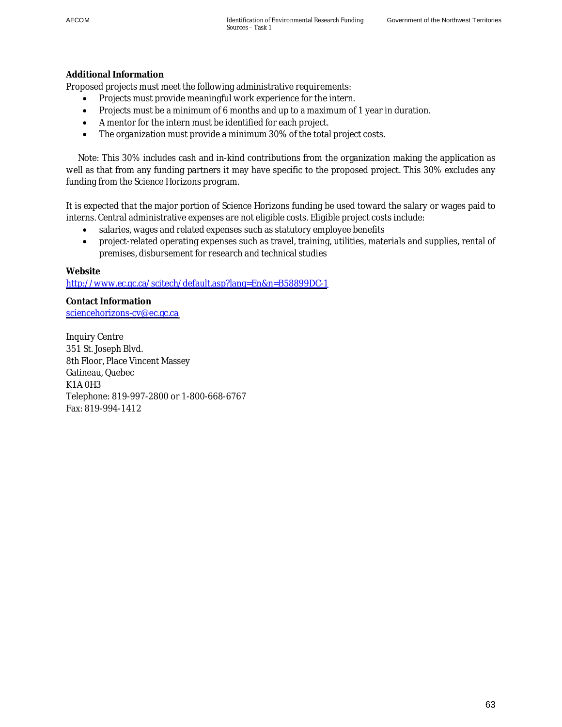**Additional Information**

Proposed projects must meet the following administrative requirements:

- Projects must provide meaningful work experience for the intern.
- Projects must be a minimum of 6 months and up to a maximum of 1 year in duration.
- A mentor for the intern must be identified for each project.
- The organization must provide a minimum 30% of the total project costs.

Note: This 30% includes cash and in-kind contributions from the organization making the application as well as that from any funding partners it may have specific to the proposed project. This 30% excludes any funding from the Science Horizons program.

It is expected that the major portion of Science Horizons funding be used toward the salary or wages paid to interns. Central administrative expenses are not eligible costs. Eligible project costs include:

- salaries, wages and related expenses such as statutory employee benefits
- project-related operating expenses such as travel, training, utilities, materials and supplies, rental of premises, disbursement for research and technical studies

**Website**

http://www.ec.gc.ca/scitech/default.asp?lang=En&n=B58899DC-1

**Contact Information**

sciencehorizons-cv@ec.gc.ca

Inquiry Centre
351 St. Joseph Blvd.
8th Floor, Place Vincent Massey
Gatineau, Quebec
K1A 0H3
Telephone: 819-997-2800 or 1-800-668-6767
Fax: 819-994-1412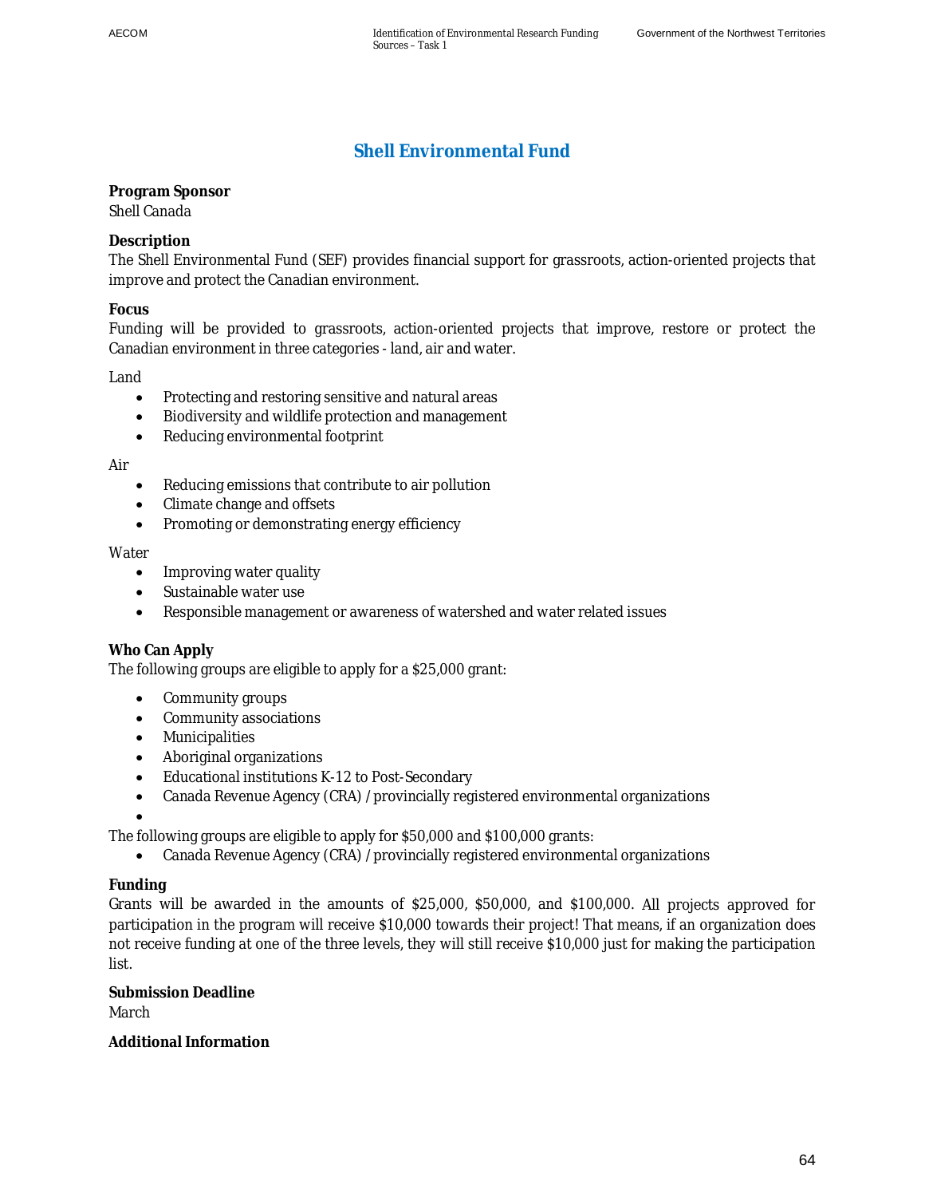# Shell Environmental Fund

**Program Sponsor**
Shell Canada

**Description**
The Shell Environmental Fund (SEF) provides financial support for grassroots, action-oriented projects that improve and protect the Canadian environment.

**Focus**
Funding will be provided to grassroots, action-oriented projects that improve, restore or protect the Canadian environment in three categories - land, air and water.

Land

- Protecting and restoring sensitive and natural areas
- Biodiversity and wildlife protection and management
- Reducing environmental footprint

Air

- Reducing emissions that contribute to air pollution
- Climate change and offsets
- Promoting or demonstrating energy efficiency

Water

- Improving water quality
- Sustainable water use
- Responsible management or awareness of watershed and water related issues

**Who Can Apply**
The following groups are eligible to apply for a $25,000 grant:

- Community groups
- Community associations
- Municipalities
- Aboriginal organizations
- Educational institutions K-12 to Post-Secondary
- Canada Revenue Agency (CRA) / provincially registered environmental organizations

The following groups are eligible to apply for $50,000 and $100,000 grants:

- Canada Revenue Agency (CRA) / provincially registered environmental organizations

**Funding**
Grants will be awarded in the amounts of $25,000, $50,000, and $100,000. All projects approved for participation in the program will receive $10,000 towards their project! That means, if an organization does not receive funding at one of the three levels, they will still receive $10,000 just for making the participation list.

**Submission Deadline**
March

**Additional Information**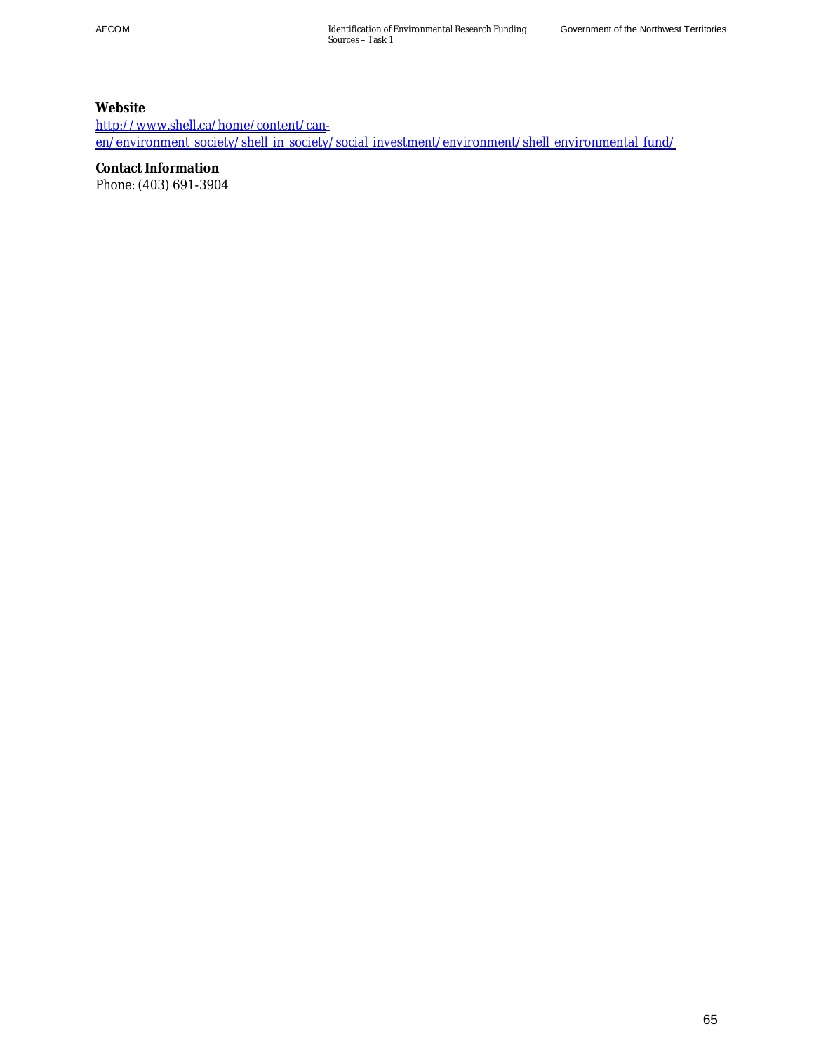**Website**

http://www.shell.ca/home/content/can-en/environment_society/shell_in_society/social_investment/environment/shell_environmental_fund/

**Contact Information**

Phone: (403) 691-3904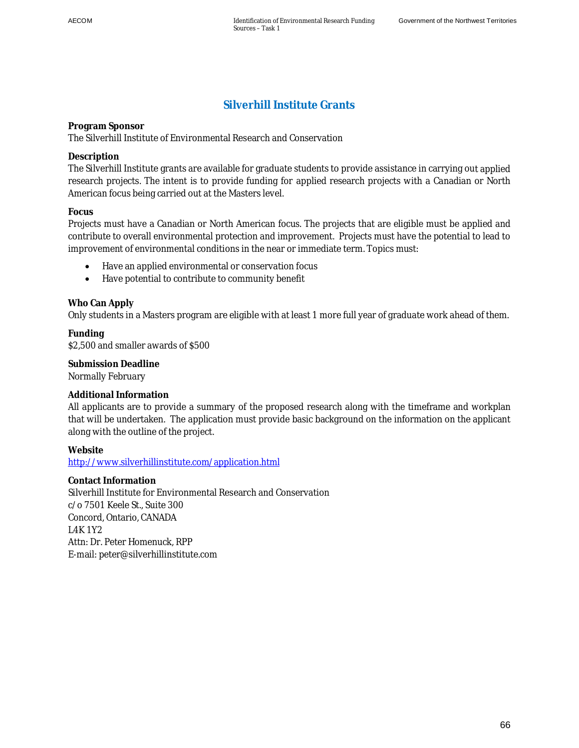# Silverhill Institute Grants

**Program Sponsor**
The Silverhill Institute of Environmental Research and Conservation

**Description**
The Silverhill Institute grants are available for graduate students to provide assistance in carrying out applied research projects. The intent is to provide funding for applied research projects with a Canadian or North American focus being carried out at the Masters level.

**Focus**
Projects must have a Canadian or North American focus. The projects that are eligible must be applied and contribute to overall environmental protection and improvement. Projects must have the potential to lead to improvement of environmental conditions in the near or immediate term. Topics must:

- Have an applied environmental or conservation focus
- Have potential to contribute to community benefit

**Who Can Apply**
Only students in a Masters program are eligible with at least 1 more full year of graduate work ahead of them.

**Funding**
$2,500 and smaller awards of $500

**Submission Deadline**
Normally February

**Additional Information**
All applicants are to provide a summary of the proposed research along with the timeframe and workplan that will be undertaken. The application must provide basic background on the information on the applicant along with the outline of the project.

**Website**
http://www.silverhillinstitute.com/application.html

**Contact Information**
Silverhill Institute for Environmental Research and Conservation
c/o 7501 Keele St., Suite 300
Concord, Ontario, CANADA
L4K 1Y2
Attn: Dr. Peter Homenuck, RPP
E-mail: peter@silverhillinstitute.com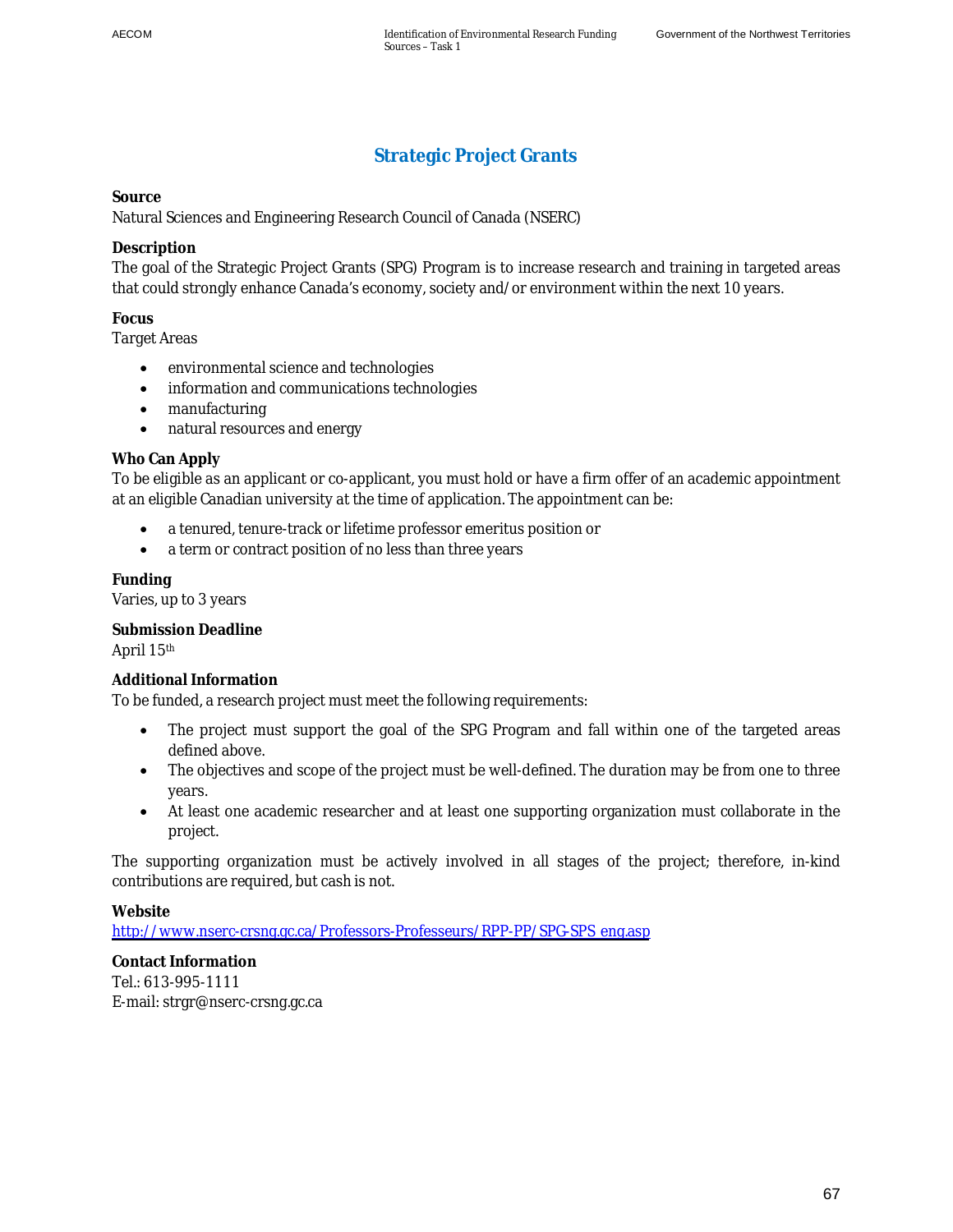# Strategic Project Grants

**Source**
Natural Sciences and Engineering Research Council of Canada (NSERC)

**Description**
The goal of the Strategic Project Grants (SPG) Program is to increase research and training in targeted areas that could strongly enhance Canada's economy, society and/or environment within the next 10 years.

**Focus**
Target Areas

- environmental science and technologies
- information and communications technologies
- manufacturing
- natural resources and energy

**Who Can Apply**
To be eligible as an applicant or co-applicant, you must hold or have a firm offer of an academic appointment at an eligible Canadian university at the time of application. The appointment can be:

- a tenured, tenure-track or lifetime professor emeritus position or
- a term or contract position of no less than three years

**Funding**
Varies, up to 3 years

**Submission Deadline**
April 15th

**Additional Information**
To be funded, a research project must meet the following requirements:

- The project must support the goal of the SPG Program and fall within one of the targeted areas defined above.
- The objectives and scope of the project must be well-defined. The duration may be from one to three years.
- At least one academic researcher and at least one supporting organization must collaborate in the project.

The supporting organization must be actively involved in all stages of the project; therefore, in-kind contributions are required, but cash is not.

**Website**
http://www.nserc-crsng.gc.ca/Professors-Professeurs/RPP-PP/SPG-SPS_eng.asp

**Contact Information**
Tel.: 613-995-1111
E-mail: strgr@nserc-crsng.gc.ca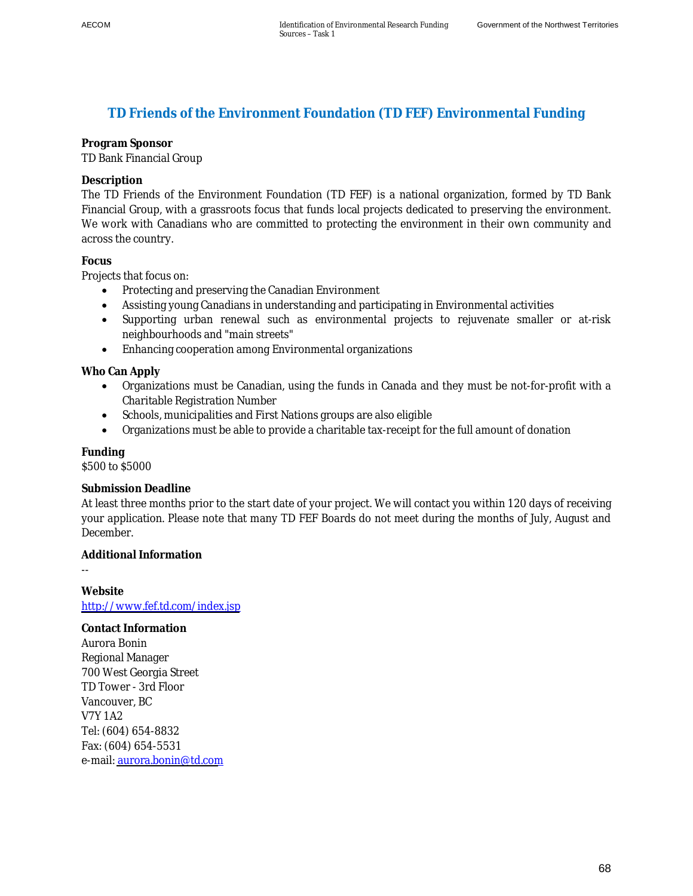## TD Friends of the Environment Foundation (TD FEF) Environmental Funding

**Program Sponsor**

TD Bank Financial Group

**Description**

The TD Friends of the Environment Foundation (TD FEF) is a national organization, formed by TD Bank Financial Group, with a grassroots focus that funds local projects dedicated to preserving the environment. We work with Canadians who are committed to protecting the environment in their own community and across the country.

**Focus**

Projects that focus on:

- Protecting and preserving the Canadian Environment
- Assisting young Canadians in understanding and participating in Environmental activities
- Supporting urban renewal such as environmental projects to rejuvenate smaller or at-risk neighbourhoods and "main streets"
- Enhancing cooperation among Environmental organizations

**Who Can Apply**

- Organizations must be Canadian, using the funds in Canada and they must be not-for-profit with a Charitable Registration Number
- Schools, municipalities and First Nations groups are also eligible
- Organizations must be able to provide a charitable tax-receipt for the full amount of donation

**Funding**

$500 to $5000

**Submission Deadline**

At least three months prior to the start date of your project. We will contact you within 120 days of receiving your application. Please note that many TD FEF Boards do not meet during the months of July, August and December.

**Additional Information**

--

**Website**

http://www.fef.td.com/index.jsp

**Contact Information**

Aurora Bonin
Regional Manager
700 West Georgia Street
TD Tower - 3rd Floor
Vancouver, BC
V7Y 1A2
Tel: (604) 654-8832
Fax: (604) 654-5531
e-mail: aurora.bonin@td.com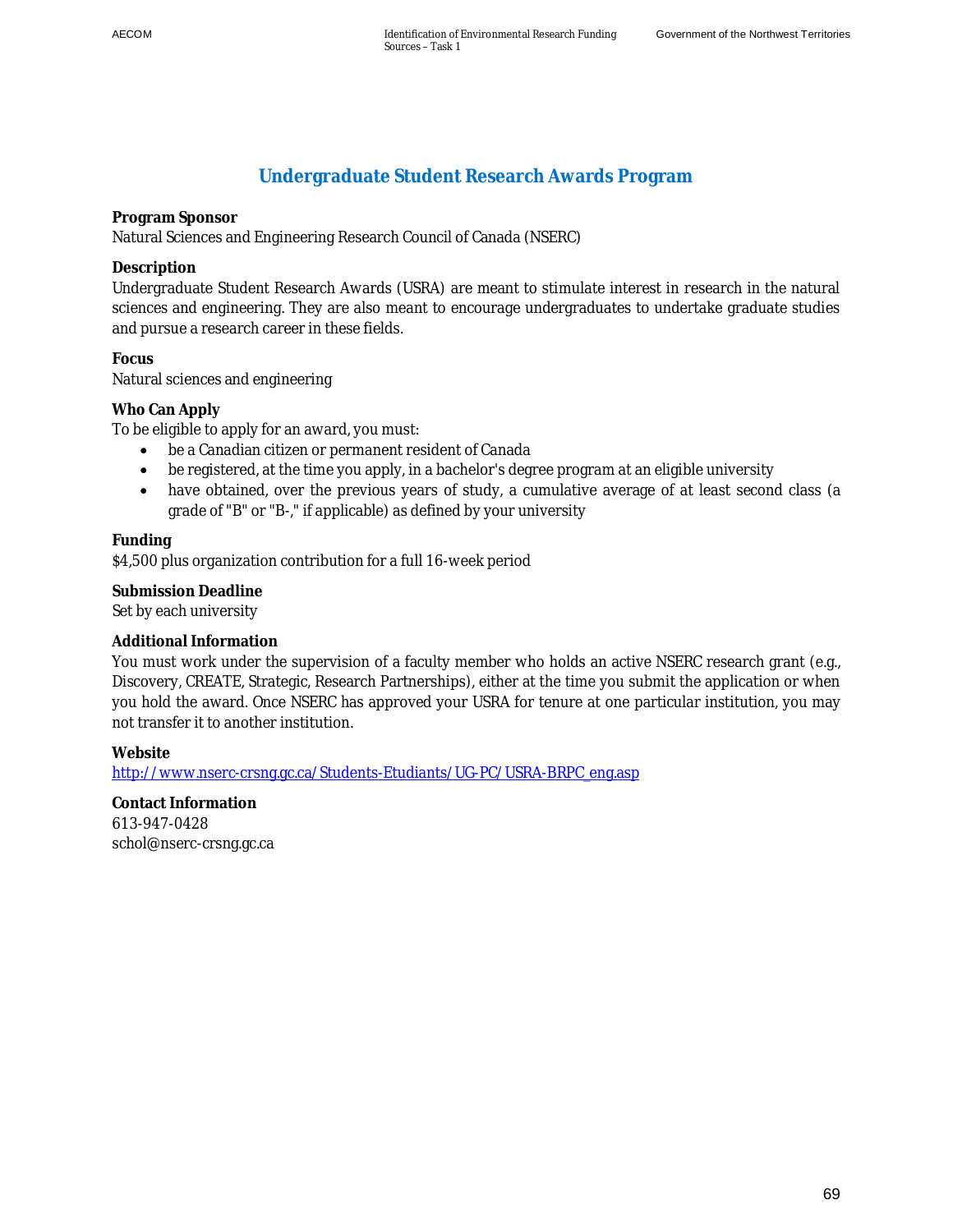## Undergraduate Student Research Awards Program

**Program Sponsor**
Natural Sciences and Engineering Research Council of Canada (NSERC)

**Description**
Undergraduate Student Research Awards (USRA) are meant to stimulate interest in research in the natural sciences and engineering. They are also meant to encourage undergraduates to undertake graduate studies and pursue a research career in these fields.

**Focus**
Natural sciences and engineering

**Who Can Apply**
To be eligible to apply for an award, you must:

- be a Canadian citizen or permanent resident of Canada
- be registered, at the time you apply, in a bachelor's degree program at an eligible university
- have obtained, over the previous years of study, a cumulative average of at least second class (a grade of "B" or "B-," if applicable) as defined by your university

**Funding**
$4,500 plus organization contribution for a full 16-week period

**Submission Deadline**
Set by each university

**Additional Information**
You must work under the supervision of a faculty member who holds an active NSERC research grant (e.g., Discovery, CREATE, Strategic, Research Partnerships), either at the time you submit the application or when you hold the award. Once NSERC has approved your USRA for tenure at one particular institution, you may not transfer it to another institution.

**Website**
[http://www.nserc-crsng.gc.ca/Students-Etudiants/UG-PC/USRA-BRPC_eng.asp](http://www.nserc-crsng.gc.ca/Students-Etudiants/UG-PC/USRA-BRPC_eng.asp)

**Contact Information**
613-947-0428
schol@nserc-crsng.gc.ca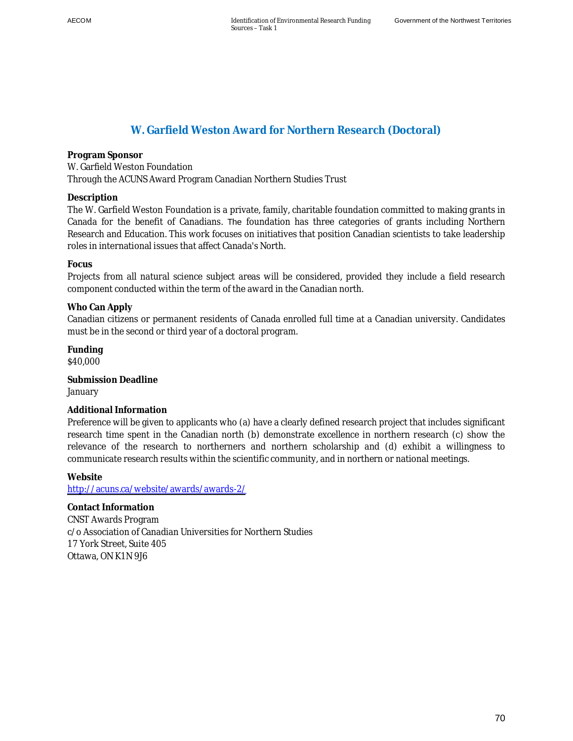# W. Garfield Weston Award for Northern Research (Doctoral)

**Program Sponsor**
W. Garfield Weston Foundation
Through the ACUNS Award Program Canadian Northern Studies Trust

**Description**
The W. Garfield Weston Foundation is a private, family, charitable foundation committed to making grants in Canada for the benefit of Canadians. The foundation has three categories of grants including Northern Research and Education. This work focuses on initiatives that position Canadian scientists to take leadership roles in international issues that affect Canada's North.

**Focus**
Projects from all natural science subject areas will be considered, provided they include a field research component conducted within the term of the award in the Canadian north.

**Who Can Apply**
Canadian citizens or permanent residents of Canada enrolled full time at a Canadian university. Candidates must be in the second or third year of a doctoral program.

**Funding**
$40,000

**Submission Deadline**
January

**Additional Information**
Preference will be given to applicants who (a) have a clearly defined research project that includes significant research time spent in the Canadian north (b) demonstrate excellence in northern research (c) show the relevance of the research to northerners and northern scholarship and (d) exhibit a willingness to communicate research results within the scientific community, and in northern or national meetings.

**Website**
[http://acuns.ca/website/awards/awards-2/](http://acuns.ca/website/awards/awards-2/)

**Contact Information**
CNST Awards Program
c/o Association of Canadian Universities for Northern Studies
17 York Street, Suite 405
Ottawa, ON K1N 9J6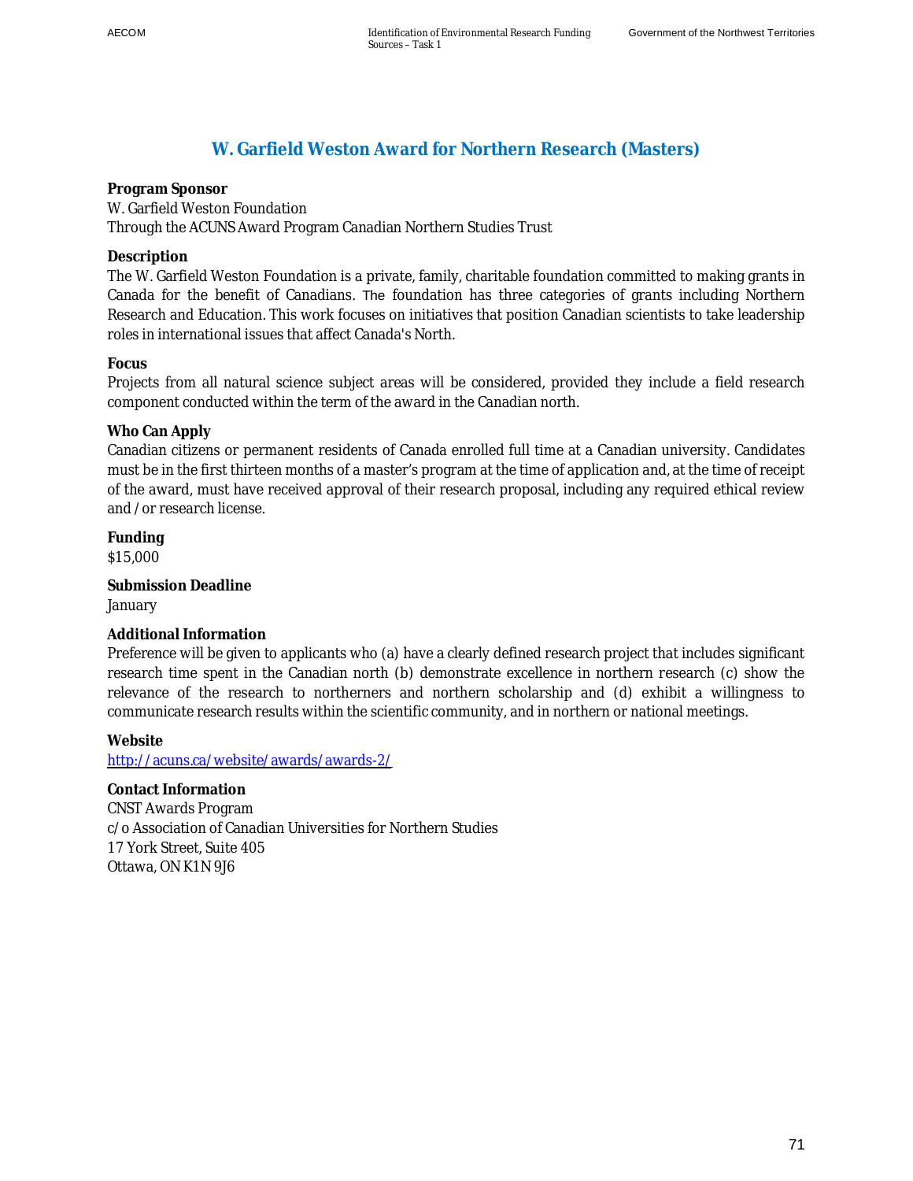## W. Garfield Weston Award for Northern Research (Masters)

**Program Sponsor**

W. Garfield Weston Foundation
Through the ACUNS Award Program Canadian Northern Studies Trust

**Description**

The W. Garfield Weston Foundation is a private, family, charitable foundation committed to making grants in Canada for the benefit of Canadians. The foundation has three categories of grants including Northern Research and Education. This work focuses on initiatives that position Canadian scientists to take leadership roles in international issues that affect Canada's North.

**Focus**

Projects from all natural science subject areas will be considered, provided they include a field research component conducted within the term of the award in the Canadian north.

**Who Can Apply**

Canadian citizens or permanent residents of Canada enrolled full time at a Canadian university. Candidates must be in the first thirteen months of a master's program at the time of application and, at the time of receipt of the award, must have received approval of their research proposal, including any required ethical review and /or research license.

**Funding**

$15,000

**Submission Deadline**

January

**Additional Information**

Preference will be given to applicants who (a) have a clearly defined research project that includes significant research time spent in the Canadian north (b) demonstrate excellence in northern research (c) show the relevance of the research to northerners and northern scholarship and (d) exhibit a willingness to communicate research results within the scientific community, and in northern or national meetings.

**Website**

http://acuns.ca/website/awards/awards-2/

**Contact Information**

CNST Awards Program
c/o Association of Canadian Universities for Northern Studies
17 York Street, Suite 405
Ottawa, ON K1N 9J6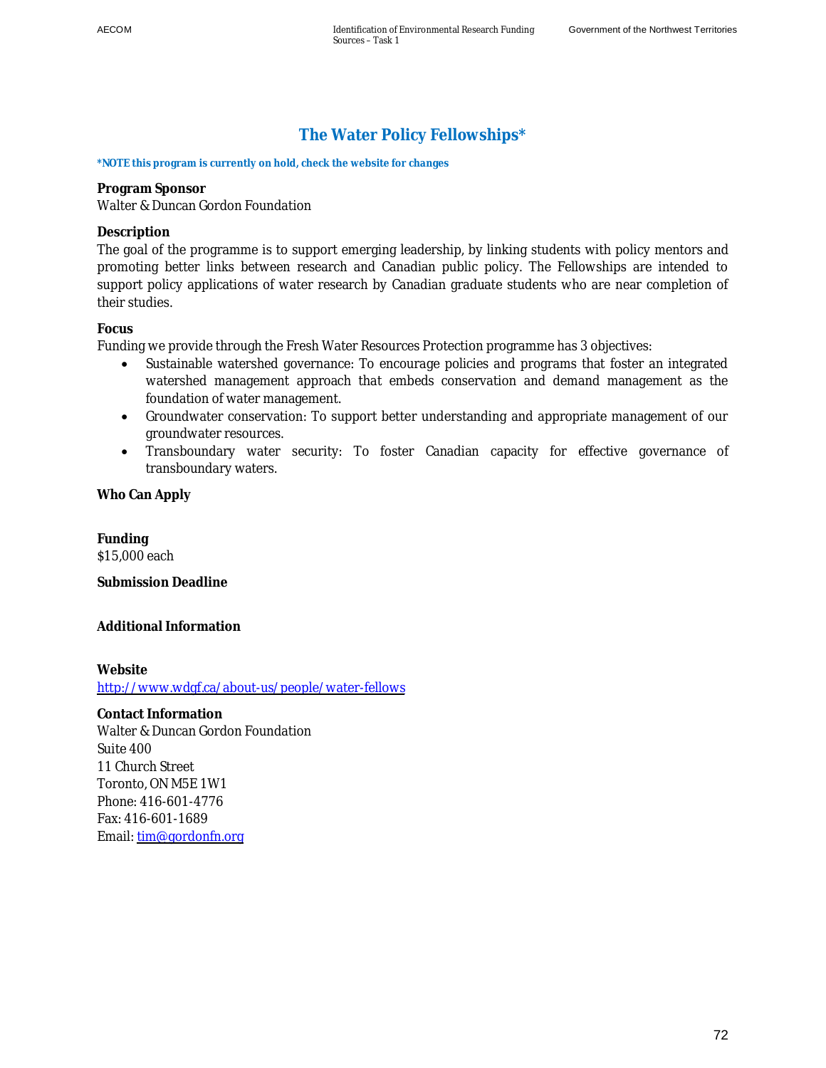## The Water Policy Fellowships*

***NOTE this program is currently on hold, check the website for changes**

**Program Sponsor**
Walter & Duncan Gordon Foundation

**Description**
The goal of the programme is to support emerging leadership, by linking students with policy mentors and promoting better links between research and Canadian public policy. The Fellowships are intended to support policy applications of water research by Canadian graduate students who are near completion of their studies.

**Focus**
Funding we provide through the Fresh Water Resources Protection programme has 3 objectives:

- Sustainable watershed governance: To encourage policies and programs that foster an integrated watershed management approach that embeds conservation and demand management as the foundation of water management.
- Groundwater conservation: To support better understanding and appropriate management of our groundwater resources.
- Transboundary water security: To foster Canadian capacity for effective governance of transboundary waters.

**Who Can Apply**

**Funding**
$15,000 each

**Submission Deadline**

**Additional Information**

**Website**
http://www.wdgf.ca/about-us/people/water-fellows

**Contact Information**
Walter & Duncan Gordon Foundation
Suite 400
11 Church Street
Toronto, ON M5E 1W1
Phone: 416-601-4776
Fax: 416-601-1689
Email: tim@gordonfn.org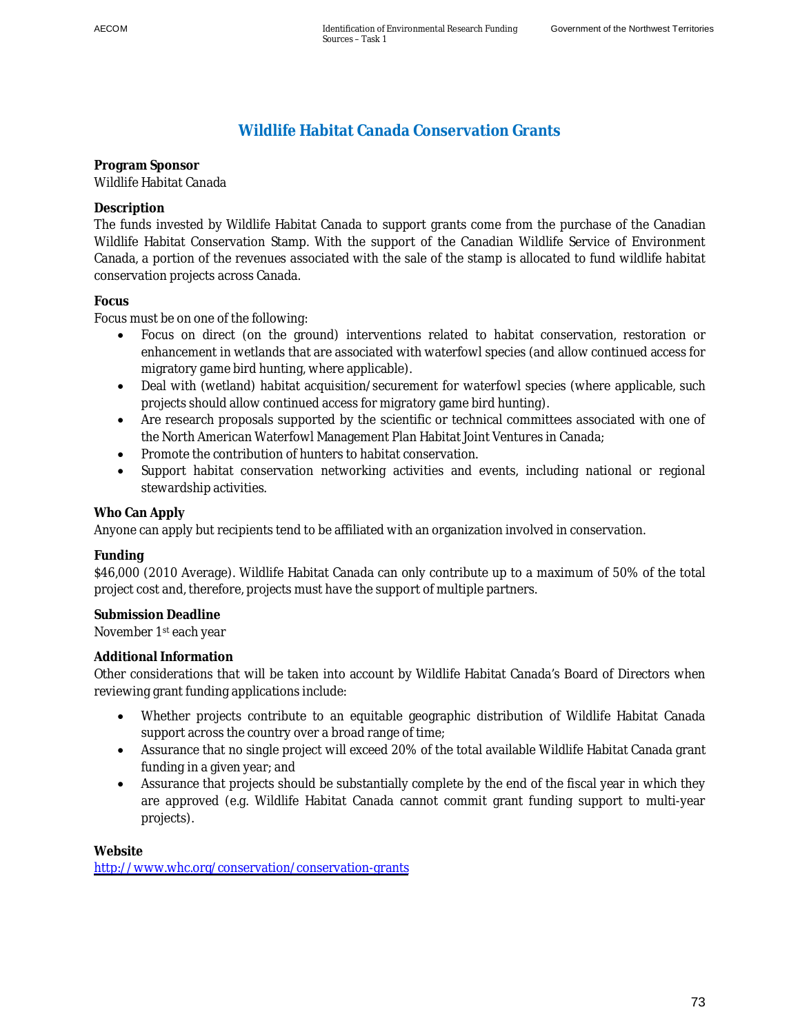# Wildlife Habitat Canada Conservation Grants

**Program Sponsor**
Wildlife Habitat Canada

**Description**
The funds invested by Wildlife Habitat Canada to support grants come from the purchase of the Canadian Wildlife Habitat Conservation Stamp. With the support of the Canadian Wildlife Service of Environment Canada, a portion of the revenues associated with the sale of the stamp is allocated to fund wildlife habitat conservation projects across Canada.

**Focus**
Focus must be on one of the following:

- Focus on direct (on the ground) interventions related to habitat conservation, restoration or enhancement in wetlands that are associated with waterfowl species (and allow continued access for migratory game bird hunting, where applicable).
- Deal with (wetland) habitat acquisition/securement for waterfowl species (where applicable, such projects should allow continued access for migratory game bird hunting).
- Are research proposals supported by the scientific or technical committees associated with one of the North American Waterfowl Management Plan Habitat Joint Ventures in Canada;
- Promote the contribution of hunters to habitat conservation.
- Support habitat conservation networking activities and events, including national or regional stewardship activities.

**Who Can Apply**
Anyone can apply but recipients tend to be affiliated with an organization involved in conservation.

**Funding**
$46,000 (2010 Average). Wildlife Habitat Canada can only contribute up to a maximum of 50% of the total project cost and, therefore, projects must have the support of multiple partners.

**Submission Deadline**
November 1st each year

**Additional Information**
Other considerations that will be taken into account by Wildlife Habitat Canada's Board of Directors when reviewing grant funding applications include:

- Whether projects contribute to an equitable geographic distribution of Wildlife Habitat Canada support across the country over a broad range of time;
- Assurance that no single project will exceed 20% of the total available Wildlife Habitat Canada grant funding in a given year; and
- Assurance that projects should be substantially complete by the end of the fiscal year in which they are approved (e.g. Wildlife Habitat Canada cannot commit grant funding support to multi-year projects).

**Website**
http://www.whc.org/conservation/conservation-grants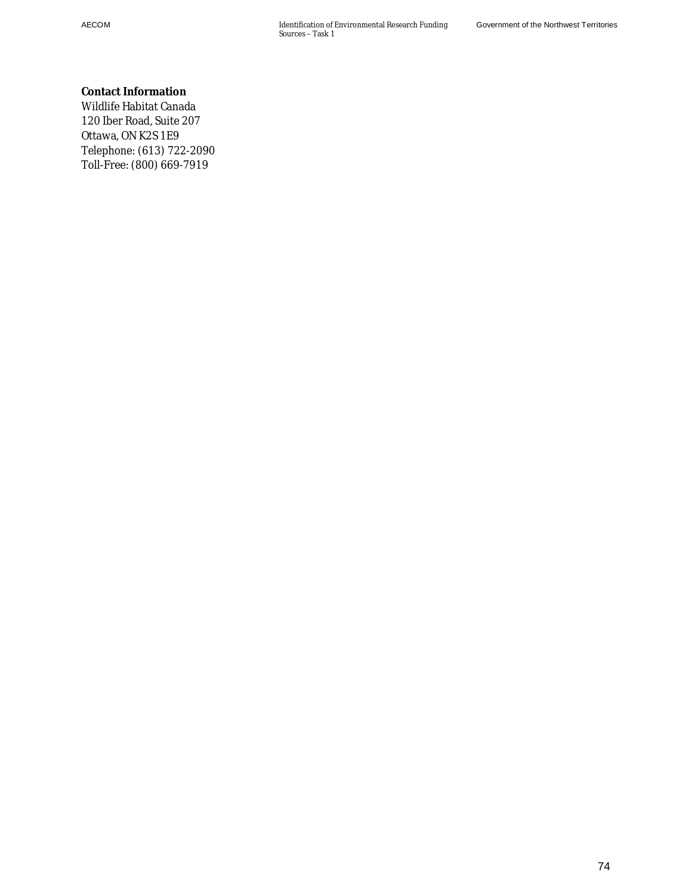**Contact Information**
Wildlife Habitat Canada
120 Iber Road, Suite 207
Ottawa, ON K2S 1E9
Telephone: (613) 722-2090
Toll-Free: (800) 669-7919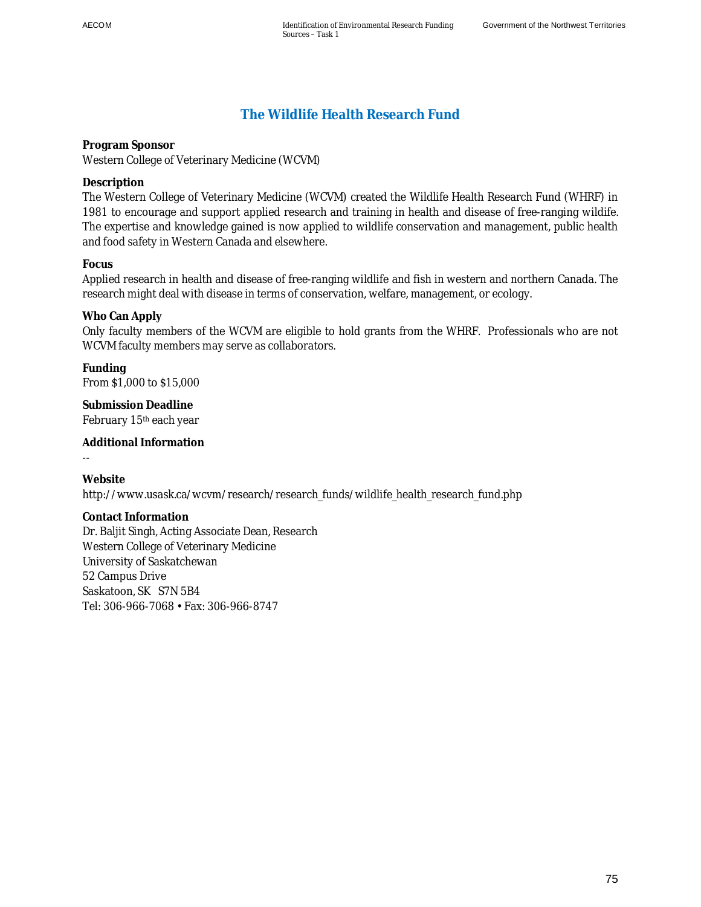# The Wildlife Health Research Fund

**Program Sponsor**

Western College of Veterinary Medicine (WCVM)

**Description**

The Western College of Veterinary Medicine (WCVM) created the Wildlife Health Research Fund (WHRF) in 1981 to encourage and support applied research and training in health and disease of free-ranging wildlife. The expertise and knowledge gained is now applied to wildlife conservation and management, public health and food safety in Western Canada and elsewhere.

**Focus**

Applied research in health and disease of free-ranging wildlife and fish in western and northern Canada. The research might deal with disease in terms of conservation, welfare, management, or ecology.

**Who Can Apply**

Only faculty members of the WCVM are eligible to hold grants from the WHRF. Professionals who are not WCVM faculty members may serve as collaborators.

**Funding**

From $1,000 to $15,000

**Submission Deadline**

February 15th each year

**Additional Information**

--

**Website**

http://www.usask.ca/wcvm/research/research_funds/wildlife_health_research_fund.php

**Contact Information**

Dr. Baljit Singh, Acting Associate Dean, Research
Western College of Veterinary Medicine
University of Saskatchewan
52 Campus Drive
Saskatoon, SK S7N 5B4
Tel: 306-966-7068 • Fax: 306-966-8747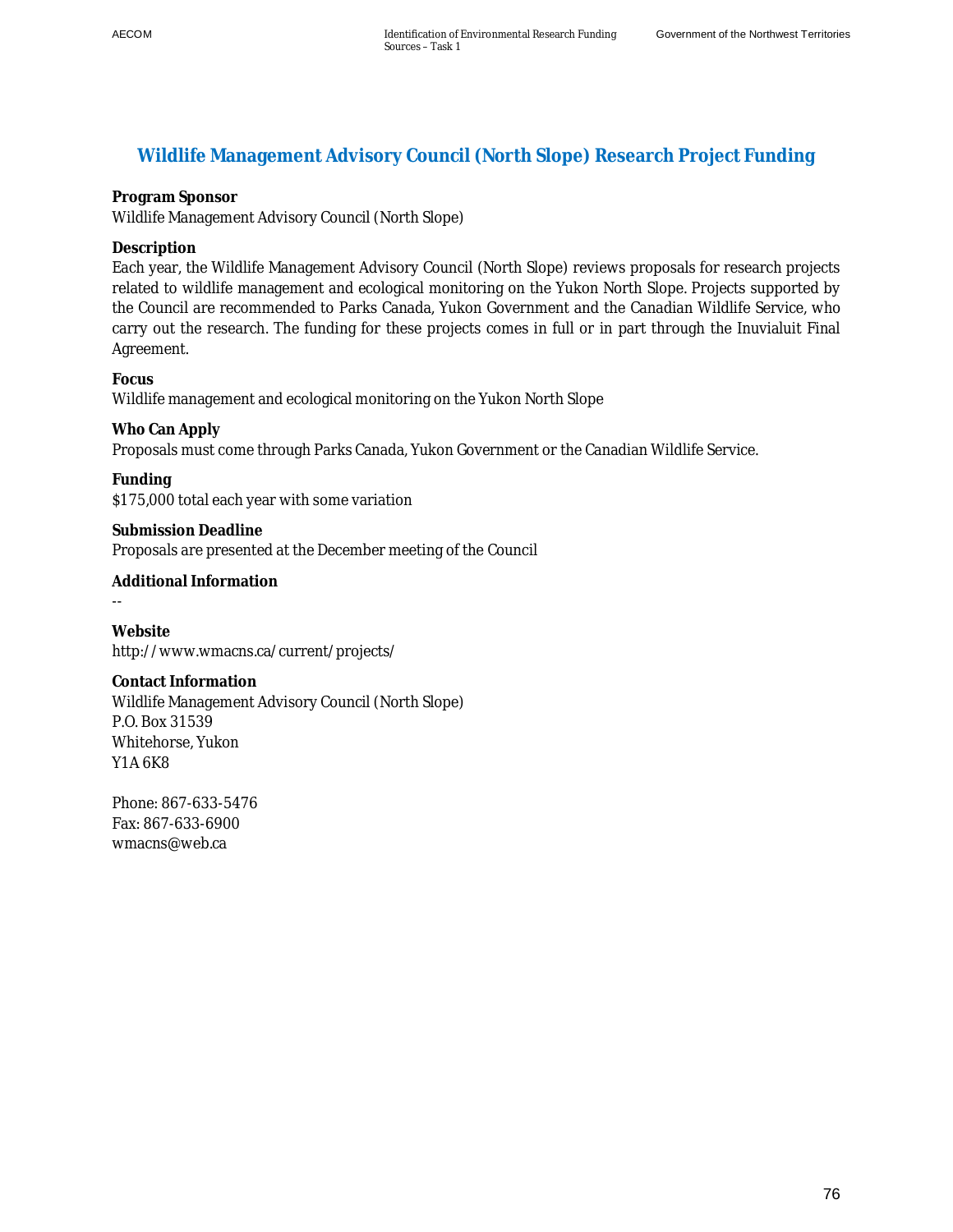# Wildlife Management Advisory Council (North Slope) Research Project Funding

**Program Sponsor**
Wildlife Management Advisory Council (North Slope)

**Description**
Each year, the Wildlife Management Advisory Council (North Slope) reviews proposals for research projects related to wildlife management and ecological monitoring on the Yukon North Slope. Projects supported by the Council are recommended to Parks Canada, Yukon Government and the Canadian Wildlife Service, who carry out the research. The funding for these projects comes in full or in part through the Inuvialuit Final Agreement.

**Focus**
Wildlife management and ecological monitoring on the Yukon North Slope

**Who Can Apply**
Proposals must come through Parks Canada, Yukon Government or the Canadian Wildlife Service.

**Funding**
$175,000 total each year with some variation

**Submission Deadline**
Proposals are presented at the December meeting of the Council

**Additional Information**
--

**Website**
http://www.wmacns.ca/current/projects/

**Contact Information**
Wildlife Management Advisory Council (North Slope)
P.O. Box 31539
Whitehorse, Yukon
Y1A 6K8

Phone: 867-633-5476
Fax: 867-633-6900
wmacns@web.ca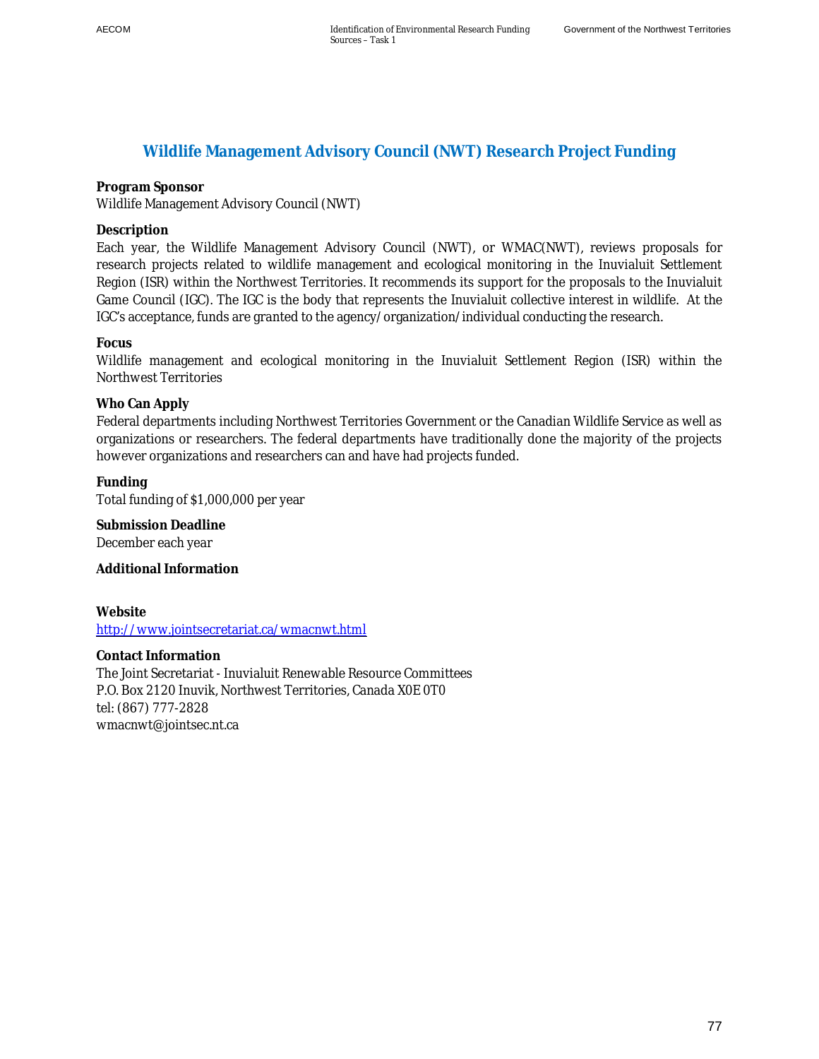## Wildlife Management Advisory Council (NWT) Research Project Funding

**Program Sponsor**
Wildlife Management Advisory Council (NWT)

**Description**
Each year, the Wildlife Management Advisory Council (NWT), or WMAC(NWT), reviews proposals for research projects related to wildlife management and ecological monitoring in the Inuvialuit Settlement Region (ISR) within the Northwest Territories. It recommends its support for the proposals to the Inuvialuit Game Council (IGC). The IGC is the body that represents the Inuvialuit collective interest in wildlife. At the IGC's acceptance, funds are granted to the agency/organization/individual conducting the research.

**Focus**
Wildlife management and ecological monitoring in the Inuvialuit Settlement Region (ISR) within the Northwest Territories

**Who Can Apply**
Federal departments including Northwest Territories Government or the Canadian Wildlife Service as well as organizations or researchers. The federal departments have traditionally done the majority of the projects however organizations and researchers can and have had projects funded.

**Funding**
Total funding of $1,000,000 per year

**Submission Deadline**
December each year

**Additional Information**

**Website**
http://www.jointsecretariat.ca/wmacnwt.html

**Contact Information**
The Joint Secretariat - Inuvialuit Renewable Resource Committees
P.O. Box 2120 Inuvik, Northwest Territories, Canada X0E 0T0
tel: (867) 777-2828
wmacnwt@jointsec.nt.ca